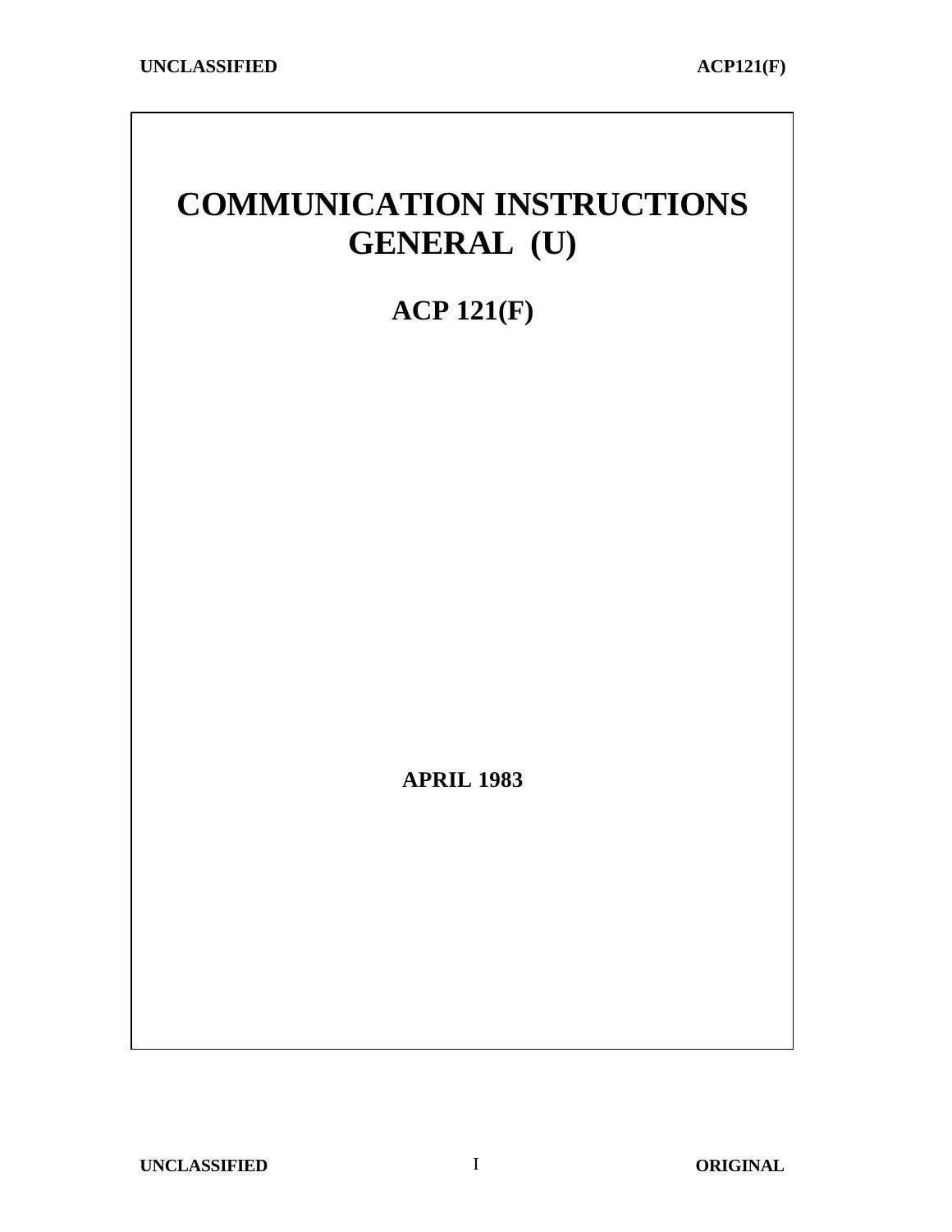# COMMUNICATION INSTRUCTIONS GENERAL (U)

## ACP 121(F)

**APRIL 1983**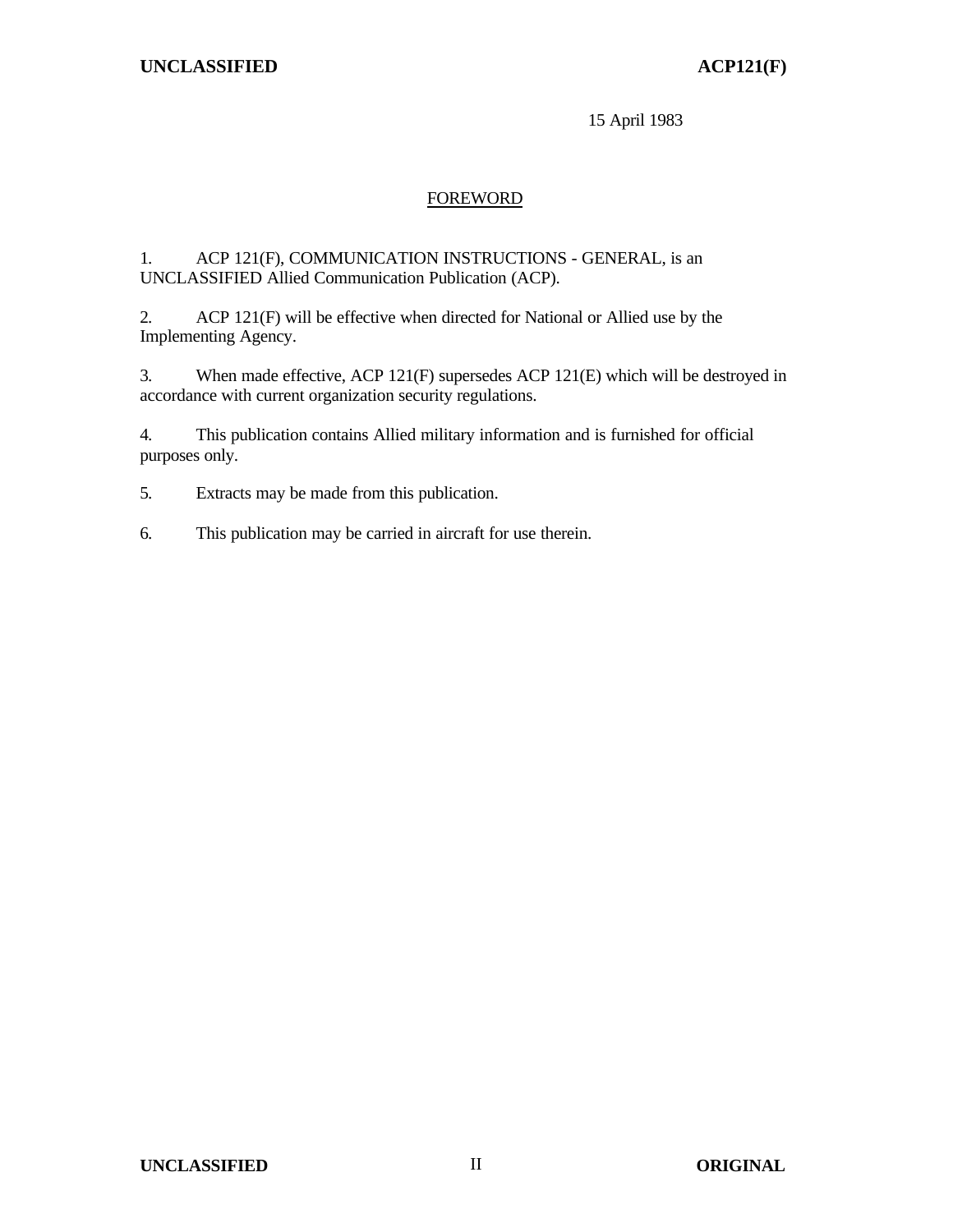15 April 1983

## FOREWORD

1. ACP 121(F), COMMUNICATION INSTRUCTIONS - GENERAL, is an UNCLASSIFIED Allied Communication Publication (ACP).

2. ACP 121(F) will be effective when directed for National or Allied use by the Implementing Agency.

3. When made effective, ACP 121(F) supersedes ACP 121(E) which will be destroyed in accordance with current organization security regulations.

4. This publication contains Allied military information and is furnished for official purposes only.

5. Extracts may be made from this publication.

6. This publication may be carried in aircraft for use therein.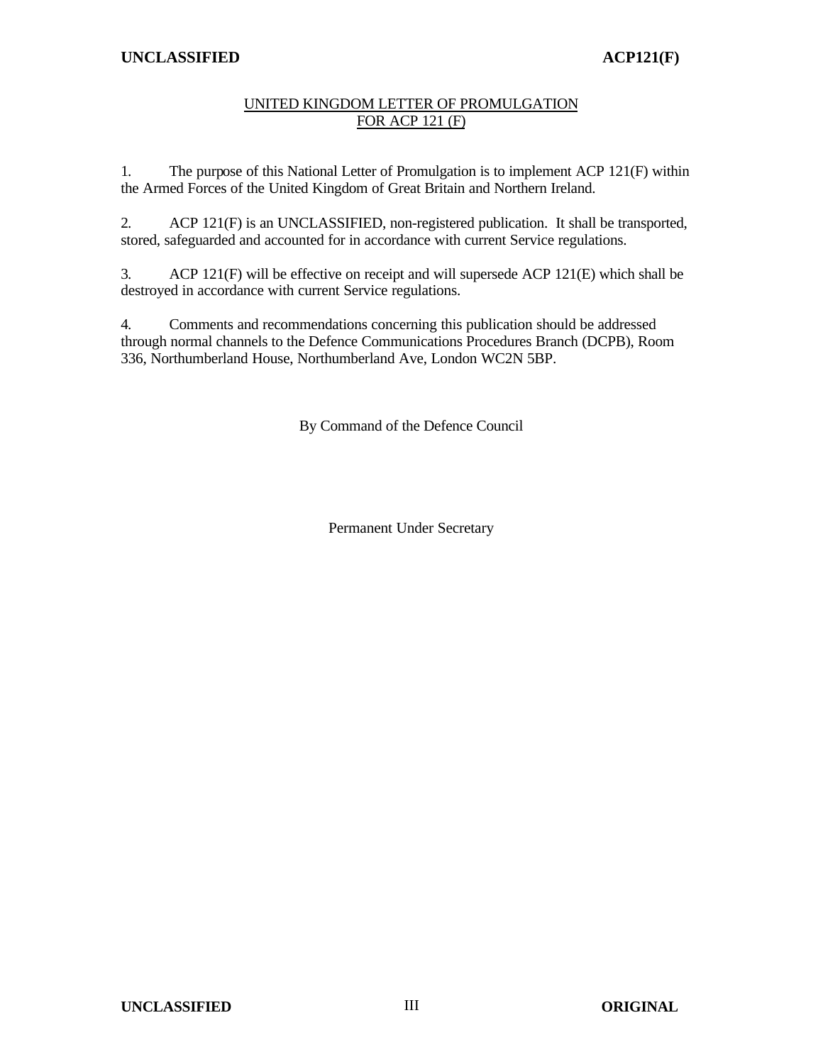## UNITED KINGDOM LETTER OF PROMULGATION FOR ACP 121 (F)

1. The purpose of this National Letter of Promulgation is to implement ACP 121(F) within the Armed Forces of the United Kingdom of Great Britain and Northern Ireland.

2. ACP 121(F) is an UNCLASSIFIED, non-registered publication. It shall be transported, stored, safeguarded and accounted for in accordance with current Service regulations.

3. ACP 121(F) will be effective on receipt and will supersede ACP 121(E) which shall be destroyed in accordance with current Service regulations.

4. Comments and recommendations concerning this publication should be addressed through normal channels to the Defence Communications Procedures Branch (DCPB), Room 336, Northumberland House, Northumberland Ave, London WC2N 5BP.

By Command of the Defence Council

Permanent Under Secretary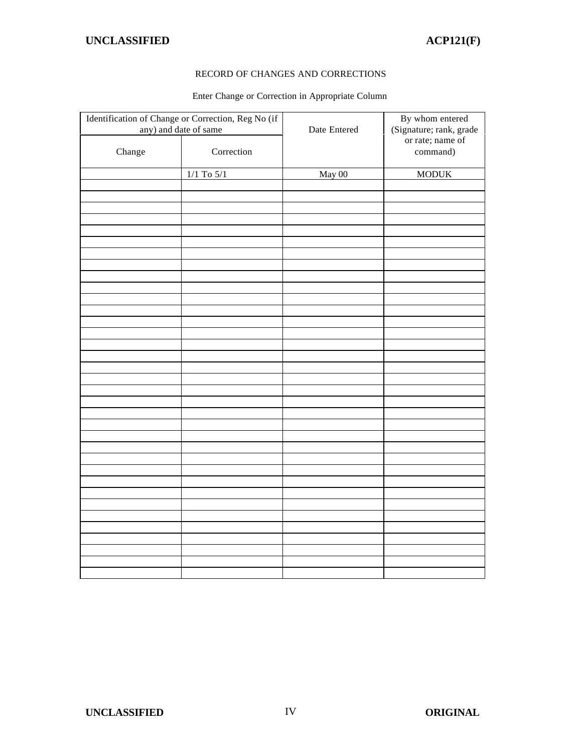RECORD OF CHANGES AND CORRECTIONS

Enter Change or Correction in Appropriate Column

| Identification of Change or Correction, Reg No (if any) and date of same | | Date Entered | By whom entered (Signature; rank, grade or rate; name of command) |
|---|---|---|---|
| Change | Correction | | |
| | 1/1 To 5/1 | May 00 | MODUK |
| | | | |
| | | | |
| | | | |
| | | | |
| | | | |
| | | | |
| | | | |
| | | | |
| | | | |
| | | | |
| | | | |
| | | | |
| | | | |
| | | | |
| | | | |
| | | | |
| | | | |
| | | | |
| | | | |
| | | | |
| | | | |
| | | | |
| | | | |
| | | | |
| | | | |
| | | | |
| | | | |
| | | | |
| | | | |
| | | | |
| | | | |
| | | | |
| | | | |
| | | | |
| | | | |
| | | | |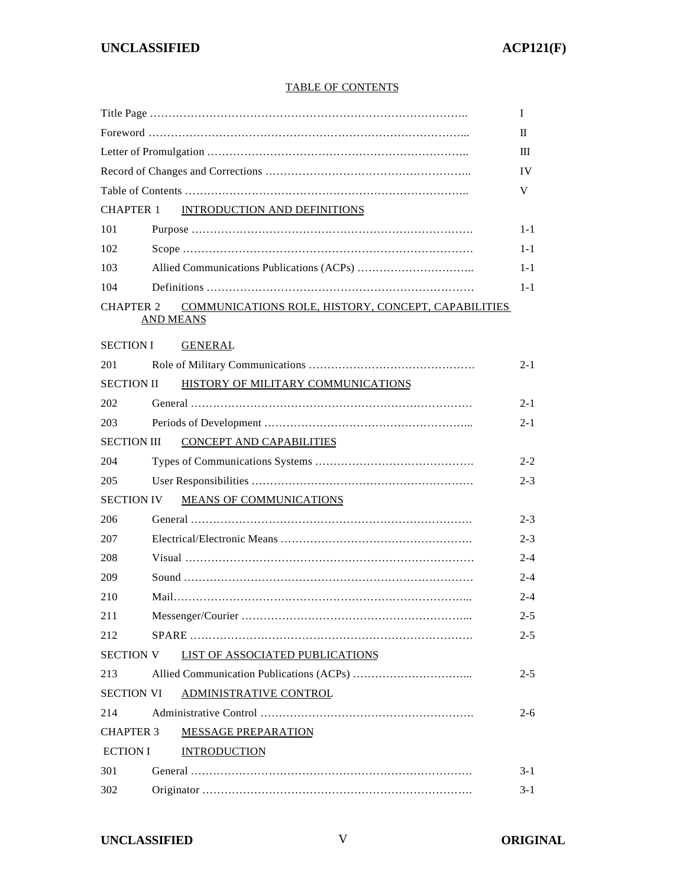## TABLE OF CONTENTS

| | | |
|---|---|---|
| Title Page | | I |
| Foreword | | II |
| Letter of Promulgation | | III |
| Record of Changes and Corrections | | IV |
| Table of Contents | | V |
| CHAPTER 1 | INTRODUCTION AND DEFINITIONS | |
| 101 | Purpose | 1-1 |
| 102 | Scope | 1-1 |
| 103 | Allied Communications Publications (ACPs) | 1-1 |
| 104 | Definitions | 1-1 |
| CHAPTER 2 | COMMUNICATIONS ROLE, HISTORY, CONCEPT, CAPABILITIES AND MEANS | |
| SECTION I | GENERAL | |
| 201 | Role of Military Communications | 2-1 |
| SECTION II | HISTORY OF MILITARY COMMUNICATIONS | |
| 202 | General | 2-1 |
| 203 | Periods of Development | 2-1 |
| SECTION III | CONCEPT AND CAPABILITIES | |
| 204 | Types of Communications Systems | 2-2 |
| 205 | User Responsibilities | 2-3 |
| SECTION IV | MEANS OF COMMUNICATIONS | |
| 206 | General | 2-3 |
| 207 | Electrical/Electronic Means | 2-3 |
| 208 | Visual | 2-4 |
| 209 | Sound | 2-4 |
| 210 | Mail | 2-4 |
| 211 | Messenger/Courier | 2-5 |
| 212 | SPARE | 2-5 |
| SECTION V | LIST OF ASSOCIATED PUBLICATIONS | |
| 213 | Allied Communication Publications (ACPs) | 2-5 |
| SECTION VI | ADMINISTRATIVE CONTROL | |
| 214 | Administrative Control | 2-6 |
| CHAPTER 3 | MESSAGE PREPARATION | |
| ECTION I | INTRODUCTION | |
| 301 | General | 3-1 |
| 302 | Originator | 3-1 |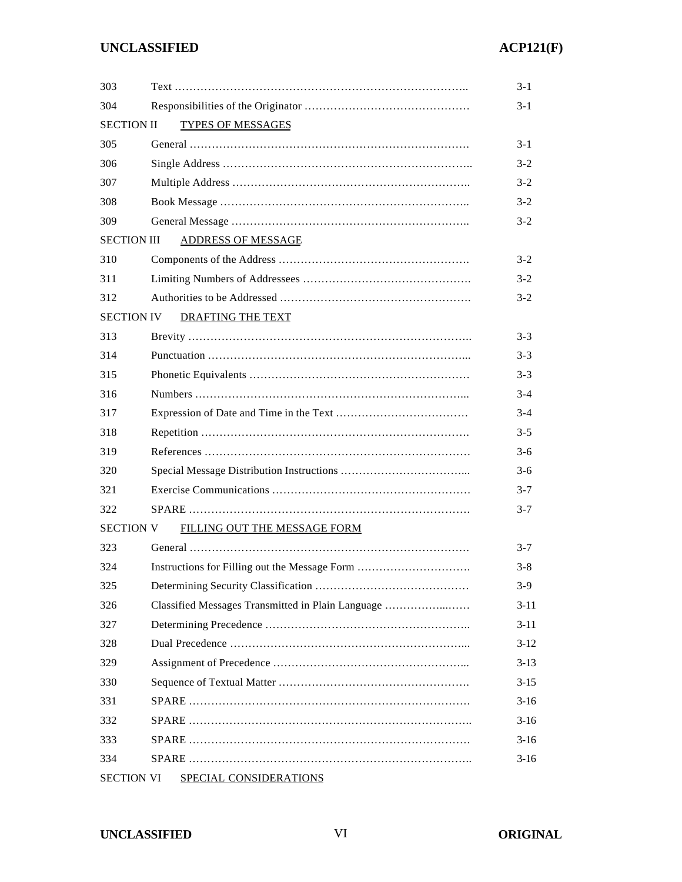| | | |
|---|---|---|
| 303 | Text | 3-1 |
| 304 | Responsibilities of the Originator | 3-1 |
| SECTION II | TYPES OF MESSAGES | |
| 305 | General | 3-1 |
| 306 | Single Address | 3-2 |
| 307 | Multiple Address | 3-2 |
| 308 | Book Message | 3-2 |
| 309 | General Message | 3-2 |
| SECTION III | ADDRESS OF MESSAGE | |
| 310 | Components of the Address | 3-2 |
| 311 | Limiting Numbers of Addressees | 3-2 |
| 312 | Authorities to be Addressed | 3-2 |
| SECTION IV | DRAFTING THE TEXT | |
| 313 | Brevity | 3-3 |
| 314 | Punctuation | 3-3 |
| 315 | Phonetic Equivalents | 3-3 |
| 316 | Numbers | 3-4 |
| 317 | Expression of Date and Time in the Text | 3-4 |
| 318 | Repetition | 3-5 |
| 319 | References | 3-6 |
| 320 | Special Message Distribution Instructions | 3-6 |
| 321 | Exercise Communications | 3-7 |
| 322 | SPARE | 3-7 |
| SECTION V | FILLING OUT THE MESSAGE FORM | |
| 323 | General | 3-7 |
| 324 | Instructions for Filling out the Message Form | 3-8 |
| 325 | Determining Security Classification | 3-9 |
| 326 | Classified Messages Transmitted in Plain Language | 3-11 |
| 327 | Determining Precedence | 3-11 |
| 328 | Dual Precedence | 3-12 |
| 329 | Assignment of Precedence | 3-13 |
| 330 | Sequence of Textual Matter | 3-15 |
| 331 | SPARE | 3-16 |
| 332 | SPARE | 3-16 |
| 333 | SPARE | 3-16 |
| 334 | SPARE | 3-16 |
| SECTION VI | SPECIAL CONSIDERATIONS | |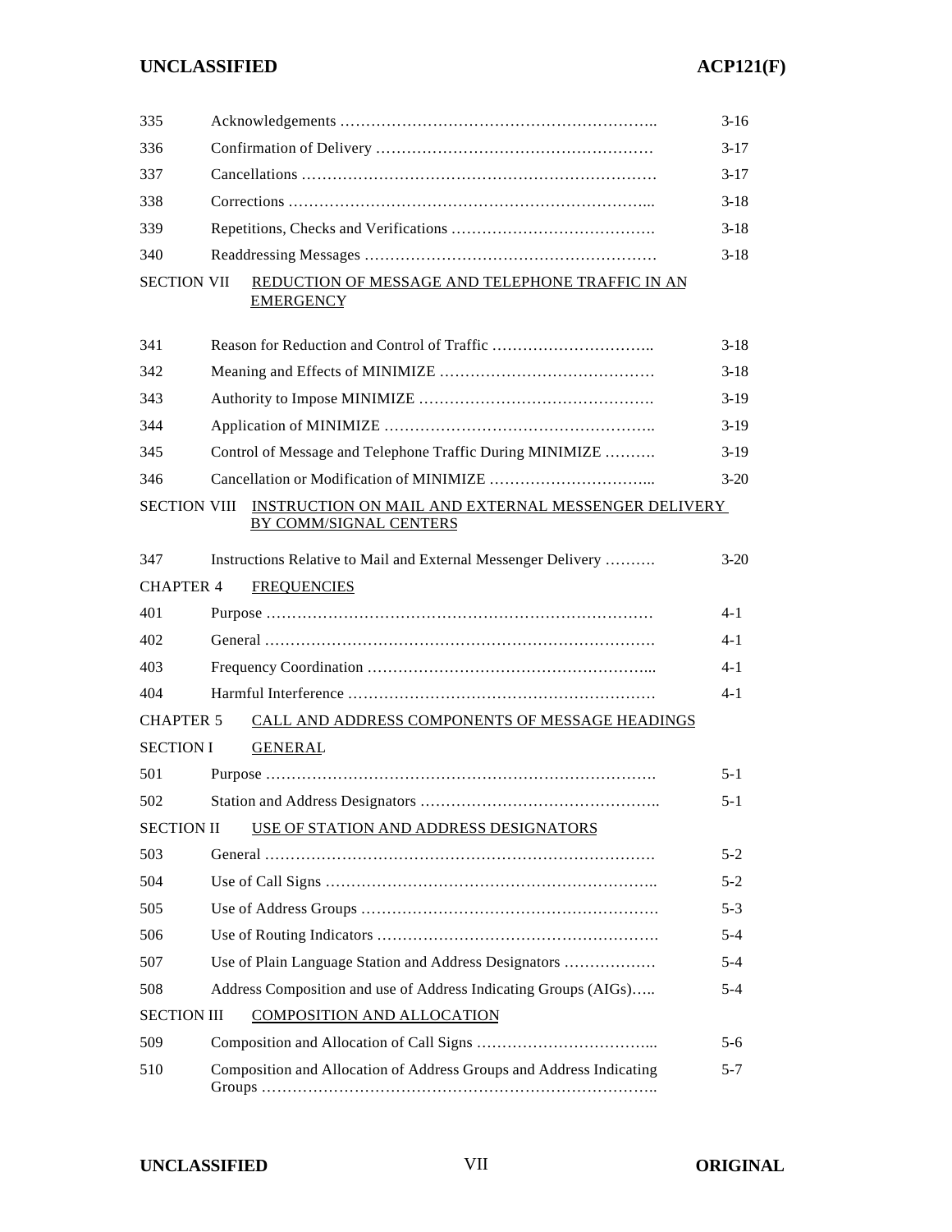| | | |
|---|---|---|
| 335 | Acknowledgements …………………………………………………….. | 3-16 |
| 336 | Confirmation of Delivery ……………………………………………… | 3-17 |
| 337 | Cancellations …………………………………………………………… | 3-17 |
| 338 | Corrections ……………………………………………………………... | 3-18 |
| 339 | Repetitions, Checks and Verifications …………………………………. | 3-18 |
| 340 | Readdressing Messages ………………………………………………… | 3-18 |
| SECTION VII | REDUCTION OF MESSAGE AND TELEPHONE TRAFFIC IN AN EMERGENCY | |
| 341 | Reason for Reduction and Control of Traffic ………………………….. | 3-18 |
| 342 | Meaning and Effects of MINIMIZE …………………………………… | 3-18 |
| 343 | Authority to Impose MINIMIZE ………………………………………. | 3-19 |
| 344 | Application of MINIMIZE …………………………………………….. | 3-19 |
| 345 | Control of Message and Telephone Traffic During MINIMIZE ………. | 3-19 |
| 346 | Cancellation or Modification of MINIMIZE ………………………….. | 3-20 |
| SECTION VIII | INSTRUCTION ON MAIL AND EXTERNAL MESSENGER DELIVERY BY COMM/SIGNAL CENTERS | |
| 347 | Instructions Relative to Mail and External Messenger Delivery ………. | 3-20 |
| CHAPTER 4 | FREQUENCIES | |
| 401 | Purpose ………………………………………………………………… | 4-1 |
| 402 | General ………………………………………………………………… | 4-1 |
| 403 | Frequency Coordination ……………………………………………….. | 4-1 |
| 404 | Harmful Interference …………………………………………………… | 4-1 |
| CHAPTER 5 | CALL AND ADDRESS COMPONENTS OF MESSAGE HEADINGS | |
| SECTION I | GENERAL | |
| 501 | Purpose …………………………………………………………………. | 5-1 |
| 502 | Station and Address Designators ………………………………………. | 5-1 |
| SECTION II | USE OF STATION AND ADDRESS DESIGNATORS | |
| 503 | General ………………………………………………………………… | 5-2 |
| 504 | Use of Call Signs ……………………………………………………….. | 5-2 |
| 505 | Use of Address Groups …………………………………………………. | 5-3 |
| 506 | Use of Routing Indicators ………………………………………………. | 5-4 |
| 507 | Use of Plain Language Station and Address Designators ……………… | 5-4 |
| 508 | Address Composition and use of Address Indicating Groups (AIGs)….. | 5-4 |
| SECTION III | COMPOSITION AND ALLOCATION | |
| 509 | Composition and Allocation of Call Signs ……………………………... | 5-6 |
| 510 | Composition and Allocation of Address Groups and Address Indicating Groups ………………………………………………………………….. | 5-7 |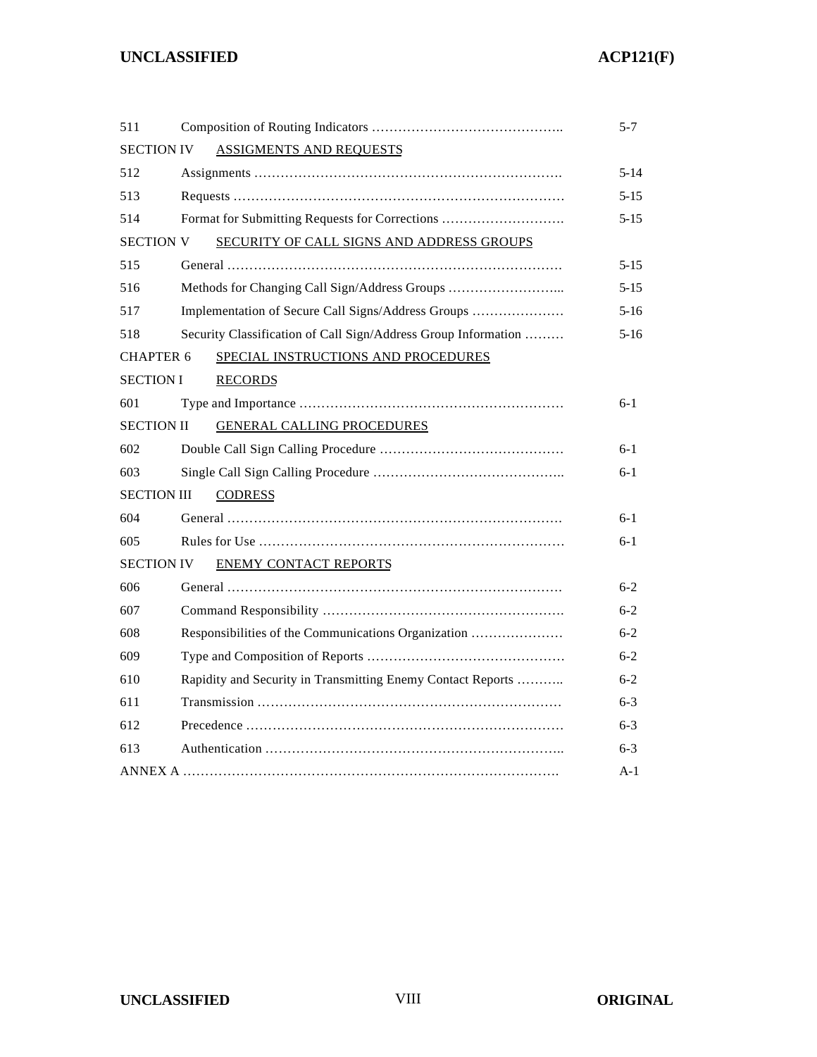| | | |
|---|---|---|
| 511 | Composition of Routing Indicators …………………………………….. | 5-7 |
| SECTION IV | <u>ASSIGMENTS AND REQUESTS</u> | |
| 512 | Assignments ……………………………………………………………. | 5-14 |
| 513 | Requests ………………………………………………………………… | 5-15 |
| 514 | Format for Submitting Requests for Corrections ………………………. | 5-15 |
| SECTION V | <u>SECURITY OF CALL SIGNS AND ADDRESS GROUPS</u> | |
| 515 | General …………………………………………………………………. | 5-15 |
| 516 | Methods for Changing Call Sign/Address Groups ……………………... | 5-15 |
| 517 | Implementation of Secure Call Signs/Address Groups ………………… | 5-16 |
| 518 | Security Classification of Call Sign/Address Group Information ……… | 5-16 |
| CHAPTER 6 | <u>SPECIAL INSTRUCTIONS AND PROCEDURES</u> | |
| SECTION I | <u>RECORDS</u> | |
| 601 | Type and Importance …………………………………………………… | 6-1 |
| SECTION II | <u>GENERAL CALLING PROCEDURES</u> | |
| 602 | Double Call Sign Calling Procedure …………………………………… | 6-1 |
| 603 | Single Call Sign Calling Procedure …………………………………….. | 6-1 |
| SECTION III | <u>CODRESS</u> | |
| 604 | General …………………………………………………………………. | 6-1 |
| 605 | Rules for Use …………………………………………………………… | 6-1 |
| SECTION IV | <u>ENEMY CONTACT REPORTS</u> | |
| 606 | General …………………………………………………………………. | 6-2 |
| 607 | Command Responsibility ………………………………………………. | 6-2 |
| 608 | Responsibilities of the Communications Organization ………………… | 6-2 |
| 609 | Type and Composition of Reports ……………………………………… | 6-2 |
| 610 | Rapidity and Security in Transmitting Enemy Contact Reports ……….. | 6-2 |
| 611 | Transmission …………………………………………………………… | 6-3 |
| 612 | Precedence ……………………………………………………………… | 6-3 |
| 613 | Authentication ………………………………………………………….. | 6-3 |
| ANNEX A | ………………………………………………………………………. | A-1 |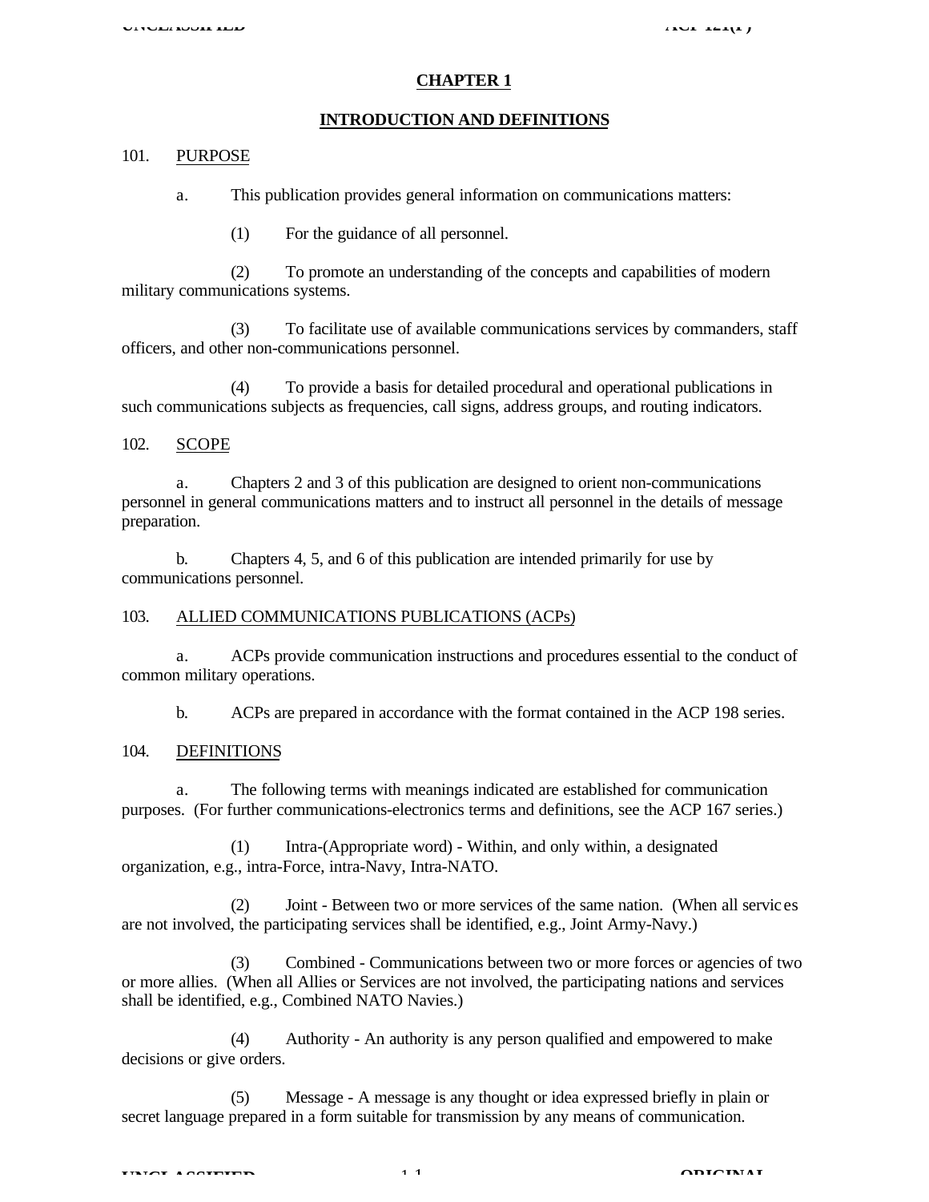# CHAPTER 1

## INTRODUCTION AND DEFINITIONS

101. PURPOSE

a. This publication provides general information on communications matters:

(1) For the guidance of all personnel.

(2) To promote an understanding of the concepts and capabilities of modern military communications systems.

(3) To facilitate use of available communications services by commanders, staff officers, and other non-communications personnel.

(4) To provide a basis for detailed procedural and operational publications in such communications subjects as frequencies, call signs, address groups, and routing indicators.

102. SCOPE

a. Chapters 2 and 3 of this publication are designed to orient non-communications personnel in general communications matters and to instruct all personnel in the details of message preparation.

b. Chapters 4, 5, and 6 of this publication are intended primarily for use by communications personnel.

103. ALLIED COMMUNICATIONS PUBLICATIONS (ACPs)

a. ACPs provide communication instructions and procedures essential to the conduct of common military operations.

b. ACPs are prepared in accordance with the format contained in the ACP 198 series.

104. DEFINITIONS

a. The following terms with meanings indicated are established for communication purposes. (For further communications-electronics terms and definitions, see the ACP 167 series.)

(1) Intra-(Appropriate word) - Within, and only within, a designated organization, e.g., intra-Force, intra-Navy, Intra-NATO.

(2) Joint - Between two or more services of the same nation. (When all services are not involved, the participating services shall be identified, e.g., Joint Army-Navy.)

(3) Combined - Communications between two or more forces or agencies of two or more allies. (When all Allies or Services are not involved, the participating nations and services shall be identified, e.g., Combined NATO Navies.)

(4) Authority - An authority is any person qualified and empowered to make decisions or give orders.

(5) Message - A message is any thought or idea expressed briefly in plain or secret language prepared in a form suitable for transmission by any means of communication.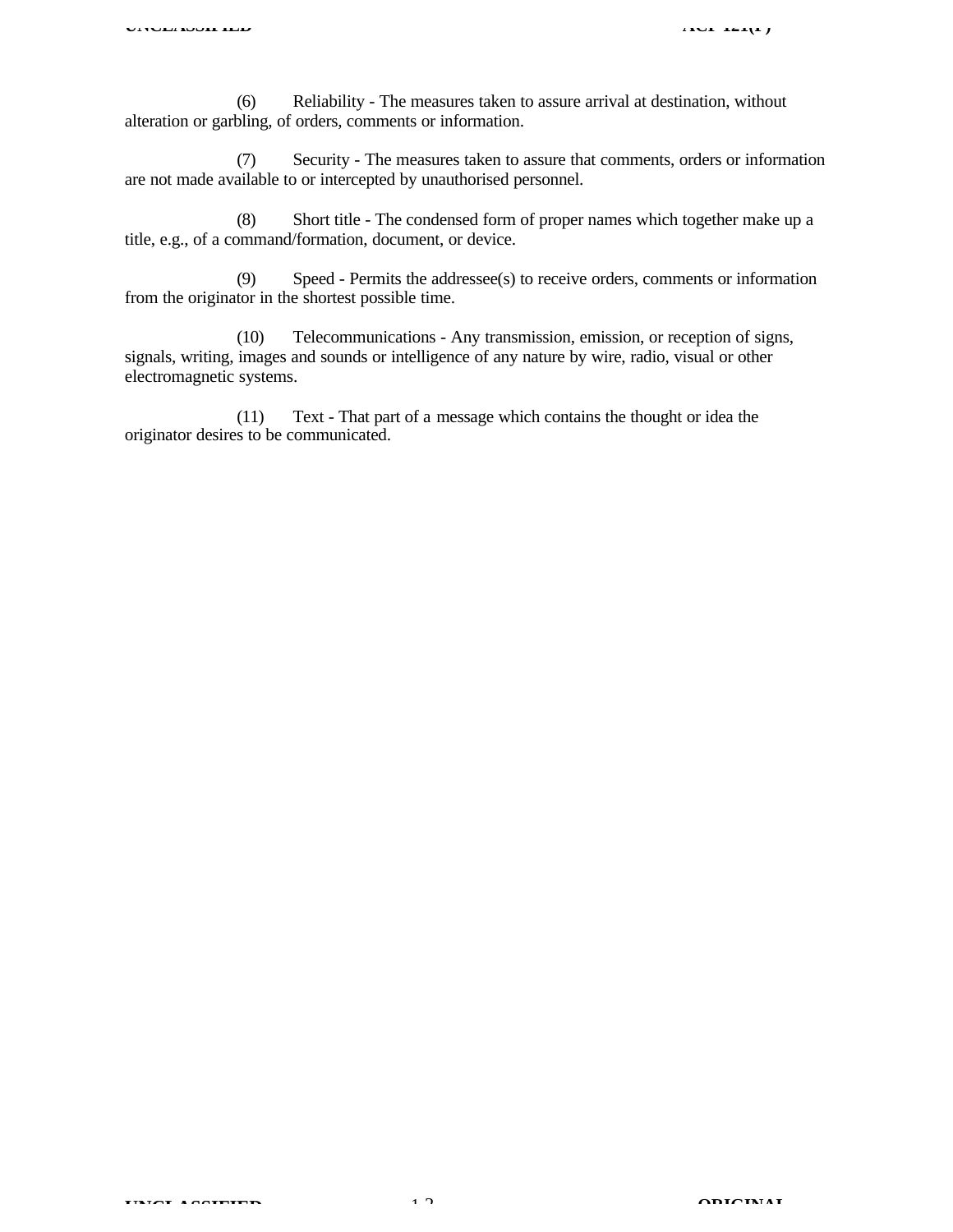(6) Reliability - The measures taken to assure arrival at destination, without alteration or garbling, of orders, comments or information.

(7) Security - The measures taken to assure that comments, orders or information are not made available to or intercepted by unauthorised personnel.

(8) Short title - The condensed form of proper names which together make up a title, e.g., of a command/formation, document, or device.

(9) Speed - Permits the addressee(s) to receive orders, comments or information from the originator in the shortest possible time.

(10) Telecommunications - Any transmission, emission, or reception of signs, signals, writing, images and sounds or intelligence of any nature by wire, radio, visual or other electromagnetic systems.

(11) Text - That part of a message which contains the thought or idea the originator desires to be communicated.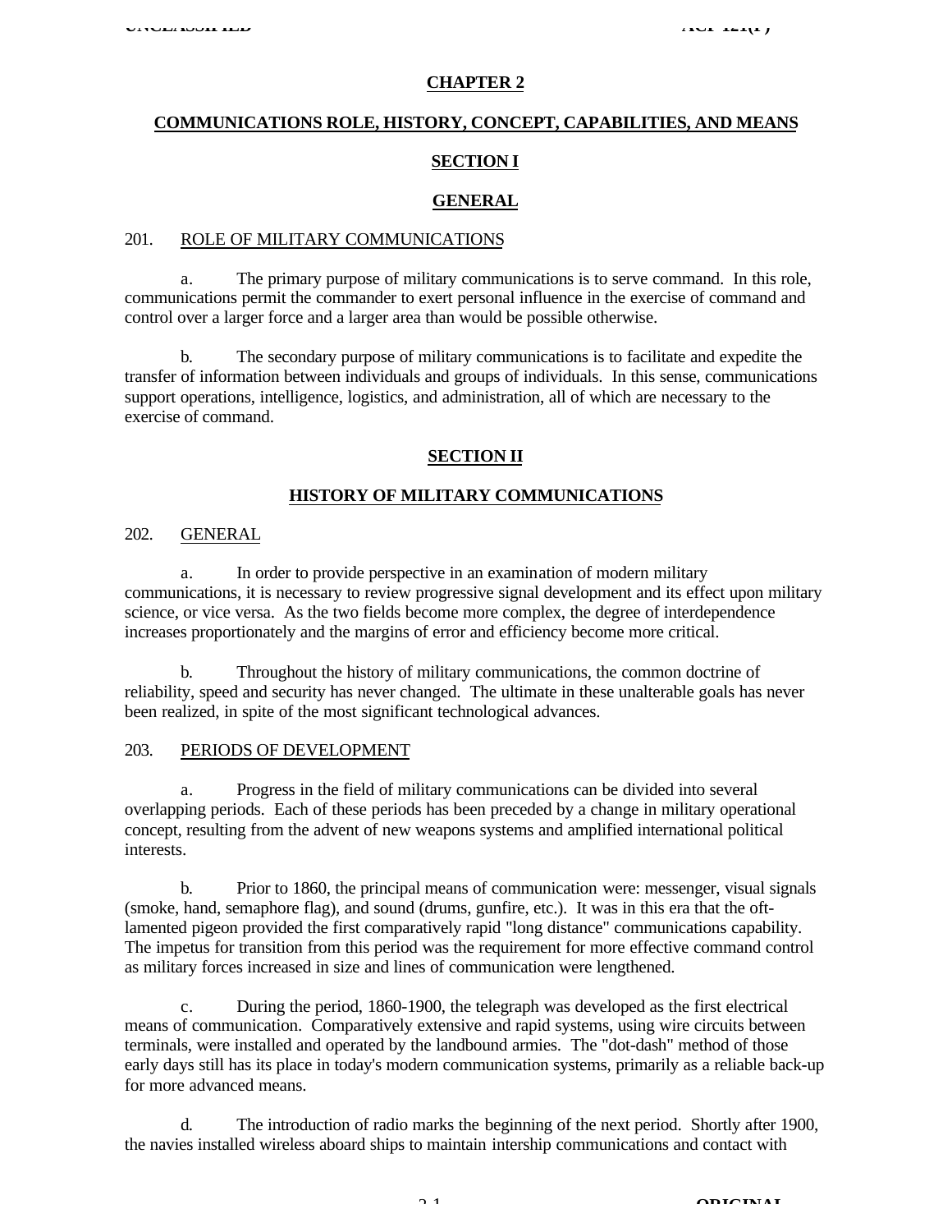# CHAPTER 2

## COMMUNICATIONS ROLE, HISTORY, CONCEPT, CAPABILITIES, AND MEANS

## SECTION I

## GENERAL

### 201. ROLE OF MILITARY COMMUNICATIONS

a. The primary purpose of military communications is to serve command. In this role, communications permit the commander to exert personal influence in the exercise of command and control over a larger force and a larger area than would be possible otherwise.

b. The secondary purpose of military communications is to facilitate and expedite the transfer of information between individuals and groups of individuals. In this sense, communications support operations, intelligence, logistics, and administration, all of which are necessary to the exercise of command.

## SECTION II

## HISTORY OF MILITARY COMMUNICATIONS

### 202. GENERAL

a. In order to provide perspective in an examination of modern military communications, it is necessary to review progressive signal development and its effect upon military science, or vice versa. As the two fields become more complex, the degree of interdependence increases proportionately and the margins of error and efficiency become more critical.

b. Throughout the history of military communications, the common doctrine of reliability, speed and security has never changed. The ultimate in these unalterable goals has never been realized, in spite of the most significant technological advances.

### 203. PERIODS OF DEVELOPMENT

a. Progress in the field of military communications can be divided into several overlapping periods. Each of these periods has been preceded by a change in military operational concept, resulting from the advent of new weapons systems and amplified international political interests.

b. Prior to 1860, the principal means of communication were: messenger, visual signals (smoke, hand, semaphore flag), and sound (drums, gunfire, etc.). It was in this era that the oft-lamented pigeon provided the first comparatively rapid "long distance" communications capability. The impetus for transition from this period was the requirement for more effective command control as military forces increased in size and lines of communication were lengthened.

c. During the period, 1860-1900, the telegraph was developed as the first electrical means of communication. Comparatively extensive and rapid systems, using wire circuits between terminals, were installed and operated by the landbound armies. The "dot-dash" method of those early days still has its place in today's modern communication systems, primarily as a reliable back-up for more advanced means.

d. The introduction of radio marks the beginning of the next period. Shortly after 1900, the navies installed wireless aboard ships to maintain intership communications and contact with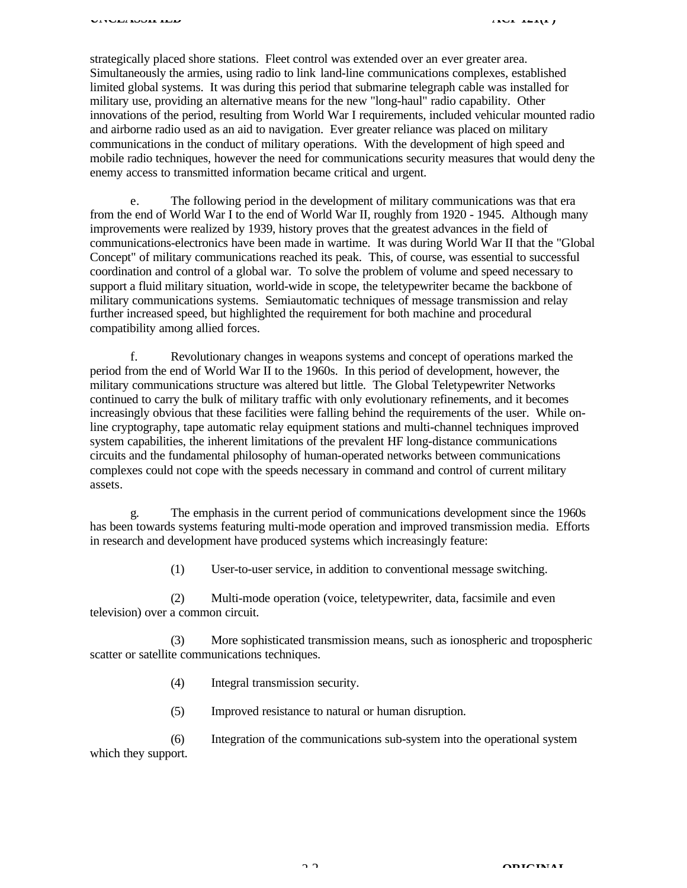strategically placed shore stations. Fleet control was extended over an ever greater area. Simultaneously the armies, using radio to link land-line communications complexes, established limited global systems. It was during this period that submarine telegraph cable was installed for military use, providing an alternative means for the new "long-haul" radio capability. Other innovations of the period, resulting from World War I requirements, included vehicular mounted radio and airborne radio used as an aid to navigation. Ever greater reliance was placed on military communications in the conduct of military operations. With the development of high speed and mobile radio techniques, however the need for communications security measures that would deny the enemy access to transmitted information became critical and urgent.

e. The following period in the development of military communications was that era from the end of World War I to the end of World War II, roughly from 1920 - 1945. Although many improvements were realized by 1939, history proves that the greatest advances in the field of communications-electronics have been made in wartime. It was during World War II that the "Global Concept" of military communications reached its peak. This, of course, was essential to successful coordination and control of a global war. To solve the problem of volume and speed necessary to support a fluid military situation, world-wide in scope, the teletypewriter became the backbone of military communications systems. Semiautomatic techniques of message transmission and relay further increased speed, but highlighted the requirement for both machine and procedural compatibility among allied forces.

f. Revolutionary changes in weapons systems and concept of operations marked the period from the end of World War II to the 1960s. In this period of development, however, the military communications structure was altered but little. The Global Teletypewriter Networks continued to carry the bulk of military traffic with only evolutionary refinements, and it becomes increasingly obvious that these facilities were falling behind the requirements of the user. While on-line cryptography, tape automatic relay equipment stations and multi-channel techniques improved system capabilities, the inherent limitations of the prevalent HF long-distance communications circuits and the fundamental philosophy of human-operated networks between communications complexes could not cope with the speeds necessary in command and control of current military assets.

g. The emphasis in the current period of communications development since the 1960s has been towards systems featuring multi-mode operation and improved transmission media. Efforts in research and development have produced systems which increasingly feature:

(1) User-to-user service, in addition to conventional message switching.

(2) Multi-mode operation (voice, teletypewriter, data, facsimile and even television) over a common circuit.

(3) More sophisticated transmission means, such as ionospheric and tropospheric scatter or satellite communications techniques.

(4) Integral transmission security.

(5) Improved resistance to natural or human disruption.

(6) Integration of the communications sub-system into the operational system which they support.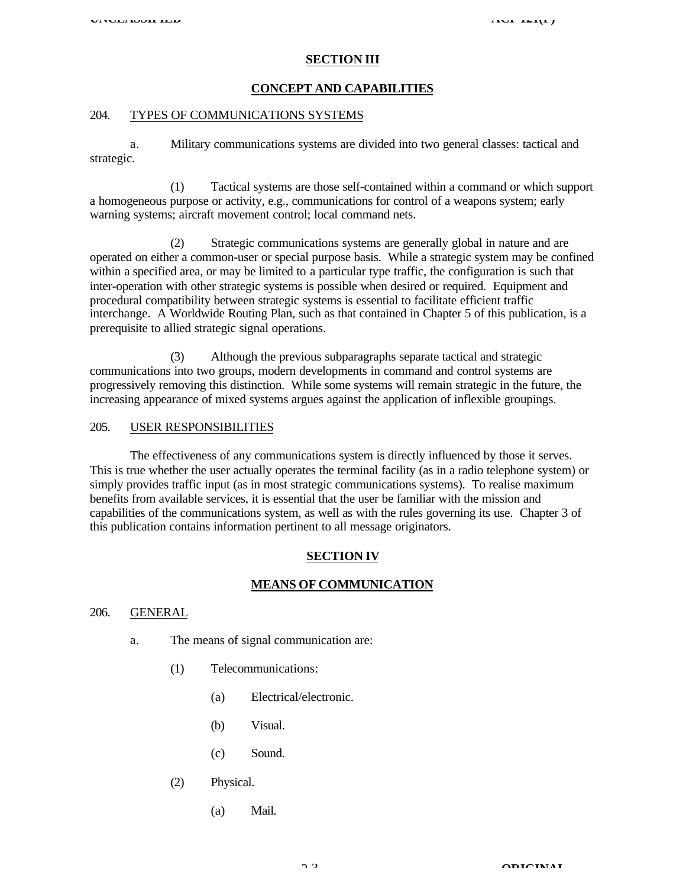## SECTION III

## CONCEPT AND CAPABILITIES

204. TYPES OF COMMUNICATIONS SYSTEMS

a. Military communications systems are divided into two general classes: tactical and strategic.

(1) Tactical systems are those self-contained within a command or which support a homogeneous purpose or activity, e.g., communications for control of a weapons system; early warning systems; aircraft movement control; local command nets.

(2) Strategic communications systems are generally global in nature and are operated on either a common-user or special purpose basis. While a strategic system may be confined within a specified area, or may be limited to a particular type traffic, the configuration is such that inter-operation with other strategic systems is possible when desired or required. Equipment and procedural compatibility between strategic systems is essential to facilitate efficient traffic interchange. A Worldwide Routing Plan, such as that contained in Chapter 5 of this publication, is a prerequisite to allied strategic signal operations.

(3) Although the previous subparagraphs separate tactical and strategic communications into two groups, modern developments in command and control systems are progressively removing this distinction. While some systems will remain strategic in the future, the increasing appearance of mixed systems argues against the application of inflexible groupings.

205. USER RESPONSIBILITIES

The effectiveness of any communications system is directly influenced by those it serves. This is true whether the user actually operates the terminal facility (as in a radio telephone system) or simply provides traffic input (as in most strategic communications systems). To realise maximum benefits from available services, it is essential that the user be familiar with the mission and capabilities of the communications system, as well as with the rules governing its use. Chapter 3 of this publication contains information pertinent to all message originators.

## SECTION IV

## MEANS OF COMMUNICATION

206. GENERAL

a. The means of signal communication are:

(1) Telecommunications:

(a) Electrical/electronic.

(b) Visual.

(c) Sound.

(2) Physical.

(a) Mail.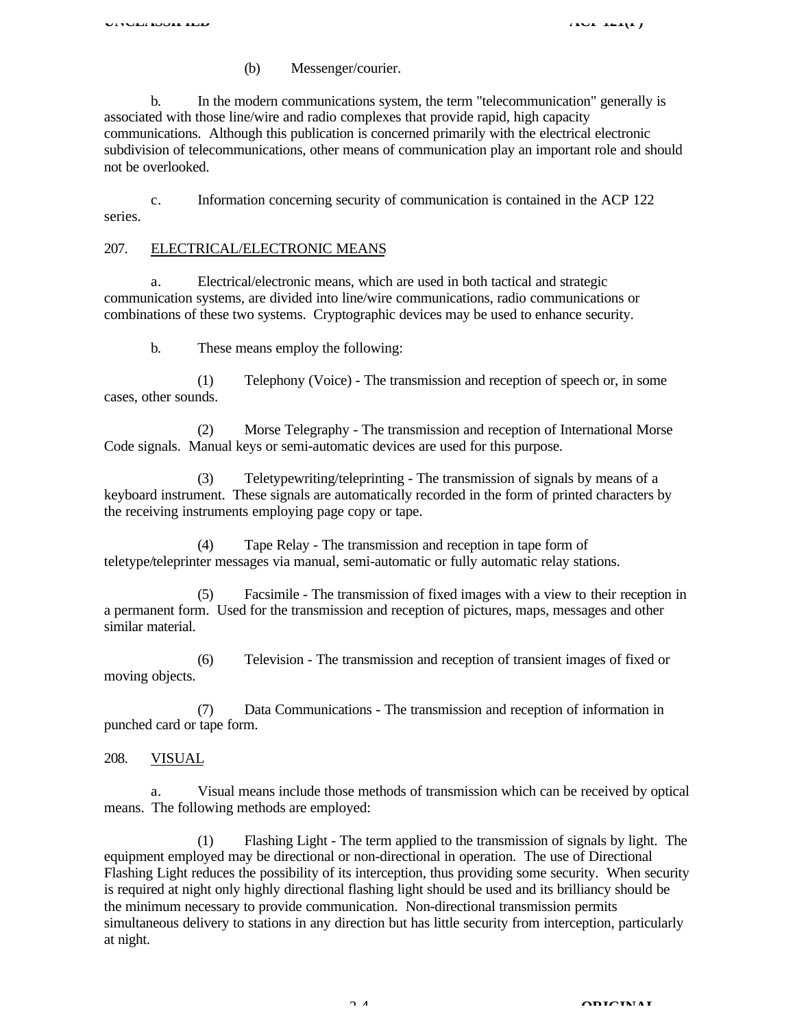(b) Messenger/courier.

b. In the modern communications system, the term "telecommunication" generally is associated with those line/wire and radio complexes that provide rapid, high capacity communications. Although this publication is concerned primarily with the electrical electronic subdivision of telecommunications, other means of communication play an important role and should not be overlooked.

c. Information concerning security of communication is contained in the ACP 122 series.

207. ELECTRICAL/ELECTRONIC MEANS

a. Electrical/electronic means, which are used in both tactical and strategic communication systems, are divided into line/wire communications, radio communications or combinations of these two systems. Cryptographic devices may be used to enhance security.

b. These means employ the following:

(1) Telephony (Voice) - The transmission and reception of speech or, in some cases, other sounds.

(2) Morse Telegraphy - The transmission and reception of International Morse Code signals. Manual keys or semi-automatic devices are used for this purpose.

(3) Teletypewriting/teleprinting - The transmission of signals by means of a keyboard instrument. These signals are automatically recorded in the form of printed characters by the receiving instruments employing page copy or tape.

(4) Tape Relay - The transmission and reception in tape form of teletype/teleprinter messages via manual, semi-automatic or fully automatic relay stations.

(5) Facsimile - The transmission of fixed images with a view to their reception in a permanent form. Used for the transmission and reception of pictures, maps, messages and other similar material.

(6) Television - The transmission and reception of transient images of fixed or moving objects.

(7) Data Communications - The transmission and reception of information in punched card or tape form.

208. VISUAL

a. Visual means include those methods of transmission which can be received by optical means. The following methods are employed:

(1) Flashing Light - The term applied to the transmission of signals by light. The equipment employed may be directional or non-directional in operation. The use of Directional Flashing Light reduces the possibility of its interception, thus providing some security. When security is required at night only highly directional flashing light should be used and its brilliancy should be the minimum necessary to provide communication. Non-directional transmission permits simultaneous delivery to stations in any direction but has little security from interception, particularly at night.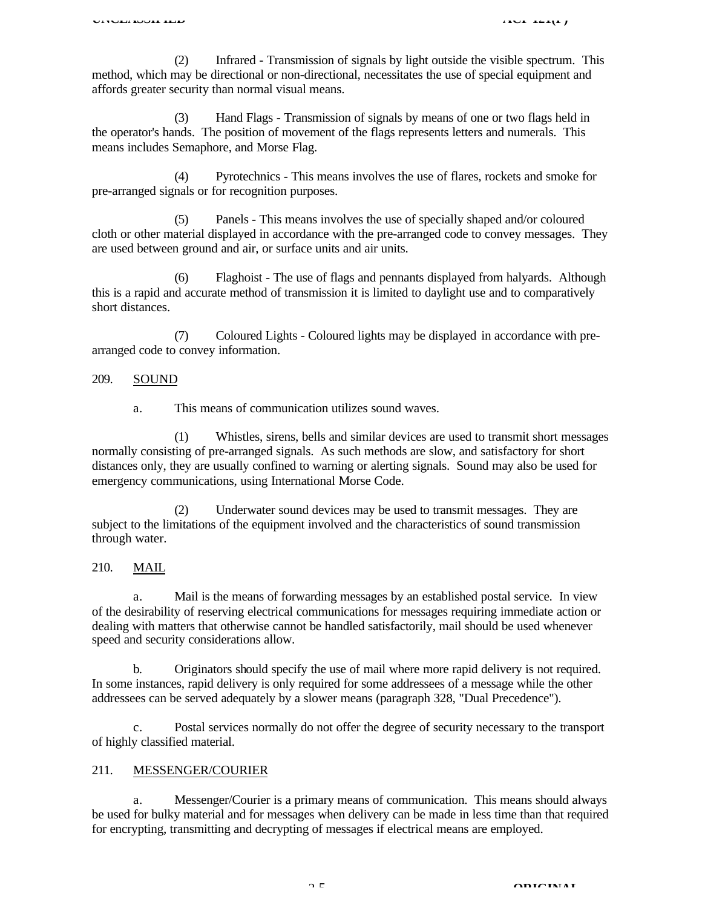(2) Infrared - Transmission of signals by light outside the visible spectrum. This method, which may be directional or non-directional, necessitates the use of special equipment and affords greater security than normal visual means.

(3) Hand Flags - Transmission of signals by means of one or two flags held in the operator's hands. The position of movement of the flags represents letters and numerals. This means includes Semaphore, and Morse Flag.

(4) Pyrotechnics - This means involves the use of flares, rockets and smoke for pre-arranged signals or for recognition purposes.

(5) Panels - This means involves the use of specially shaped and/or coloured cloth or other material displayed in accordance with the pre-arranged code to convey messages. They are used between ground and air, or surface units and air units.

(6) Flaghoist - The use of flags and pennants displayed from halyards. Although this is a rapid and accurate method of transmission it is limited to daylight use and to comparatively short distances.

(7) Coloured Lights - Coloured lights may be displayed in accordance with pre-arranged code to convey information.

209. SOUND

a. This means of communication utilizes sound waves.

(1) Whistles, sirens, bells and similar devices are used to transmit short messages normally consisting of pre-arranged signals. As such methods are slow, and satisfactory for short distances only, they are usually confined to warning or alerting signals. Sound may also be used for emergency communications, using International Morse Code.

(2) Underwater sound devices may be used to transmit messages. They are subject to the limitations of the equipment involved and the characteristics of sound transmission through water.

210. MAIL

a. Mail is the means of forwarding messages by an established postal service. In view of the desirability of reserving electrical communications for messages requiring immediate action or dealing with matters that otherwise cannot be handled satisfactorily, mail should be used whenever speed and security considerations allow.

b. Originators should specify the use of mail where more rapid delivery is not required. In some instances, rapid delivery is only required for some addressees of a message while the other addressees can be served adequately by a slower means (paragraph 328, "Dual Precedence").

c. Postal services normally do not offer the degree of security necessary to the transport of highly classified material.

211. MESSENGER/COURIER

a. Messenger/Courier is a primary means of communication. This means should always be used for bulky material and for messages when delivery can be made in less time than that required for encrypting, transmitting and decrypting of messages if electrical means are employed.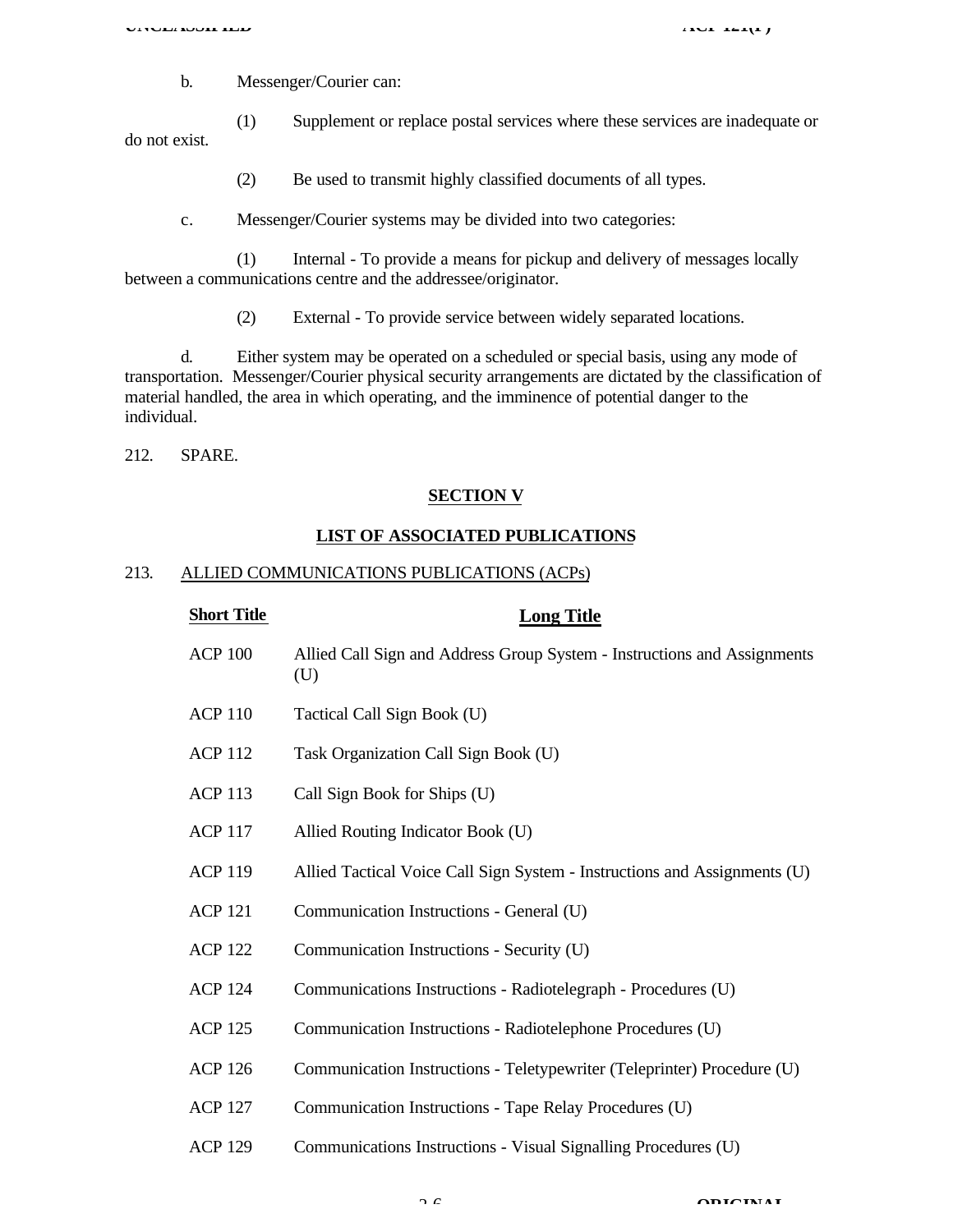b. Messenger/Courier can:

(1) Supplement or replace postal services where these services are inadequate or do not exist.

(2) Be used to transmit highly classified documents of all types.

c. Messenger/Courier systems may be divided into two categories:

(1) Internal - To provide a means for pickup and delivery of messages locally between a communications centre and the addressee/originator.

(2) External - To provide service between widely separated locations.

d. Either system may be operated on a scheduled or special basis, using any mode of transportation. Messenger/Courier physical security arrangements are dictated by the classification of material handled, the area in which operating, and the imminence of potential danger to the individual.

212. SPARE.

## SECTION V

## LIST OF ASSOCIATED PUBLICATIONS

213. ALLIED COMMUNICATIONS PUBLICATIONS (ACPs)

| Short Title | Long Title |
|---|---|
| ACP 100 | Allied Call Sign and Address Group System - Instructions and Assignments (U) |
| ACP 110 | Tactical Call Sign Book (U) |
| ACP 112 | Task Organization Call Sign Book (U) |
| ACP 113 | Call Sign Book for Ships (U) |
| ACP 117 | Allied Routing Indicator Book (U) |
| ACP 119 | Allied Tactical Voice Call Sign System - Instructions and Assignments (U) |
| ACP 121 | Communication Instructions - General (U) |
| ACP 122 | Communication Instructions - Security (U) |
| ACP 124 | Communications Instructions - Radiotelegraph - Procedures (U) |
| ACP 125 | Communication Instructions - Radiotelephone Procedures (U) |
| ACP 126 | Communication Instructions - Teletypewriter (Teleprinter) Procedure (U) |
| ACP 127 | Communication Instructions - Tape Relay Procedures (U) |
| ACP 129 | Communications Instructions - Visual Signalling Procedures (U) |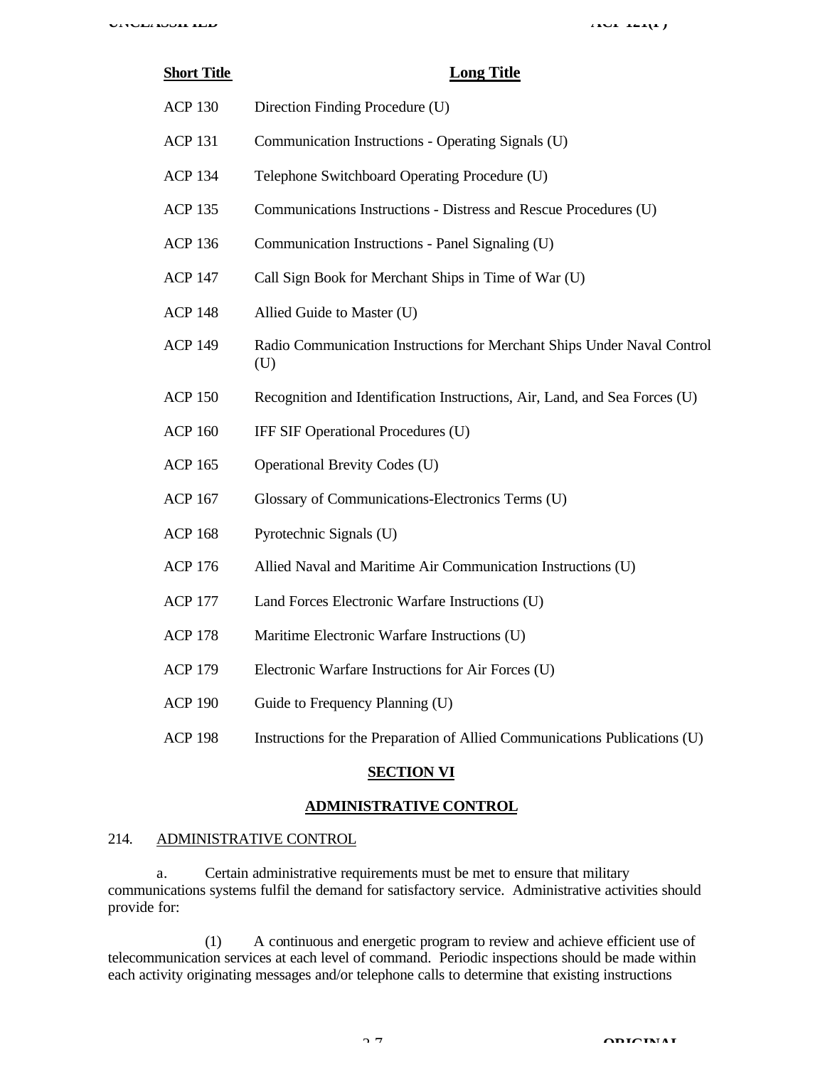| Short Title | Long Title |
|---|---|
| ACP 130 | Direction Finding Procedure (U) |
| ACP 131 | Communication Instructions - Operating Signals (U) |
| ACP 134 | Telephone Switchboard Operating Procedure (U) |
| ACP 135 | Communications Instructions - Distress and Rescue Procedures (U) |
| ACP 136 | Communication Instructions - Panel Signaling (U) |
| ACP 147 | Call Sign Book for Merchant Ships in Time of War (U) |
| ACP 148 | Allied Guide to Master (U) |
| ACP 149 | Radio Communication Instructions for Merchant Ships Under Naval Control (U) |
| ACP 150 | Recognition and Identification Instructions, Air, Land, and Sea Forces (U) |
| ACP 160 | IFF SIF Operational Procedures (U) |
| ACP 165 | Operational Brevity Codes (U) |
| ACP 167 | Glossary of Communications-Electronics Terms (U) |
| ACP 168 | Pyrotechnic Signals (U) |
| ACP 176 | Allied Naval and Maritime Air Communication Instructions (U) |
| ACP 177 | Land Forces Electronic Warfare Instructions (U) |
| ACP 178 | Maritime Electronic Warfare Instructions (U) |
| ACP 179 | Electronic Warfare Instructions for Air Forces (U) |
| ACP 190 | Guide to Frequency Planning (U) |
| ACP 198 | Instructions for the Preparation of Allied Communications Publications (U) |

## SECTION VI

## ADMINISTRATIVE CONTROL

214. ADMINISTRATIVE CONTROL

a. Certain administrative requirements must be met to ensure that military communications systems fulfil the demand for satisfactory service. Administrative activities should provide for:

(1) A continuous and energetic program to review and achieve efficient use of telecommunication services at each level of command. Periodic inspections should be made within each activity originating messages and/or telephone calls to determine that existing instructions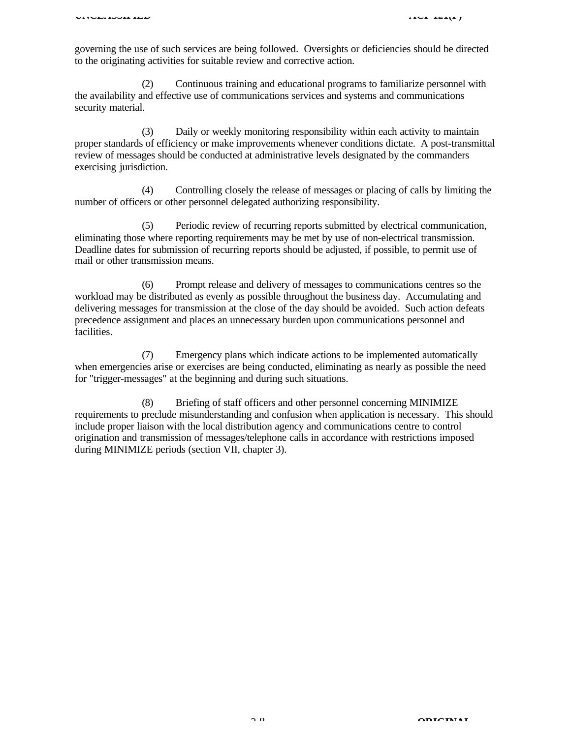governing the use of such services are being followed. Oversights or deficiencies should be directed to the originating activities for suitable review and corrective action.

(2) Continuous training and educational programs to familiarize personnel with the availability and effective use of communications services and systems and communications security material.

(3) Daily or weekly monitoring responsibility within each activity to maintain proper standards of efficiency or make improvements whenever conditions dictate. A post-transmittal review of messages should be conducted at administrative levels designated by the commanders exercising jurisdiction.

(4) Controlling closely the release of messages or placing of calls by limiting the number of officers or other personnel delegated authorizing responsibility.

(5) Periodic review of recurring reports submitted by electrical communication, eliminating those where reporting requirements may be met by use of non-electrical transmission. Deadline dates for submission of recurring reports should be adjusted, if possible, to permit use of mail or other transmission means.

(6) Prompt release and delivery of messages to communications centres so the workload may be distributed as evenly as possible throughout the business day. Accumulating and delivering messages for transmission at the close of the day should be avoided. Such action defeats precedence assignment and places an unnecessary burden upon communications personnel and facilities.

(7) Emergency plans which indicate actions to be implemented automatically when emergencies arise or exercises are being conducted, eliminating as nearly as possible the need for "trigger-messages" at the beginning and during such situations.

(8) Briefing of staff officers and other personnel concerning MINIMIZE requirements to preclude misunderstanding and confusion when application is necessary. This should include proper liaison with the local distribution agency and communications centre to control origination and transmission of messages/telephone calls in accordance with restrictions imposed during MINIMIZE periods (section VII, chapter 3).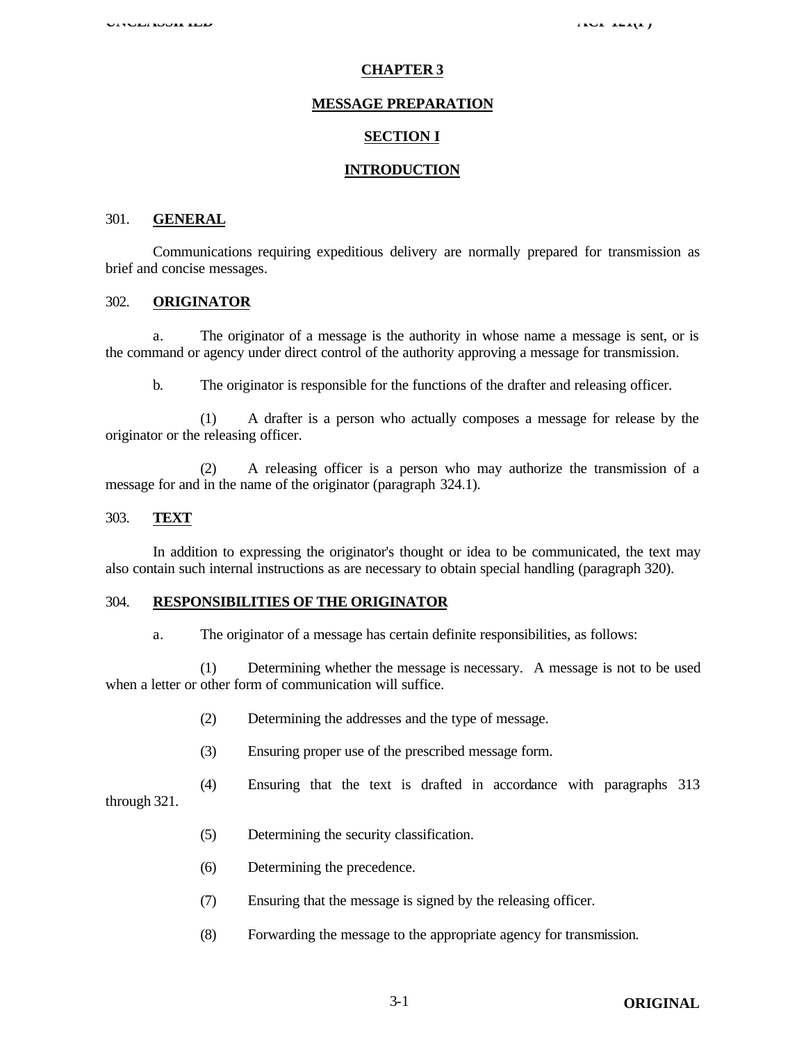# CHAPTER 3

# MESSAGE PREPARATION

## SECTION I

## INTRODUCTION

### 301. GENERAL

Communications requiring expeditious delivery are normally prepared for transmission as brief and concise messages.

### 302. ORIGINATOR

a. The originator of a message is the authority in whose name a message is sent, or is the command or agency under direct control of the authority approving a message for transmission.

b. The originator is responsible for the functions of the drafter and releasing officer.

(1) A drafter is a person who actually composes a message for release by the originator or the releasing officer.

(2) A releasing officer is a person who may authorize the transmission of a message for and in the name of the originator (paragraph 324.1).

### 303. TEXT

In addition to expressing the originator's thought or idea to be communicated, the text may also contain such internal instructions as are necessary to obtain special handling (paragraph 320).

### 304. RESPONSIBILITIES OF THE ORIGINATOR

a. The originator of a message has certain definite responsibilities, as follows:

(1) Determining whether the message is necessary. A message is not to be used when a letter or other form of communication will suffice.

(2) Determining the addresses and the type of message.

(3) Ensuring proper use of the prescribed message form.

(4) Ensuring that the text is drafted in accordance with paragraphs 313 through 321.

(5) Determining the security classification.

(6) Determining the precedence.

(7) Ensuring that the message is signed by the releasing officer.

(8) Forwarding the message to the appropriate agency for transmission.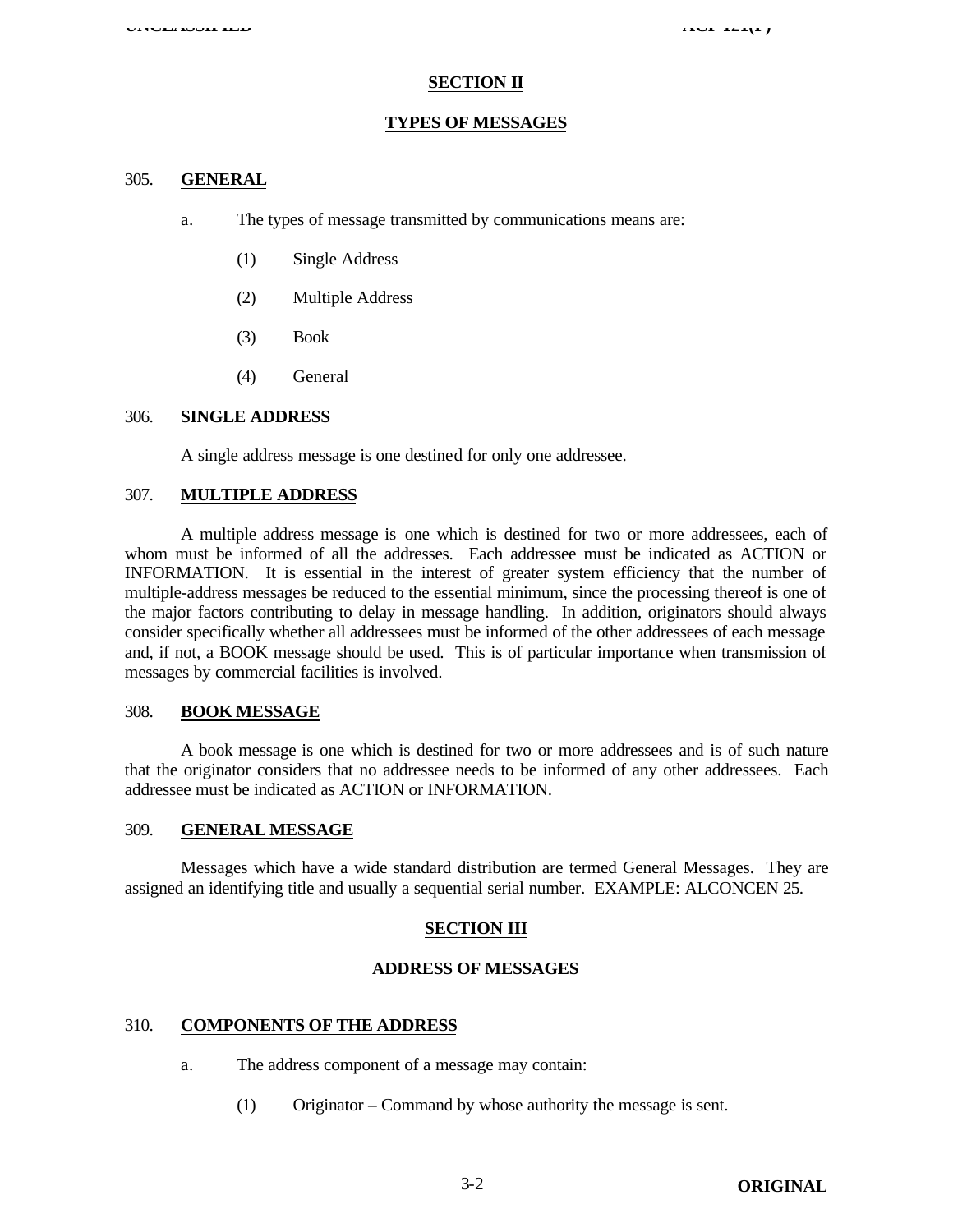## SECTION II

## TYPES OF MESSAGES

### 305. GENERAL

a. The types of message transmitted by communications means are:

(1) Single Address

(2) Multiple Address

(3) Book

(4) General

### 306. SINGLE ADDRESS

A single address message is one destined for only one addressee.

### 307. MULTIPLE ADDRESS

A multiple address message is one which is destined for two or more addressees, each of whom must be informed of all the addresses. Each addressee must be indicated as ACTION or INFORMATION. It is essential in the interest of greater system efficiency that the number of multiple-address messages be reduced to the essential minimum, since the processing thereof is one of the major factors contributing to delay in message handling. In addition, originators should always consider specifically whether all addressees must be informed of the other addressees of each message and, if not, a BOOK message should be used. This is of particular importance when transmission of messages by commercial facilities is involved.

### 308. BOOK MESSAGE

A book message is one which is destined for two or more addressees and is of such nature that the originator considers that no addressee needs to be informed of any other addressees. Each addressee must be indicated as ACTION or INFORMATION.

### 309. GENERAL MESSAGE

Messages which have a wide standard distribution are termed General Messages. They are assigned an identifying title and usually a sequential serial number. EXAMPLE: ALCONCEN 25.

## SECTION III

## ADDRESS OF MESSAGES

### 310. COMPONENTS OF THE ADDRESS

a. The address component of a message may contain:

(1) Originator – Command by whose authority the message is sent.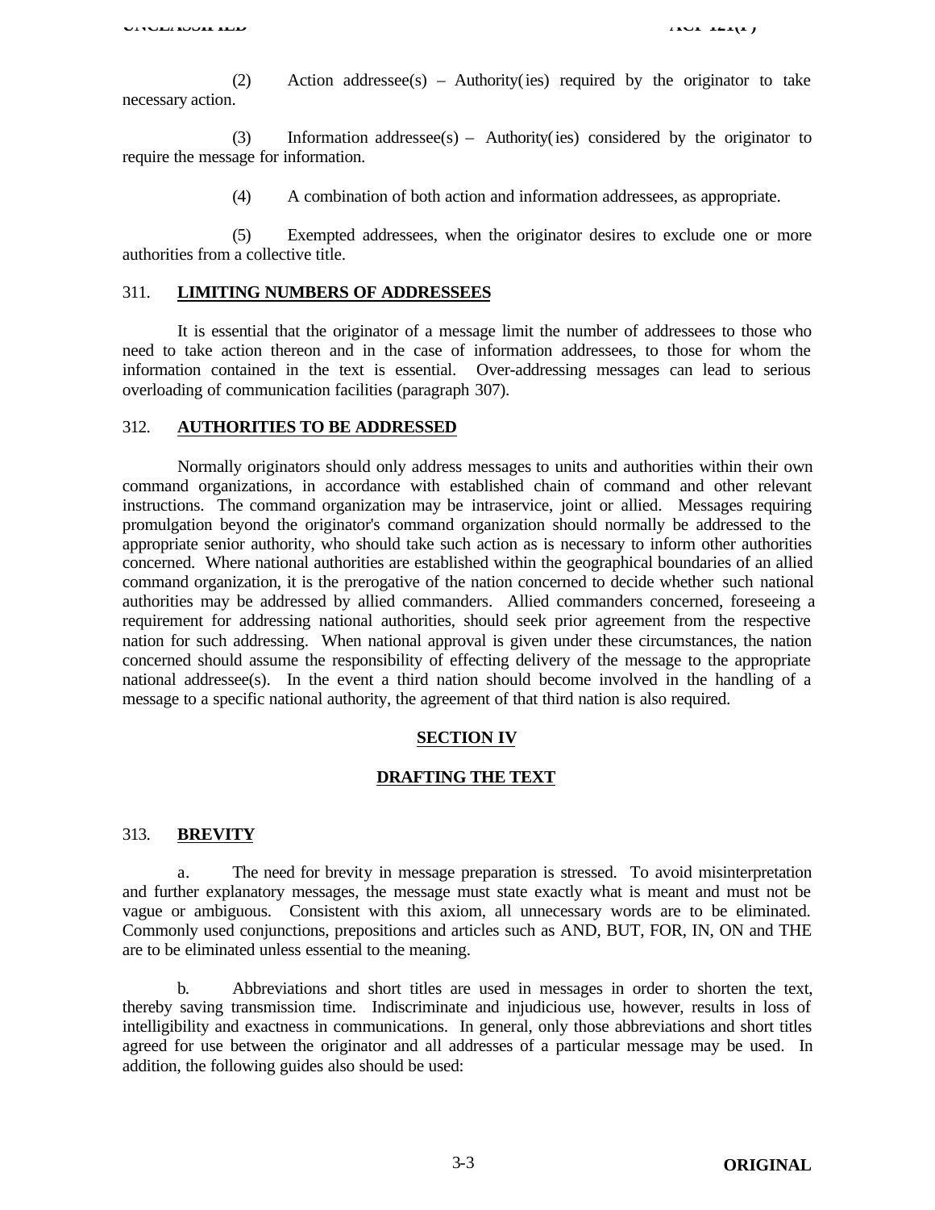(2) Action addressee(s) – Authority(ies) required by the originator to take necessary action.

(3) Information addressee(s) – Authority(ies) considered by the originator to require the message for information.

(4) A combination of both action and information addressees, as appropriate.

(5) Exempted addressees, when the originator desires to exclude one or more authorities from a collective title.

## 311. **LIMITING NUMBERS OF ADDRESSEES**

It is essential that the originator of a message limit the number of addressees to those who need to take action thereon and in the case of information addressees, to those for whom the information contained in the text is essential. Over-addressing messages can lead to serious overloading of communication facilities (paragraph 307).

## 312. **AUTHORITIES TO BE ADDRESSED**

Normally originators should only address messages to units and authorities within their own command organizations, in accordance with established chain of command and other relevant instructions. The command organization may be intraservice, joint or allied. Messages requiring promulgation beyond the originator's command organization should normally be addressed to the appropriate senior authority, who should take such action as is necessary to inform other authorities concerned. Where national authorities are established within the geographical boundaries of an allied command organization, it is the prerogative of the nation concerned to decide whether such national authorities may be addressed by allied commanders. Allied commanders concerned, foreseeing a requirement for addressing national authorities, should seek prior agreement from the respective nation for such addressing. When national approval is given under these circumstances, the nation concerned should assume the responsibility of effecting delivery of the message to the appropriate national addressee(s). In the event a third nation should become involved in the handling of a message to a specific national authority, the agreement of that third nation is also required.

# SECTION IV

# DRAFTING THE TEXT

## 313. **BREVITY**

a. The need for brevity in message preparation is stressed. To avoid misinterpretation and further explanatory messages, the message must state exactly what is meant and must not be vague or ambiguous. Consistent with this axiom, all unnecessary words are to be eliminated. Commonly used conjunctions, prepositions and articles such as AND, BUT, FOR, IN, ON and THE are to be eliminated unless essential to the meaning.

b. Abbreviations and short titles are used in messages in order to shorten the text, thereby saving transmission time. Indiscriminate and injudicious use, however, results in loss of intelligibility and exactness in communications. In general, only those abbreviations and short titles agreed for use between the originator and all addresses of a particular message may be used. In addition, the following guides also should be used: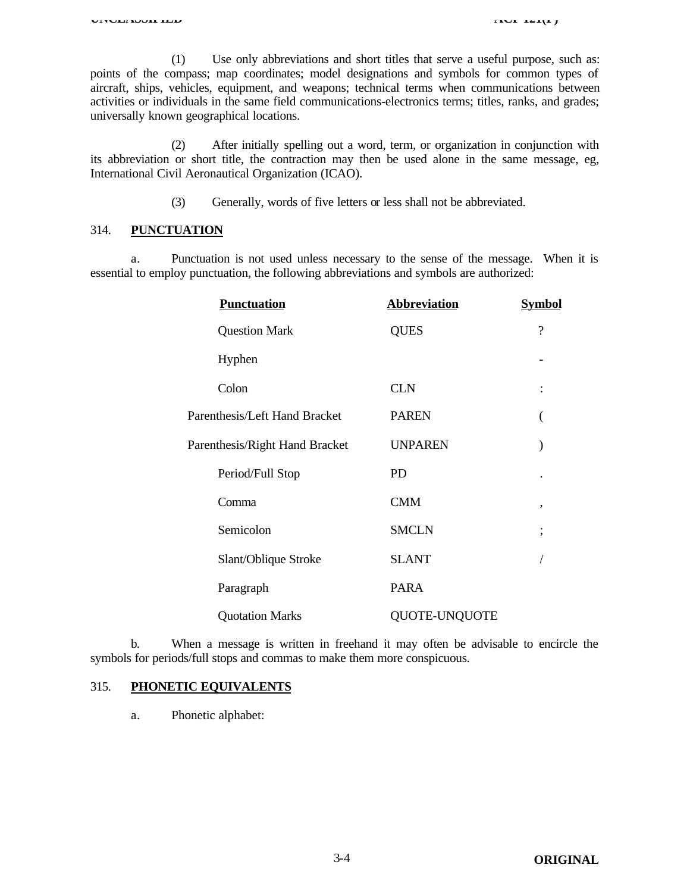(1) Use only abbreviations and short titles that serve a useful purpose, such as: points of the compass; map coordinates; model designations and symbols for common types of aircraft, ships, vehicles, equipment, and weapons; technical terms when communications between activities or individuals in the same field communications-electronics terms; titles, ranks, and grades; universally known geographical locations.

(2) After initially spelling out a word, term, or organization in conjunction with its abbreviation or short title, the contraction may then be used alone in the same message, eg, International Civil Aeronautical Organization (ICAO).

(3) Generally, words of five letters or less shall not be abbreviated.

## 314. PUNCTUATION

a. Punctuation is not used unless necessary to the sense of the message. When it is essential to employ punctuation, the following abbreviations and symbols are authorized:

| Punctuation | Abbreviation | Symbol |
|---|---|---|
| Question Mark | QUES | ? |
| Hyphen | | - |
| Colon | CLN | : |
| Parenthesis/Left Hand Bracket | PAREN | ( |
| Parenthesis/Right Hand Bracket | UNPAREN | ) |
| Period/Full Stop | PD | . |
| Comma | CMM | , |
| Semicolon | SMCLN | ; |
| Slant/Oblique Stroke | SLANT | / |
| Paragraph | PARA | |
| Quotation Marks | QUOTE-UNQUOTE | |

b. When a message is written in freehand it may often be advisable to encircle the symbols for periods/full stops and commas to make them more conspicuous.

## 315. PHONETIC EQUIVALENTS

a. Phonetic alphabet: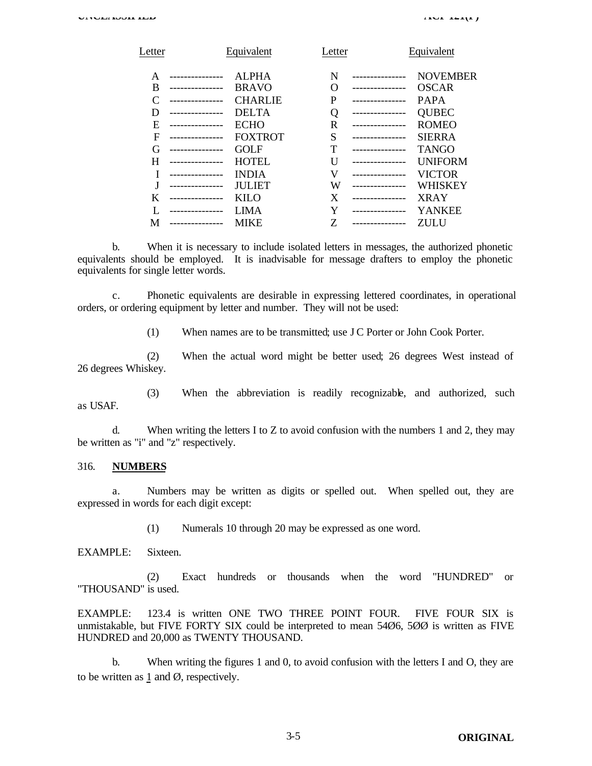| Letter | | Equivalent | Letter | | Equivalent |
|---|---|---|---|---|---|
| A | --------------- | ALPHA | N | --------------- | NOVEMBER |
| B | --------------- | BRAVO | O | --------------- | OSCAR |
| C | --------------- | CHARLIE | P | --------------- | PAPA |
| D | --------------- | DELTA | Q | --------------- | QUBEC |
| E | --------------- | ECHO | R | --------------- | ROMEO |
| F | --------------- | FOXTROT | S | --------------- | SIERRA |
| G | --------------- | GOLF | T | --------------- | TANGO |
| H | --------------- | HOTEL | U | --------------- | UNIFORM |
| I | --------------- | INDIA | V | --------------- | VICTOR |
| J | --------------- | JULIET | W | --------------- | WHISKEY |
| K | --------------- | KILO | X | --------------- | XRAY |
| L | --------------- | LIMA | Y | --------------- | YANKEE |
| M | --------------- | MIKE | Z | --------------- | ZULU |

b. When it is necessary to include isolated letters in messages, the authorized phonetic equivalents should be employed. It is inadvisable for message drafters to employ the phonetic equivalents for single letter words.

c. Phonetic equivalents are desirable in expressing lettered coordinates, in operational orders, or ordering equipment by letter and number. They will not be used:

(1) When names are to be transmitted; use J C Porter or John Cook Porter.

(2) When the actual word might be better used; 26 degrees West instead of 26 degrees Whiskey.

(3) When the abbreviation is readily recognizable, and authorized, such as USAF.

d. When writing the letters I to Z to avoid confusion with the numbers 1 and 2, they may be written as "i" and "z" respectively.

316. **NUMBERS**

a. Numbers may be written as digits or spelled out. When spelled out, they are expressed in words for each digit except:

(1) Numerals 10 through 20 may be expressed as one word.

EXAMPLE: Sixteen.

(2) Exact hundreds or thousands when the word "HUNDRED" or "THOUSAND" is used.

EXAMPLE: 123.4 is written ONE TWO THREE POINT FOUR. FIVE FOUR SIX is unmistakable, but FIVE FORTY SIX could be interpreted to mean 54Ø6, 5ØØ is written as FIVE HUNDRED and 20,000 as TWENTY THOUSAND.

b. When writing the figures 1 and 0, to avoid confusion with the letters I and O, they are to be written as <u>1</u> and Ø, respectively.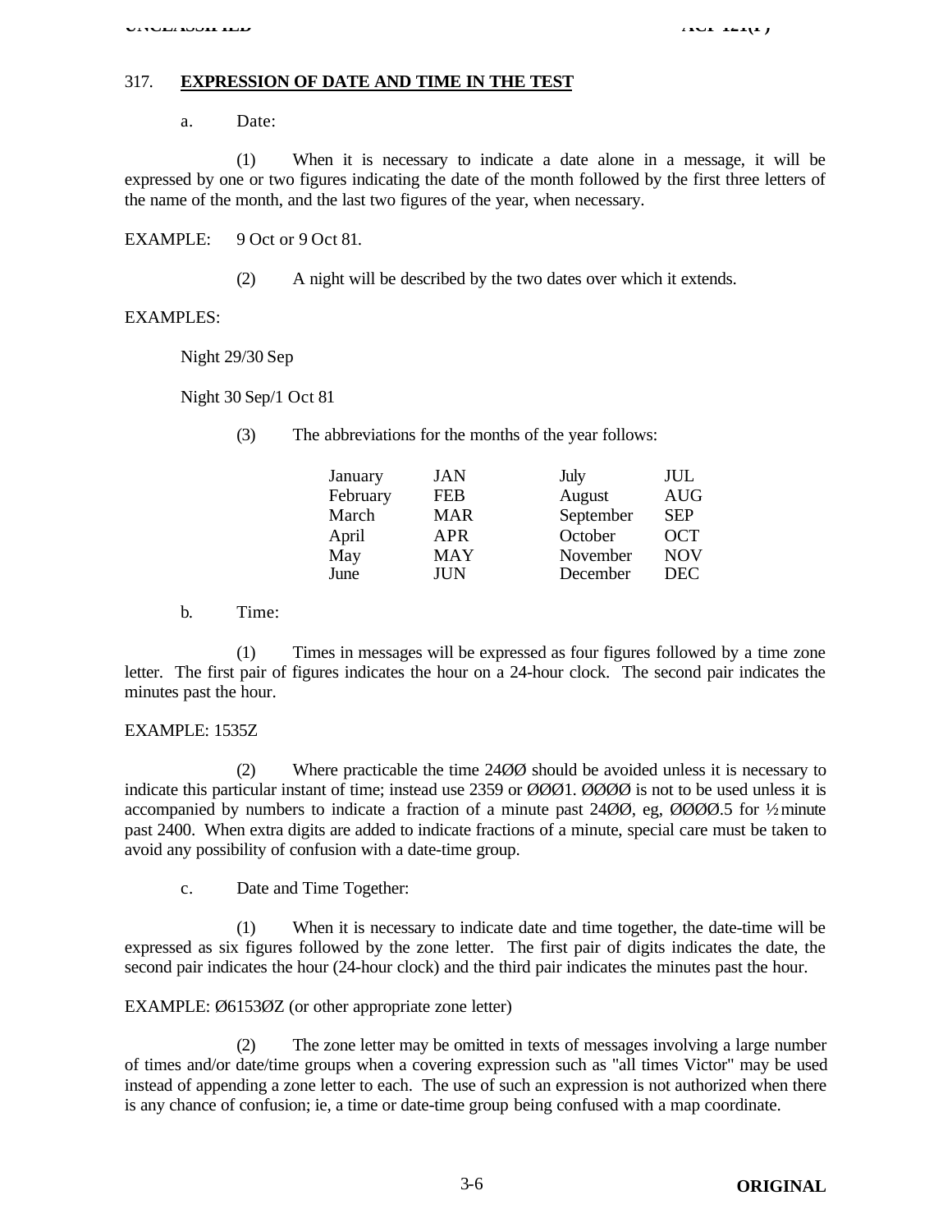317. **EXPRESSION OF DATE AND TIME IN THE TEST**

a. Date:

(1) When it is necessary to indicate a date alone in a message, it will be expressed by one or two figures indicating the date of the month followed by the first three letters of the name of the month, and the last two figures of the year, when necessary.

EXAMPLE: 9 Oct or 9 Oct 81.

(2) A night will be described by the two dates over which it extends.

EXAMPLES:

Night 29/30 Sep

Night 30 Sep/1 Oct 81

(3) The abbreviations for the months of the year follows:

| | | | |
|---|---|---|---|
| January | JAN | July | JUL |
| February | FEB | August | AUG |
| March | MAR | September | SEP |
| April | APR | October | OCT |
| May | MAY | November | NOV |
| June | JUN | December | DEC |

b. Time:

(1) Times in messages will be expressed as four figures followed by a time zone letter. The first pair of figures indicates the hour on a 24-hour clock. The second pair indicates the minutes past the hour.

EXAMPLE: 1535Z

(2) Where practicable the time 24ØØ should be avoided unless it is necessary to indicate this particular instant of time; instead use 2359 or ØØØ1. ØØØØ is not to be used unless it is accompanied by numbers to indicate a fraction of a minute past 24ØØ, eg, ØØØØ.5 for ½ minute past 2400. When extra digits are added to indicate fractions of a minute, special care must be taken to avoid any possibility of confusion with a date-time group.

c. Date and Time Together:

(1) When it is necessary to indicate date and time together, the date-time will be expressed as six figures followed by the zone letter. The first pair of digits indicates the date, the second pair indicates the hour (24-hour clock) and the third pair indicates the minutes past the hour.

EXAMPLE: Ø6153ØZ (or other appropriate zone letter)

(2) The zone letter may be omitted in texts of messages involving a large number of times and/or date/time groups when a covering expression such as "all times Victor" may be used instead of appending a zone letter to each. The use of such an expression is not authorized when there is any chance of confusion; ie, a time or date-time group being confused with a map coordinate.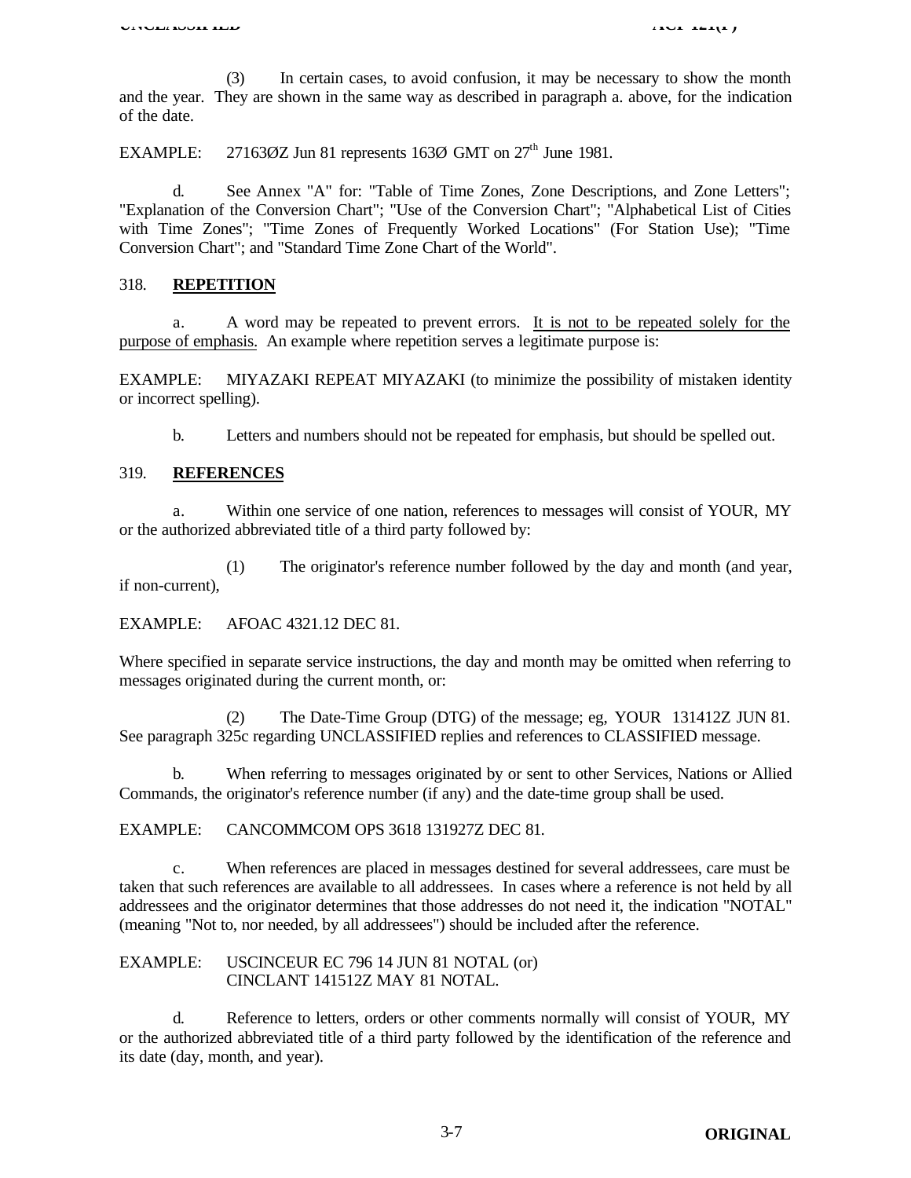(3) In certain cases, to avoid confusion, it may be necessary to show the month and the year. They are shown in the same way as described in paragraph a. above, for the indication of the date.

EXAMPLE: 27163ØZ Jun 81 represents 163Ø GMT on 27th June 1981.

d. See Annex "A" for: "Table of Time Zones, Zone Descriptions, and Zone Letters"; "Explanation of the Conversion Chart"; "Use of the Conversion Chart"; "Alphabetical List of Cities with Time Zones"; "Time Zones of Frequently Worked Locations" (For Station Use); "Time Conversion Chart"; and "Standard Time Zone Chart of the World".

## 318. REPETITION

a. A word may be repeated to prevent errors. It is not to be repeated solely for the purpose of emphasis. An example where repetition serves a legitimate purpose is:

EXAMPLE: MIYAZAKI REPEAT MIYAZAKI (to minimize the possibility of mistaken identity or incorrect spelling).

b. Letters and numbers should not be repeated for emphasis, but should be spelled out.

## 319. REFERENCES

a. Within one service of one nation, references to messages will consist of YOUR, MY or the authorized abbreviated title of a third party followed by:

(1) The originator's reference number followed by the day and month (and year, if non-current),

EXAMPLE: AFOAC 4321.12 DEC 81.

Where specified in separate service instructions, the day and month may be omitted when referring to messages originated during the current month, or:

(2) The Date-Time Group (DTG) of the message; eg, YOUR 131412Z JUN 81. See paragraph 325c regarding UNCLASSIFIED replies and references to CLASSIFIED message.

b. When referring to messages originated by or sent to other Services, Nations or Allied Commands, the originator's reference number (if any) and the date-time group shall be used.

EXAMPLE: CANCOMMCOM OPS 3618 131927Z DEC 81.

c. When references are placed in messages destined for several addressees, care must be taken that such references are available to all addressees. In cases where a reference is not held by all addressees and the originator determines that those addresses do not need it, the indication "NOTAL" (meaning "Not to, nor needed, by all addressees") should be included after the reference.

EXAMPLE: USCINCEUR EC 796 14 JUN 81 NOTAL (or)
CINCLANT 141512Z MAY 81 NOTAL.

d. Reference to letters, orders or other comments normally will consist of YOUR, MY or the authorized abbreviated title of a third party followed by the identification of the reference and its date (day, month, and year).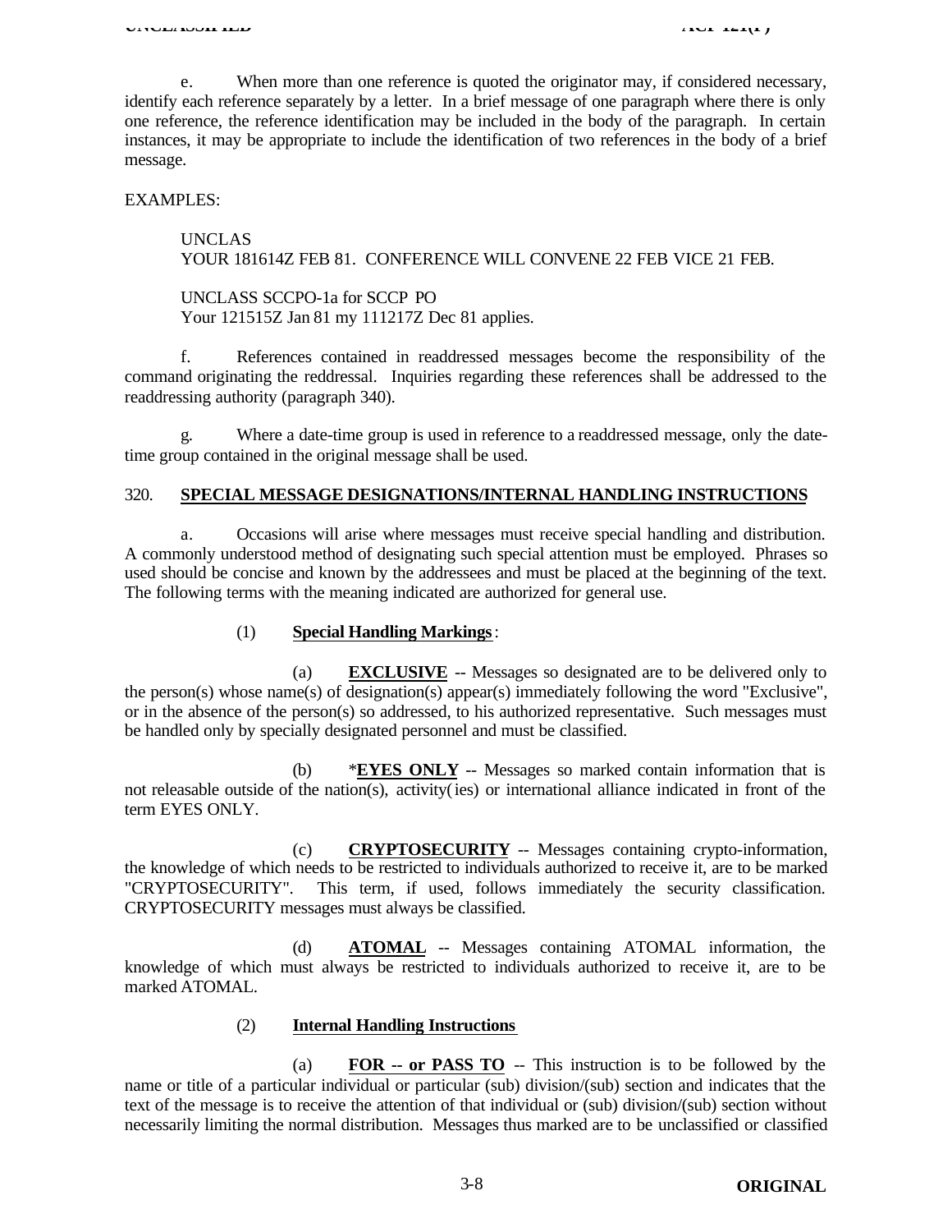e. When more than one reference is quoted the originator may, if considered necessary, identify each reference separately by a letter. In a brief message of one paragraph where there is only one reference, the reference identification may be included in the body of the paragraph. In certain instances, it may be appropriate to include the identification of two references in the body of a brief message.

EXAMPLES:

UNCLAS
YOUR 181614Z FEB 81. CONFERENCE WILL CONVENE 22 FEB VICE 21 FEB.

UNCLASS SCCPO-1a for SCCP PO
Your 121515Z Jan 81 my 111217Z Dec 81 applies.

f. References contained in readdressed messages become the responsibility of the command originating the reddressal. Inquiries regarding these references shall be addressed to the readdressing authority (paragraph 340).

g. Where a date-time group is used in reference to a readdressed message, only the date-time group contained in the original message shall be used.

320. **SPECIAL MESSAGE DESIGNATIONS/INTERNAL HANDLING INSTRUCTIONS**

a. Occasions will arise where messages must receive special handling and distribution. A commonly understood method of designating such special attention must be employed. Phrases so used should be concise and known by the addressees and must be placed at the beginning of the text. The following terms with the meaning indicated are authorized for general use.

(1) **Special Handling Markings**:

(a) **EXCLUSIVE** -- Messages so designated are to be delivered only to the person(s) whose name(s) of designation(s) appear(s) immediately following the word "Exclusive", or in the absence of the person(s) so addressed, to his authorized representative. Such messages must be handled only by specially designated personnel and must be classified.

(b) ***EYES ONLY** -- Messages so marked contain information that is not releasable outside of the nation(s), activity(ies) or international alliance indicated in front of the term EYES ONLY.

(c) **CRYPTOSECURITY** -- Messages containing crypto-information, the knowledge of which needs to be restricted to individuals authorized to receive it, are to be marked "CRYPTOSECURITY". This term, if used, follows immediately the security classification. CRYPTOSECURITY messages must always be classified.

(d) **ATOMAL** -- Messages containing ATOMAL information, the knowledge of which must always be restricted to individuals authorized to receive it, are to be marked ATOMAL.

(2) **Internal Handling Instructions**

(a) **FOR -- or PASS TO** -- This instruction is to be followed by the name or title of a particular individual or particular (sub) division/(sub) section and indicates that the text of the message is to receive the attention of that individual or (sub) division/(sub) section without necessarily limiting the normal distribution. Messages thus marked are to be unclassified or classified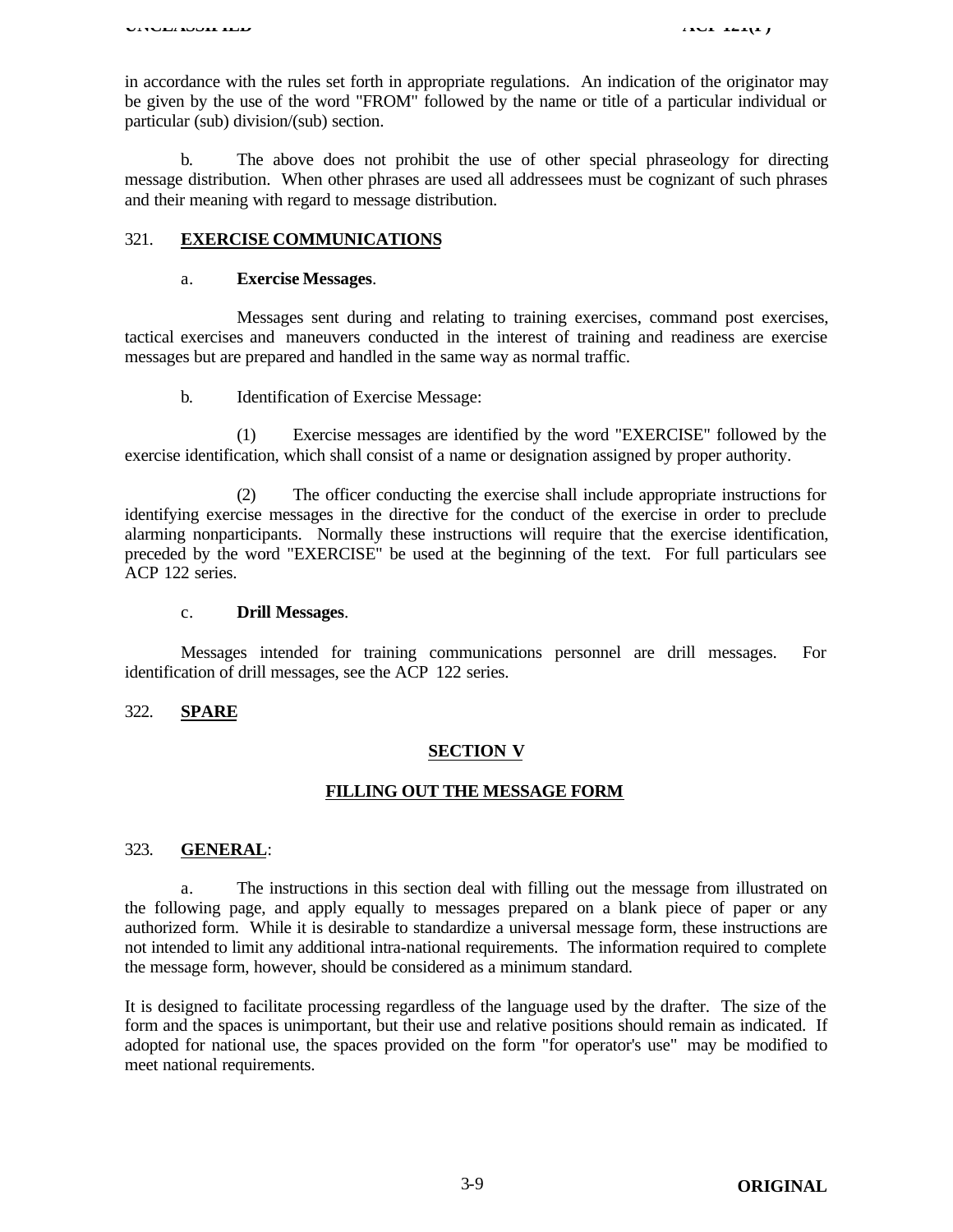in accordance with the rules set forth in appropriate regulations. An indication of the originator may be given by the use of the word "FROM" followed by the name or title of a particular individual or particular (sub) division/(sub) section.

b. The above does not prohibit the use of other special phraseology for directing message distribution. When other phrases are used all addressees must be cognizant of such phrases and their meaning with regard to message distribution.

321. **EXERCISE COMMUNICATIONS**

a. **Exercise Messages**.

Messages sent during and relating to training exercises, command post exercises, tactical exercises and maneuvers conducted in the interest of training and readiness are exercise messages but are prepared and handled in the same way as normal traffic.

b. Identification of Exercise Message:

(1) Exercise messages are identified by the word "EXERCISE" followed by the exercise identification, which shall consist of a name or designation assigned by proper authority.

(2) The officer conducting the exercise shall include appropriate instructions for identifying exercise messages in the directive for the conduct of the exercise in order to preclude alarming nonparticipants. Normally these instructions will require that the exercise identification, preceded by the word "EXERCISE" be used at the beginning of the text. For full particulars see ACP 122 series.

c. **Drill Messages**.

Messages intended for training communications personnel are drill messages. For identification of drill messages, see the ACP 122 series.

322. **SPARE**

## SECTION V

## FILLING OUT THE MESSAGE FORM

323. **GENERAL**:

a. The instructions in this section deal with filling out the message from illustrated on the following page, and apply equally to messages prepared on a blank piece of paper or any authorized form. While it is desirable to standardize a universal message form, these instructions are not intended to limit any additional intra-national requirements. The information required to complete the message form, however, should be considered as a minimum standard.

It is designed to facilitate processing regardless of the language used by the drafter. The size of the form and the spaces is unimportant, but their use and relative positions should remain as indicated. If adopted for national use, the spaces provided on the form "for operator's use" may be modified to meet national requirements.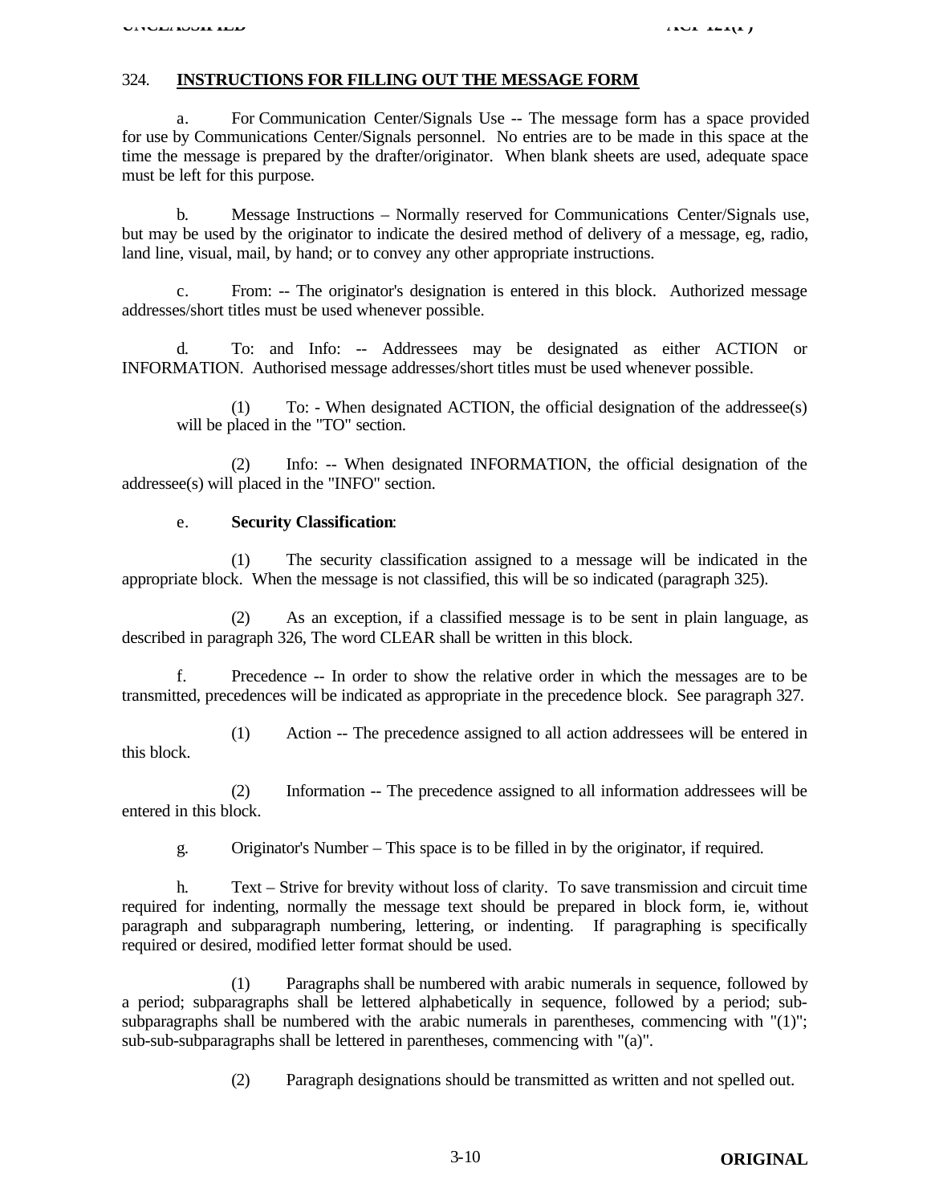324. **INSTRUCTIONS FOR FILLING OUT THE MESSAGE FORM**

a. For Communication Center/Signals Use -- The message form has a space provided for use by Communications Center/Signals personnel. No entries are to be made in this space at the time the message is prepared by the drafter/originator. When blank sheets are used, adequate space must be left for this purpose.

b. Message Instructions – Normally reserved for Communications Center/Signals use, but may be used by the originator to indicate the desired method of delivery of a message, eg, radio, land line, visual, mail, by hand; or to convey any other appropriate instructions.

c. From: -- The originator's designation is entered in this block. Authorized message addresses/short titles must be used whenever possible.

d. To: and Info: -- Addressees may be designated as either ACTION or INFORMATION. Authorised message addresses/short titles must be used whenever possible.

(1) To: - When designated ACTION, the official designation of the addressee(s) will be placed in the "TO" section.

(2) Info: -- When designated INFORMATION, the official designation of the addressee(s) will placed in the "INFO" section.

e. **Security Classification**:

(1) The security classification assigned to a message will be indicated in the appropriate block. When the message is not classified, this will be so indicated (paragraph 325).

(2) As an exception, if a classified message is to be sent in plain language, as described in paragraph 326, The word CLEAR shall be written in this block.

f. Precedence -- In order to show the relative order in which the messages are to be transmitted, precedences will be indicated as appropriate in the precedence block. See paragraph 327.

(1) Action -- The precedence assigned to all action addressees will be entered in this block.

(2) Information -- The precedence assigned to all information addressees will be entered in this block.

g. Originator's Number – This space is to be filled in by the originator, if required.

h. Text – Strive for brevity without loss of clarity. To save transmission and circuit time required for indenting, normally the message text should be prepared in block form, ie, without paragraph and subparagraph numbering, lettering, or indenting. If paragraphing is specifically required or desired, modified letter format should be used.

(1) Paragraphs shall be numbered with arabic numerals in sequence, followed by a period; subparagraphs shall be lettered alphabetically in sequence, followed by a period; sub-subparagraphs shall be numbered with the arabic numerals in parentheses, commencing with "(1)"; sub-sub-subparagraphs shall be lettered in parentheses, commencing with "(a)".

(2) Paragraph designations should be transmitted as written and not spelled out.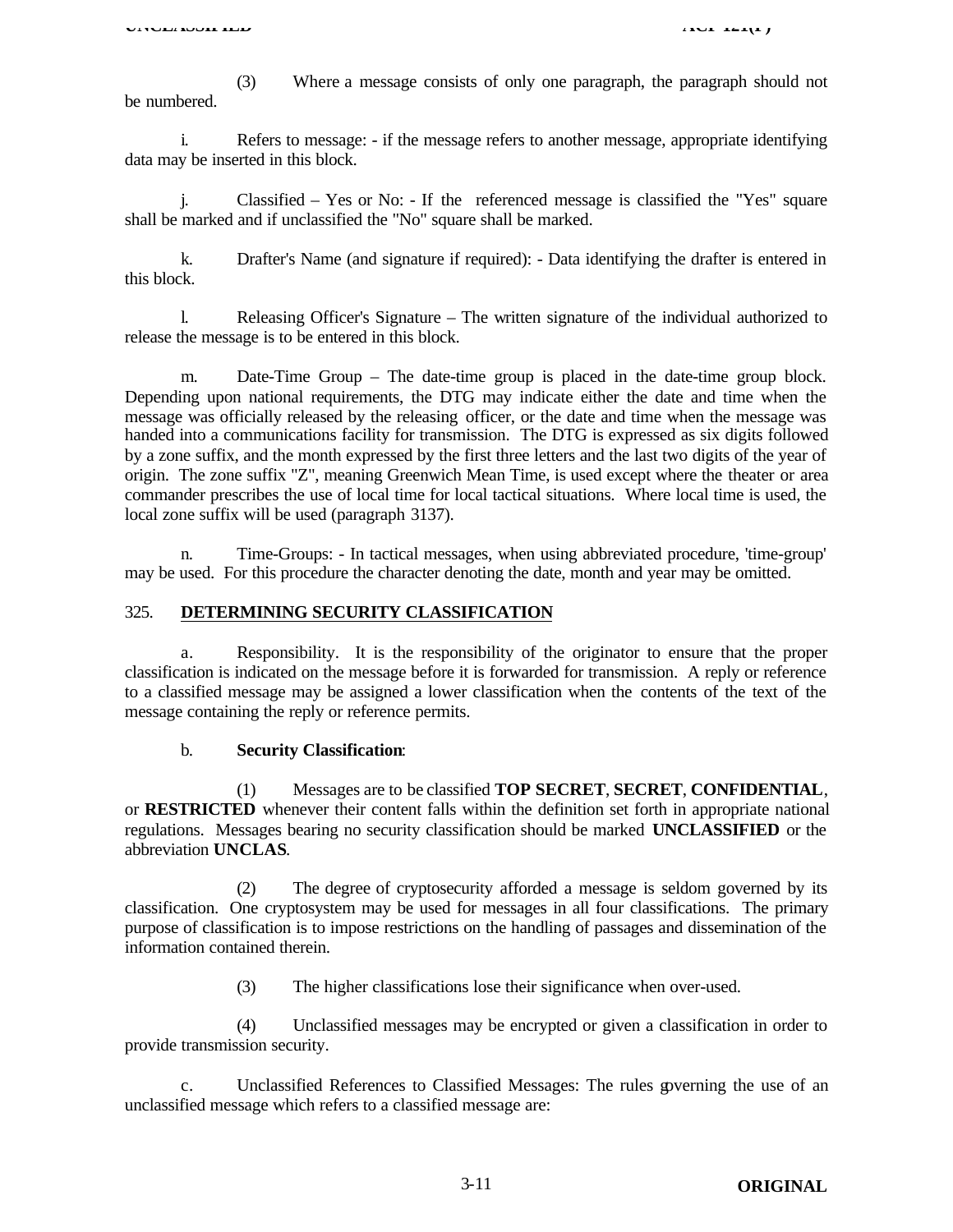(3) Where a message consists of only one paragraph, the paragraph should not be numbered.

i. Refers to message: - if the message refers to another message, appropriate identifying data may be inserted in this block.

j. Classified – Yes or No: - If the referenced message is classified the "Yes" square shall be marked and if unclassified the "No" square shall be marked.

k. Drafter's Name (and signature if required): - Data identifying the drafter is entered in this block.

l. Releasing Officer's Signature – The written signature of the individual authorized to release the message is to be entered in this block.

m. Date-Time Group – The date-time group is placed in the date-time group block. Depending upon national requirements, the DTG may indicate either the date and time when the message was officially released by the releasing officer, or the date and time when the message was handed into a communications facility for transmission. The DTG is expressed as six digits followed by a zone suffix, and the month expressed by the first three letters and the last two digits of the year of origin. The zone suffix "Z", meaning Greenwich Mean Time, is used except where the theater or area commander prescribes the use of local time for local tactical situations. Where local time is used, the local zone suffix will be used (paragraph 3137).

n. Time-Groups: - In tactical messages, when using abbreviated procedure, 'time-group' may be used. For this procedure the character denoting the date, month and year may be omitted.

## 325. DETERMINING SECURITY CLASSIFICATION

a. Responsibility. It is the responsibility of the originator to ensure that the proper classification is indicated on the message before it is forwarded for transmission. A reply or reference to a classified message may be assigned a lower classification when the contents of the text of the message containing the reply or reference permits.

b. **Security Classification**:

(1) Messages are to be classified **TOP SECRET**, **SECRET**, **CONFIDENTIAL**, or **RESTRICTED** whenever their content falls within the definition set forth in appropriate national regulations. Messages bearing no security classification should be marked **UNCLASSIFIED** or the abbreviation **UNCLAS**.

(2) The degree of cryptosecurity afforded a message is seldom governed by its classification. One cryptosystem may be used for messages in all four classifications. The primary purpose of classification is to impose restrictions on the handling of passages and dissemination of the information contained therein.

(3) The higher classifications lose their significance when over-used.

(4) Unclassified messages may be encrypted or given a classification in order to provide transmission security.

c. Unclassified References to Classified Messages: The rules governing the use of an unclassified message which refers to a classified message are: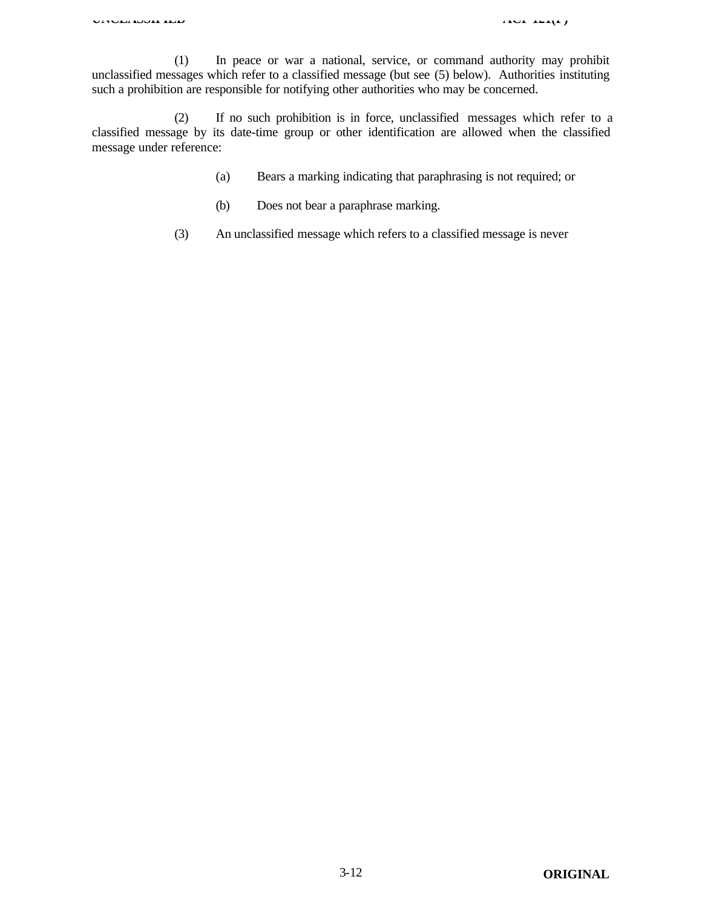(1) In peace or war a national, service, or command authority may prohibit unclassified messages which refer to a classified message (but see (5) below). Authorities instituting such a prohibition are responsible for notifying other authorities who may be concerned.

(2) If no such prohibition is in force, unclassified messages which refer to a classified message by its date-time group or other identification are allowed when the classified message under reference:

(a) Bears a marking indicating that paraphrasing is not required; or

(b) Does not bear a paraphrase marking.

(3) An unclassified message which refers to a classified message is never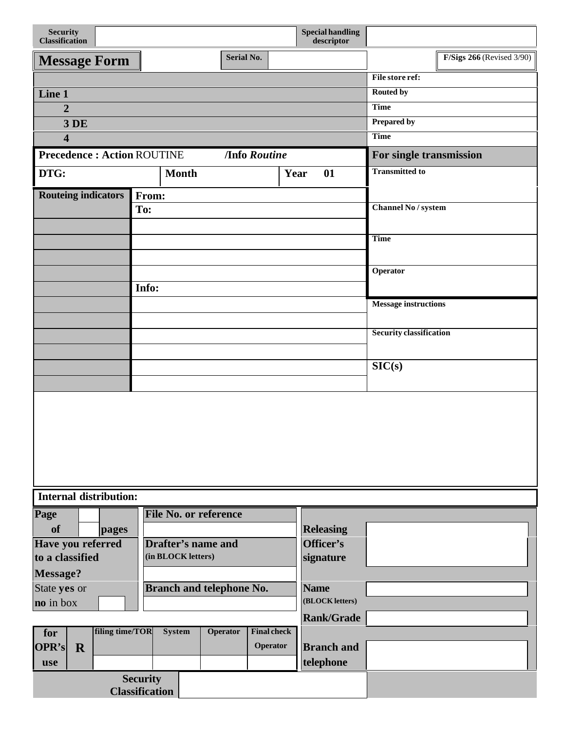| **Security Classification** | | **Special handling descriptor** | |
|---|---|---|---|

| **Message Form** | **Serial No.** | | **F/Sigs 266** (Revised 3/90) |
|---|---|---|---|

| | **File store ref:** |
|---|---|
| **Line 1** | **Routed by** |
| **2** | **Time** |
| **3 DE** | **Prepared by** |
| **4** | **Time** |
| **Precedence : Action** ROUTINE **/Info** ***Routine*** | **For single transmission** |
| **DTG:** **Month** **Year** **01** | **Transmitted to** |

| **Routeing indicators** | **From:** | |
|---|---|---|
| | **To:** | **Channel No / system** |
| | | |
| | | **Time** |
| | | |
| | | **Operator** |
| | **Info:** | |
| | | **Message instructions** |
| | | |
| | | **Security classification** |
| | | |
| | | **SIC(s)** |
| | | |

**Internal distribution:**

| **Page** ___ **of** ___ **pages** | **File No. or reference** | **Releasing Officer's signature** | |
|---|---|---|---|
| **Have you referred to a classified Message?** | **Drafter's name and (in BLOCK letters)** | | |
| State **yes** or **no** in box | **Branch and telephone No.** | **Name (BLOCK letters)** | |
| | | **Rank/Grade** | |

| **for OPR's use** | **R** | **filing time/TOR** | **System** | **Operator** | **Final check Operator** | **Branch and telephone** | |
|---|---|---|---|---|---|---|---|
| | | | | | | | |

| **Security Classification** | |
|---|---|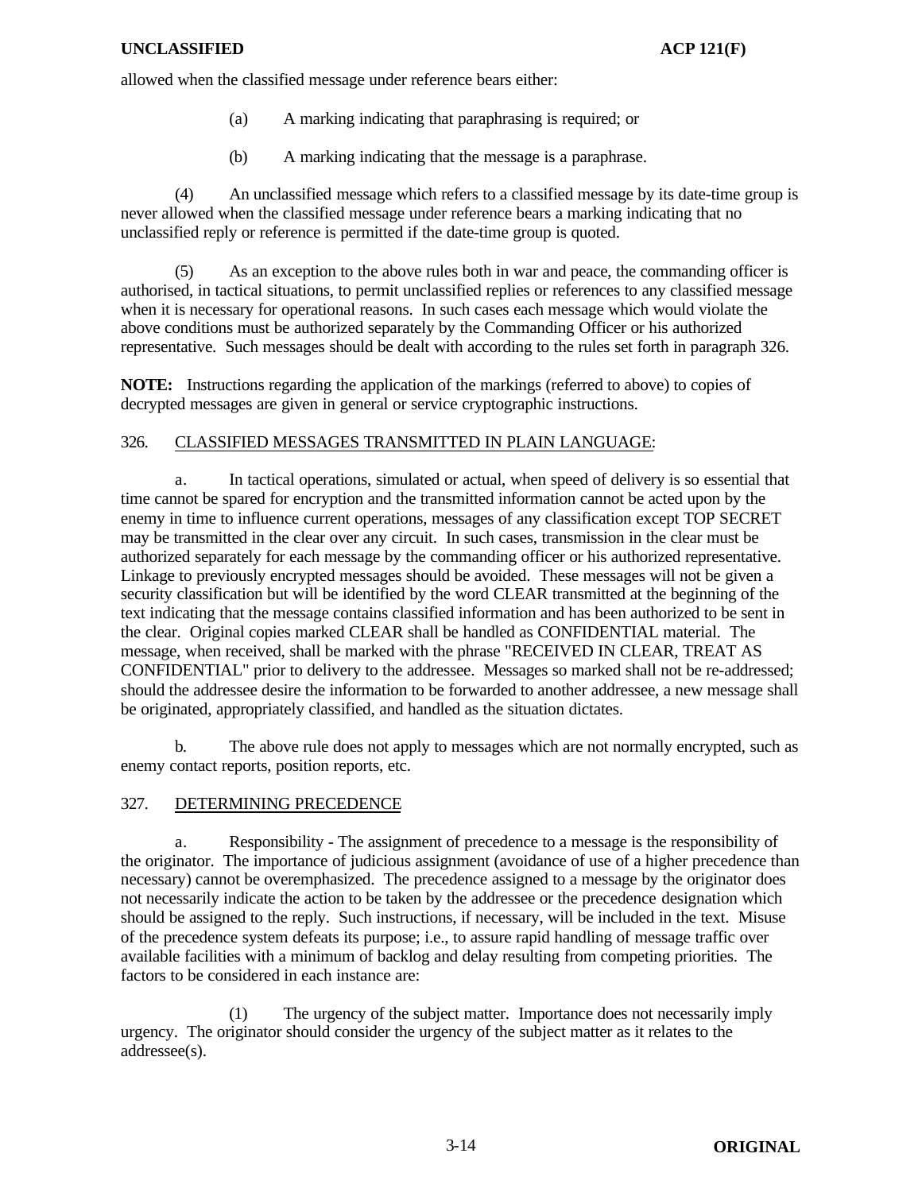allowed when the classified message under reference bears either:

(a) A marking indicating that paraphrasing is required; or

(b) A marking indicating that the message is a paraphrase.

(4) An unclassified message which refers to a classified message by its date-time group is never allowed when the classified message under reference bears a marking indicating that no unclassified reply or reference is permitted if the date-time group is quoted.

(5) As an exception to the above rules both in war and peace, the commanding officer is authorised, in tactical situations, to permit unclassified replies or references to any classified message when it is necessary for operational reasons. In such cases each message which would violate the above conditions must be authorized separately by the Commanding Officer or his authorized representative. Such messages should be dealt with according to the rules set forth in paragraph 326.

**NOTE:** Instructions regarding the application of the markings (referred to above) to copies of decrypted messages are given in general or service cryptographic instructions.

326. CLASSIFIED MESSAGES TRANSMITTED IN PLAIN LANGUAGE:

a. In tactical operations, simulated or actual, when speed of delivery is so essential that time cannot be spared for encryption and the transmitted information cannot be acted upon by the enemy in time to influence current operations, messages of any classification except TOP SECRET may be transmitted in the clear over any circuit. In such cases, transmission in the clear must be authorized separately for each message by the commanding officer or his authorized representative. Linkage to previously encrypted messages should be avoided. These messages will not be given a security classification but will be identified by the word CLEAR transmitted at the beginning of the text indicating that the message contains classified information and has been authorized to be sent in the clear. Original copies marked CLEAR shall be handled as CONFIDENTIAL material. The message, when received, shall be marked with the phrase "RECEIVED IN CLEAR, TREAT AS CONFIDENTIAL" prior to delivery to the addressee. Messages so marked shall not be re-addressed; should the addressee desire the information to be forwarded to another addressee, a new message shall be originated, appropriately classified, and handled as the situation dictates.

b. The above rule does not apply to messages which are not normally encrypted, such as enemy contact reports, position reports, etc.

327. DETERMINING PRECEDENCE

a. Responsibility - The assignment of precedence to a message is the responsibility of the originator. The importance of judicious assignment (avoidance of use of a higher precedence than necessary) cannot be overemphasized. The precedence assigned to a message by the originator does not necessarily indicate the action to be taken by the addressee or the precedence designation which should be assigned to the reply. Such instructions, if necessary, will be included in the text. Misuse of the precedence system defeats its purpose; i.e., to assure rapid handling of message traffic over available facilities with a minimum of backlog and delay resulting from competing priorities. The factors to be considered in each instance are:

(1) The urgency of the subject matter. Importance does not necessarily imply urgency. The originator should consider the urgency of the subject matter as it relates to the addressee(s).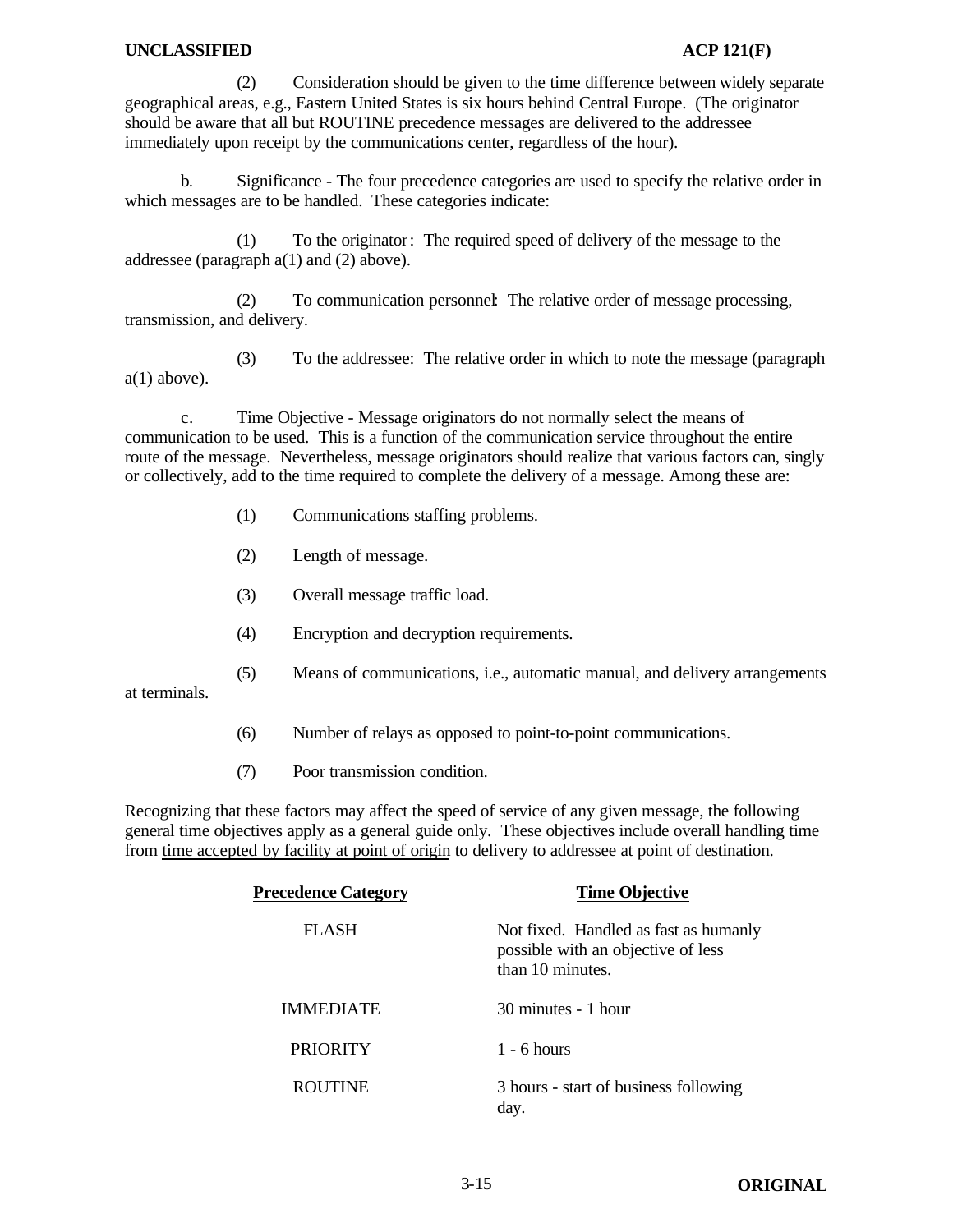(2) Consideration should be given to the time difference between widely separate geographical areas, e.g., Eastern United States is six hours behind Central Europe. (The originator should be aware that all but ROUTINE precedence messages are delivered to the addressee immediately upon receipt by the communications center, regardless of the hour).

b. Significance - The four precedence categories are used to specify the relative order in which messages are to be handled. These categories indicate:

(1) To the originator: The required speed of delivery of the message to the addressee (paragraph a(1) and (2) above).

(2) To communication personnel: The relative order of message processing, transmission, and delivery.

(3) To the addressee: The relative order in which to note the message (paragraph a(1) above).

c. Time Objective - Message originators do not normally select the means of communication to be used. This is a function of the communication service throughout the entire route of the message. Nevertheless, message originators should realize that various factors can, singly or collectively, add to the time required to complete the delivery of a message. Among these are:

(1) Communications staffing problems.

(2) Length of message.

(3) Overall message traffic load.

(4) Encryption and decryption requirements.

(5) Means of communications, i.e., automatic manual, and delivery arrangements at terminals.

(6) Number of relays as opposed to point-to-point communications.

(7) Poor transmission condition.

Recognizing that these factors may affect the speed of service of any given message, the following general time objectives apply as a general guide only. These objectives include overall handling time from time accepted by facility at point of origin to delivery to addressee at point of destination.

| Precedence Category | Time Objective |
|---|---|
| FLASH | Not fixed. Handled as fast as humanly possible with an objective of less than 10 minutes. |
| IMMEDIATE | 30 minutes - 1 hour |
| PRIORITY | 1 - 6 hours |
| ROUTINE | 3 hours - start of business following day. |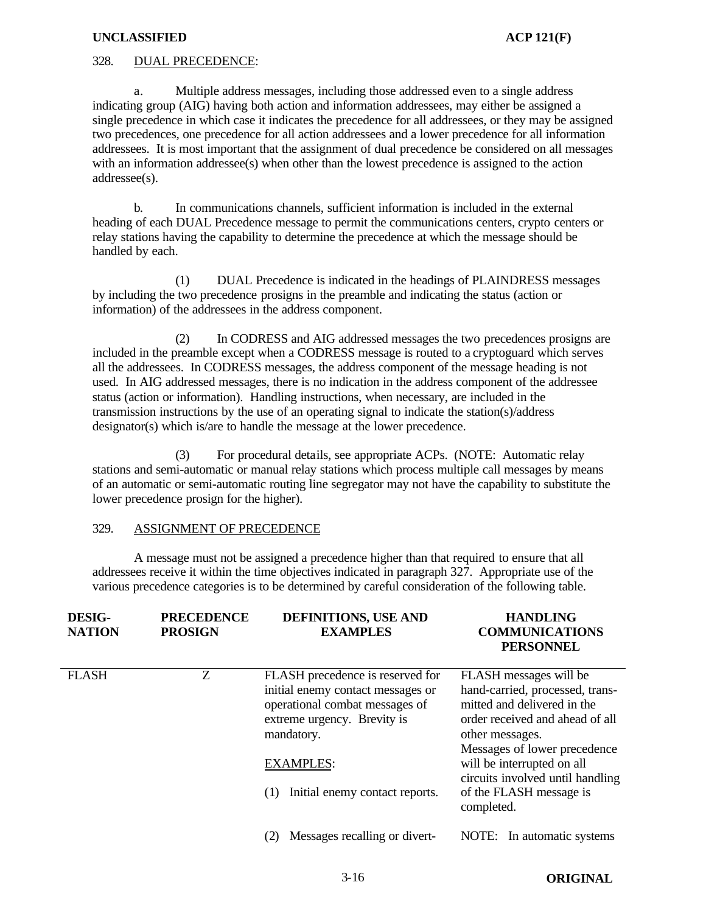328. DUAL PRECEDENCE:

a. Multiple address messages, including those addressed even to a single address indicating group (AIG) having both action and information addressees, may either be assigned a single precedence in which case it indicates the precedence for all addressees, or they may be assigned two precedences, one precedence for all action addressees and a lower precedence for all information addressees. It is most important that the assignment of dual precedence be considered on all messages with an information addressee(s) when other than the lowest precedence is assigned to the action addressee(s).

b. In communications channels, sufficient information is included in the external heading of each DUAL Precedence message to permit the communications centers, crypto centers or relay stations having the capability to determine the precedence at which the message should be handled by each.

(1) DUAL Precedence is indicated in the headings of PLAINDRESS messages by including the two precedence prosigns in the preamble and indicating the status (action or information) of the addressees in the address component.

(2) In CODRESS and AIG addressed messages the two precedences prosigns are included in the preamble except when a CODRESS message is routed to a cryptoguard which serves all the addressees. In CODRESS messages, the address component of the message heading is not used. In AIG addressed messages, there is no indication in the address component of the addressee status (action or information). Handling instructions, when necessary, are included in the transmission instructions by the use of an operating signal to indicate the station(s)/address designator(s) which is/are to handle the message at the lower precedence.

(3) For procedural details, see appropriate ACPs. (NOTE: Automatic relay stations and semi-automatic or manual relay stations which process multiple call messages by means of an automatic or semi-automatic routing line segregator may not have the capability to substitute the lower precedence prosign for the higher).

329. ASSIGNMENT OF PRECEDENCE

A message must not be assigned a precedence higher than that required to ensure that all addressees receive it within the time objectives indicated in paragraph 327. Appropriate use of the various precedence categories is to be determined by careful consideration of the following table.

| DESIGNATION | PRECEDENCE PROSIGN | DEFINITIONS, USE AND EXAMPLES | HANDLING COMMUNICATIONS PERSONNEL |
|---|---|---|---|
| FLASH | Z | FLASH precedence is reserved for initial enemy contact messages or operational combat messages of extreme urgency. Brevity is mandatory.<br><br>EXAMPLES:<br><br>(1) Initial enemy contact reports.<br><br>(2) Messages recalling or divert- | FLASH messages will be hand-carried, processed, transmitted and delivered in the order received and ahead of all other messages. Messages of lower precedence will be interrupted on all circuits involved until handling of the FLASH message is completed.<br><br>NOTE: In automatic systems |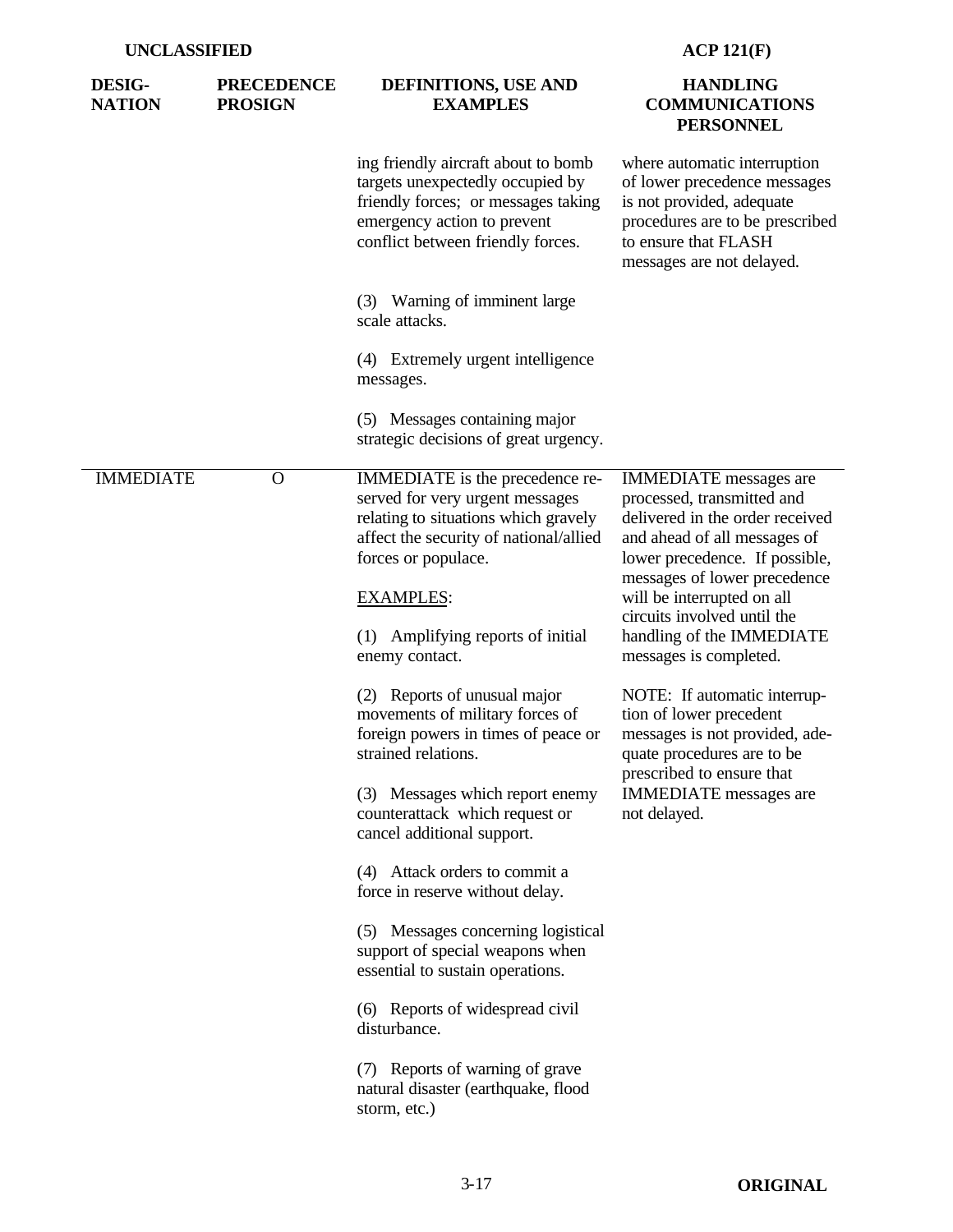| DESIG-NATION | PRECEDENCE PROSIGN | DEFINITIONS, USE AND EXAMPLES | HANDLING COMMUNICATIONS PERSONNEL |
|---|---|---|---|
| | | ing friendly aircraft about to bomb targets unexpectedly occupied by friendly forces; or messages taking emergency action to prevent conflict between friendly forces.<br><br>(3) Warning of imminent large scale attacks.<br><br>(4) Extremely urgent intelligence messages.<br><br>(5) Messages containing major strategic decisions of great urgency. | where automatic interruption of lower precedence messages is not provided, adequate procedures are to be prescribed to ensure that FLASH messages are not delayed. |
| IMMEDIATE | O | IMMEDIATE is the precedence reserved for very urgent messages relating to situations which gravely affect the security of national/allied forces or populace.<br><br><u>EXAMPLES</u>:<br><br>(1) Amplifying reports of initial enemy contact.<br><br>(2) Reports of unusual major movements of military forces of foreign powers in times of peace or strained relations.<br><br>(3) Messages which report enemy counterattack which request or cancel additional support.<br><br>(4) Attack orders to commit a force in reserve without delay.<br><br>(5) Messages concerning logistical support of special weapons when essential to sustain operations.<br><br>(6) Reports of widespread civil disturbance.<br><br>(7) Reports of warning of grave natural disaster (earthquake, flood storm, etc.) | IMMEDIATE messages are processed, transmitted and delivered in the order received and ahead of all messages of lower precedence. If possible, messages of lower precedence will be interrupted on all circuits involved until the handling of the IMMEDIATE messages is completed.<br><br>NOTE: If automatic interruption of lower precedent messages is not provided, adequate procedures are to be prescribed to ensure that IMMEDIATE messages are not delayed. |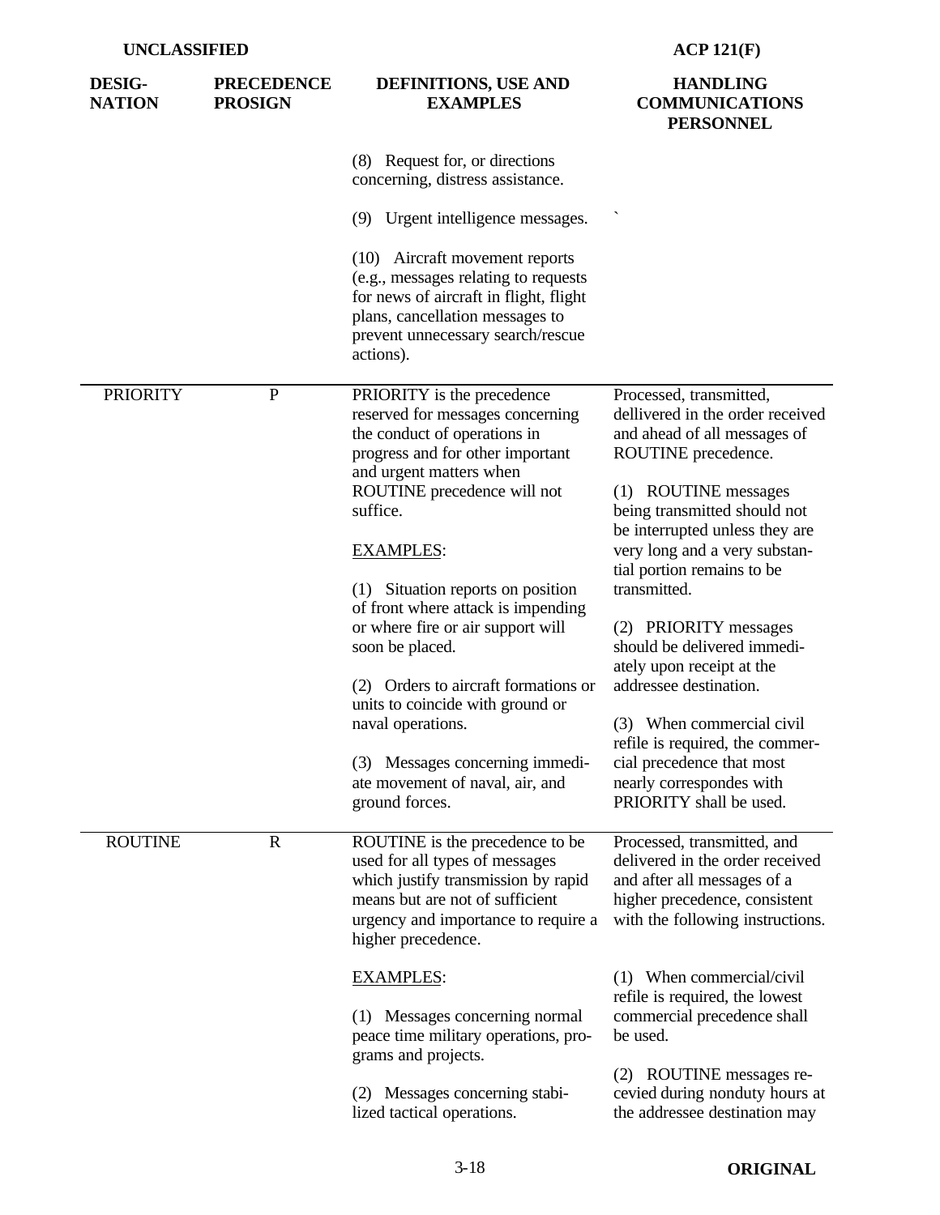| DESIG-NATION | PRECEDENCE PROSIGN | DEFINITIONS, USE AND EXAMPLES | HANDLING COMMUNICATIONS PERSONNEL |
|---|---|---|---|
| | | (8) Request for, or directions concerning, distress assistance.<br><br>(9) Urgent intelligence messages.<br><br>(10) Aircraft movement reports (e.g., messages relating to requests for news of aircraft in flight, flight plans, cancellation messages to prevent unnecessary search/rescue actions). | ` |
| PRIORITY | P | PRIORITY is the precedence reserved for messages concerning the conduct of operations in progress and for other important and urgent matters when ROUTINE precedence will not suffice.<br><br>EXAMPLES:<br><br>(1) Situation reports on position of front where attack is impending or where fire or air support will soon be placed.<br><br>(2) Orders to aircraft formations or units to coincide with ground or naval operations.<br><br>(3) Messages concerning immediate movement of naval, air, and ground forces. | Processed, transmitted, dellivered in the order received and ahead of all messages of ROUTINE precedence.<br><br>(1) ROUTINE messages being transmitted should not be interrupted unless they are very long and a very substantial portion remains to be transmitted.<br><br>(2) PRIORITY messages should be delivered immediately upon receipt at the addressee destination.<br><br>(3) When commercial civil refile is required, the commercial precedence that most nearly correspondes with PRIORITY shall be used. |
| ROUTINE | R | ROUTINE is the precedence to be used for all types of messages which justify transmission by rapid means but are not of sufficient urgency and importance to require a higher precedence.<br><br>EXAMPLES:<br><br>(1) Messages concerning normal peace time military operations, programs and projects.<br><br>(2) Messages concerning stabilized tactical operations. | Processed, transmitted, and delivered in the order received and after all messages of a higher precedence, consistent with the following instructions.<br><br>(1) When commercial/civil refile is required, the lowest commercial precedence shall be used.<br><br>(2) ROUTINE messages recevied during nonduty hours at the addressee destination may |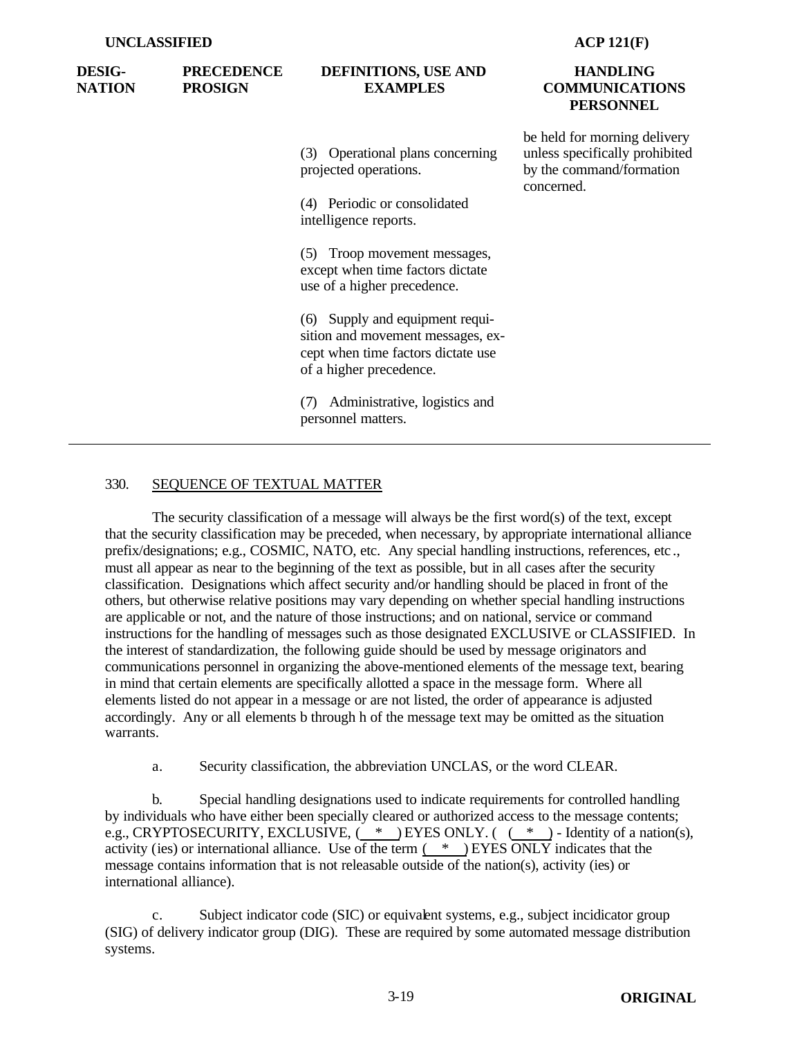| DESIG-NATION | PRECEDENCE PROSIGN | DEFINITIONS, USE AND EXAMPLES | HANDLING COMMUNICATIONS PERSONNEL |
|---|---|---|---|
| | | (3) Operational plans concerning projected operations. | be held for morning delivery unless specifically prohibited by the command/formation concerned. |
| | | (4) Periodic or consolidated intelligence reports. | |
| | | (5) Troop movement messages, except when time factors dictate use of a higher precedence. | |
| | | (6) Supply and equipment requisition and movement messages, except when time factors dictate use of a higher precedence. | |
| | | (7) Administrative, logistics and personnel matters. | |

330. SEQUENCE OF TEXTUAL MATTER

The security classification of a message will always be the first word(s) of the text, except that the security classification may be preceded, when necessary, by appropriate international alliance prefix/designations; e.g., COSMIC, NATO, etc. Any special handling instructions, references, etc., must all appear as near to the beginning of the text as possible, but in all cases after the security classification. Designations which affect security and/or handling should be placed in front of the others, but otherwise relative positions may vary depending on whether special handling instructions are applicable or not, and the nature of those instructions; and on national, service or command instructions for the handling of messages such as those designated EXCLUSIVE or CLASSIFIED. In the interest of standardization, the following guide should be used by message originators and communications personnel in organizing the above-mentioned elements of the message text, bearing in mind that certain elements are specifically allotted a space in the message form. Where all elements listed do not appear in a message or are not listed, the order of appearance is adjusted accordingly. Any or all elements b through h of the message text may be omitted as the situation warrants.

a. Security classification, the abbreviation UNCLAS, or the word CLEAR.

b. Special handling designations used to indicate requirements for controlled handling by individuals who have either been specially cleared or authorized access to the message contents; e.g., CRYPTOSECURITY, EXCLUSIVE, ( * ) EYES ONLY. ( ( * ) - Identity of a nation(s), activity (ies) or international alliance. Use of the term ( * ) EYES ONLY indicates that the message contains information that is not releasable outside of the nation(s), activity (ies) or international alliance).

c. Subject indicator code (SIC) or equivalent systems, e.g., subject incidicator group (SIG) of delivery indicator group (DIG). These are required by some automated message distribution systems.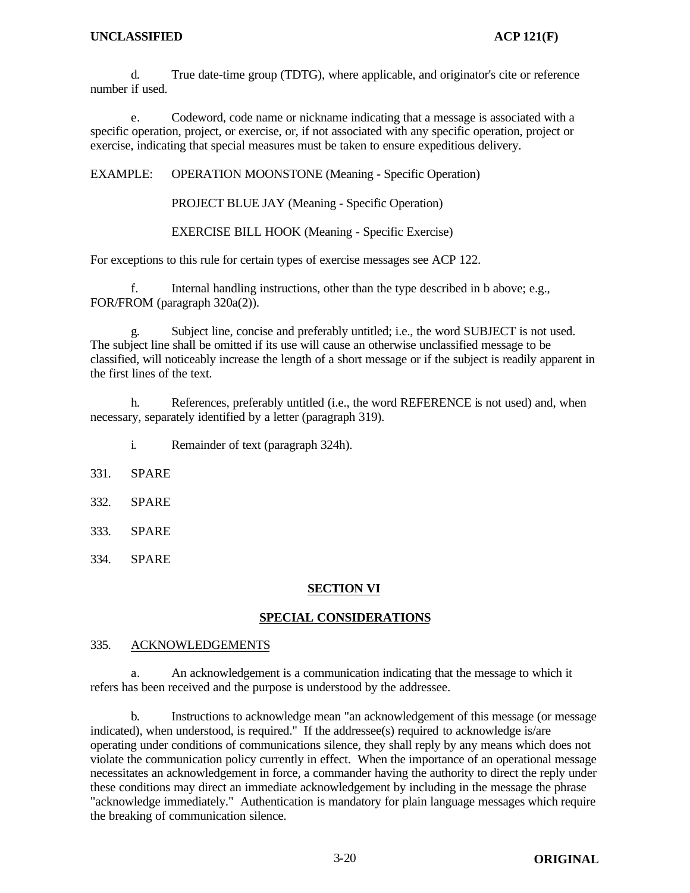d. True date-time group (TDTG), where applicable, and originator's cite or reference number if used.

e. Codeword, code name or nickname indicating that a message is associated with a specific operation, project, or exercise, or, if not associated with any specific operation, project or exercise, indicating that special measures must be taken to ensure expeditious delivery.

EXAMPLE: OPERATION MOONSTONE (Meaning - Specific Operation)

PROJECT BLUE JAY (Meaning - Specific Operation)

EXERCISE BILL HOOK (Meaning - Specific Exercise)

For exceptions to this rule for certain types of exercise messages see ACP 122.

f. Internal handling instructions, other than the type described in b above; e.g., FOR/FROM (paragraph 320a(2)).

g. Subject line, concise and preferably untitled; i.e., the word SUBJECT is not used. The subject line shall be omitted if its use will cause an otherwise unclassified message to be classified, will noticeably increase the length of a short message or if the subject is readily apparent in the first lines of the text.

h. References, preferably untitled (i.e., the word REFERENCE is not used) and, when necessary, separately identified by a letter (paragraph 319).

i. Remainder of text (paragraph 324h).

331. SPARE

332. SPARE

333. SPARE

334. SPARE

## SECTION VI

## SPECIAL CONSIDERATIONS

335. ACKNOWLEDGEMENTS

a. An acknowledgement is a communication indicating that the message to which it refers has been received and the purpose is understood by the addressee.

b. Instructions to acknowledge mean "an acknowledgement of this message (or message indicated), when understood, is required." If the addressee(s) required to acknowledge is/are operating under conditions of communications silence, they shall reply by any means which does not violate the communication policy currently in effect. When the importance of an operational message necessitates an acknowledgement in force, a commander having the authority to direct the reply under these conditions may direct an immediate acknowledgement by including in the message the phrase "acknowledge immediately." Authentication is mandatory for plain language messages which require the breaking of communication silence.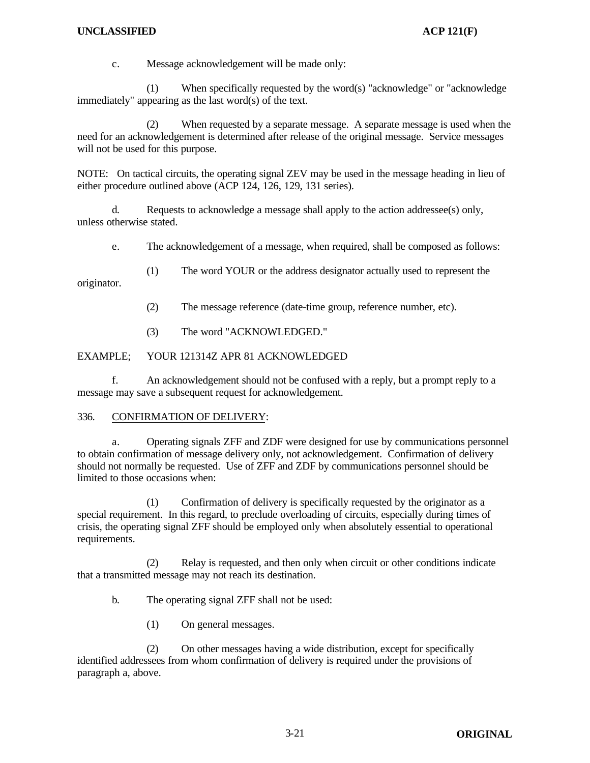c. Message acknowledgement will be made only:

(1) When specifically requested by the word(s) "acknowledge" or "acknowledge immediately" appearing as the last word(s) of the text.

(2) When requested by a separate message. A separate message is used when the need for an acknowledgement is determined after release of the original message. Service messages will not be used for this purpose.

NOTE: On tactical circuits, the operating signal ZEV may be used in the message heading in lieu of either procedure outlined above (ACP 124, 126, 129, 131 series).

d. Requests to acknowledge a message shall apply to the action addressee(s) only, unless otherwise stated.

e. The acknowledgement of a message, when required, shall be composed as follows:

(1) The word YOUR or the address designator actually used to represent the originator.

(2) The message reference (date-time group, reference number, etc).

(3) The word "ACKNOWLEDGED."

EXAMPLE; YOUR 121314Z APR 81 ACKNOWLEDGED

f. An acknowledgement should not be confused with a reply, but a prompt reply to a message may save a subsequent request for acknowledgement.

336. CONFIRMATION OF DELIVERY:

a. Operating signals ZFF and ZDF were designed for use by communications personnel to obtain confirmation of message delivery only, not acknowledgement. Confirmation of delivery should not normally be requested. Use of ZFF and ZDF by communications personnel should be limited to those occasions when:

(1) Confirmation of delivery is specifically requested by the originator as a special requirement. In this regard, to preclude overloading of circuits, especially during times of crisis, the operating signal ZFF should be employed only when absolutely essential to operational requirements.

(2) Relay is requested, and then only when circuit or other conditions indicate that a transmitted message may not reach its destination.

b. The operating signal ZFF shall not be used:

(1) On general messages.

(2) On other messages having a wide distribution, except for specifically identified addressees from whom confirmation of delivery is required under the provisions of paragraph a, above.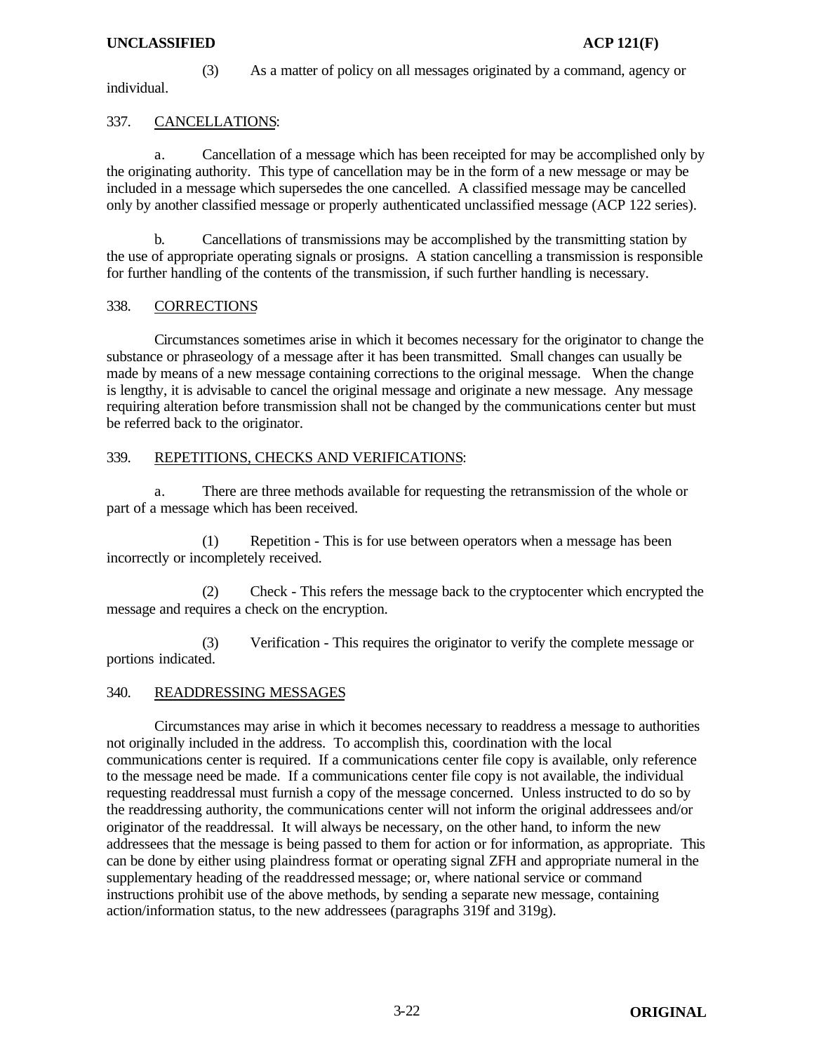(3) As a matter of policy on all messages originated by a command, agency or individual.

337. CANCELLATIONS:

a. Cancellation of a message which has been receipted for may be accomplished only by the originating authority. This type of cancellation may be in the form of a new message or may be included in a message which supersedes the one cancelled. A classified message may be cancelled only by another classified message or properly authenticated unclassified message (ACP 122 series).

b. Cancellations of transmissions may be accomplished by the transmitting station by the use of appropriate operating signals or prosigns. A station cancelling a transmission is responsible for further handling of the contents of the transmission, if such further handling is necessary.

338. CORRECTIONS

Circumstances sometimes arise in which it becomes necessary for the originator to change the substance or phraseology of a message after it has been transmitted. Small changes can usually be made by means of a new message containing corrections to the original message. When the change is lengthy, it is advisable to cancel the original message and originate a new message. Any message requiring alteration before transmission shall not be changed by the communications center but must be referred back to the originator.

339. REPETITIONS, CHECKS AND VERIFICATIONS:

a. There are three methods available for requesting the retransmission of the whole or part of a message which has been received.

(1) Repetition - This is for use between operators when a message has been incorrectly or incompletely received.

(2) Check - This refers the message back to the cryptocenter which encrypted the message and requires a check on the encryption.

(3) Verification - This requires the originator to verify the complete message or portions indicated.

340. READDRESSING MESSAGES

Circumstances may arise in which it becomes necessary to readdress a message to authorities not originally included in the address. To accomplish this, coordination with the local communications center is required. If a communications center file copy is available, only reference to the message need be made. If a communications center file copy is not available, the individual requesting readdressal must furnish a copy of the message concerned. Unless instructed to do so by the readdressing authority, the communications center will not inform the original addressees and/or originator of the readdressal. It will always be necessary, on the other hand, to inform the new addressees that the message is being passed to them for action or for information, as appropriate. This can be done by either using plaindress format or operating signal ZFH and appropriate numeral in the supplementary heading of the readdressed message; or, where national service or command instructions prohibit use of the above methods, by sending a separate new message, containing action/information status, to the new addressees (paragraphs 319f and 319g).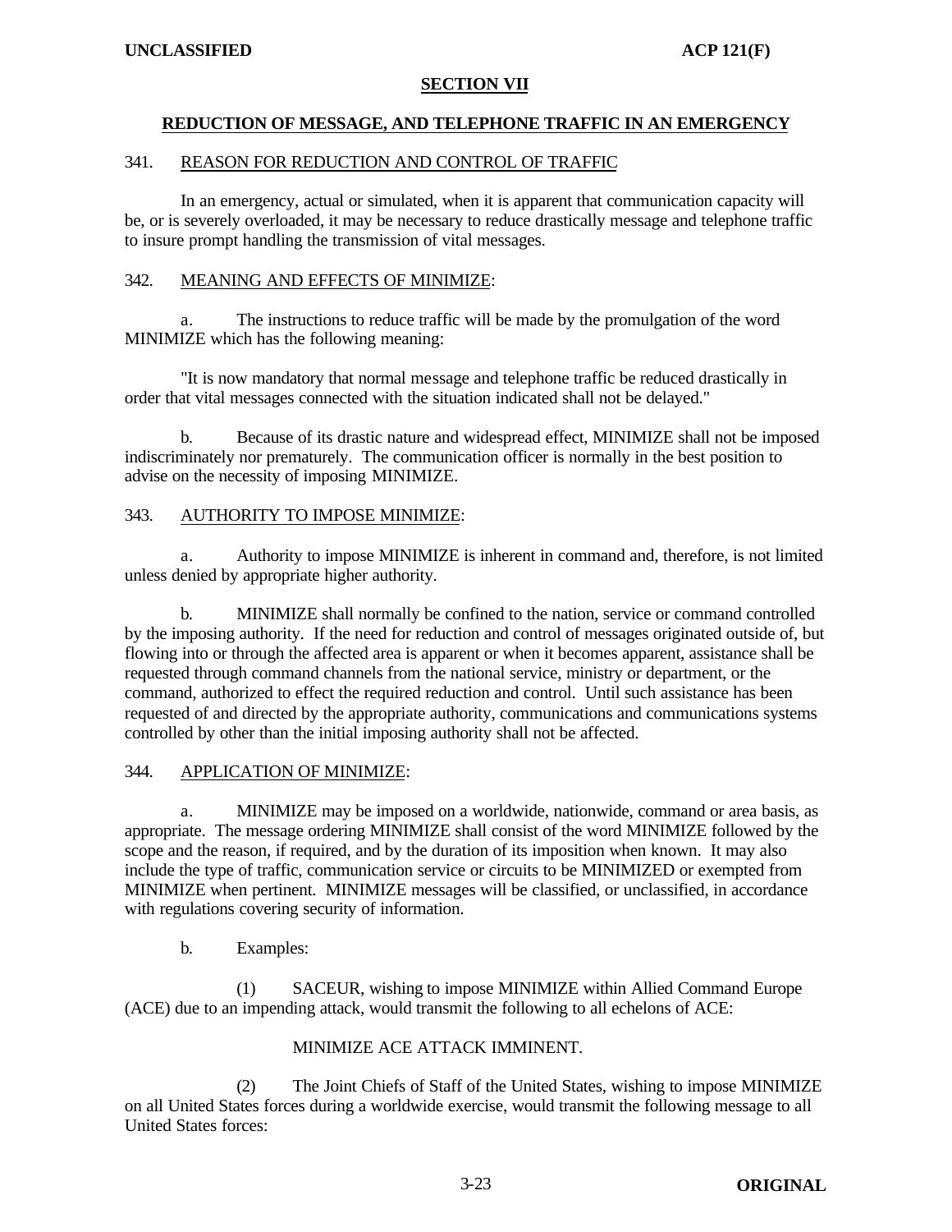## SECTION VII

## REDUCTION OF MESSAGE, AND TELEPHONE TRAFFIC IN AN EMERGENCY

341. REASON FOR REDUCTION AND CONTROL OF TRAFFIC

In an emergency, actual or simulated, when it is apparent that communication capacity will be, or is severely overloaded, it may be necessary to reduce drastically message and telephone traffic to insure prompt handling the transmission of vital messages.

342. MEANING AND EFFECTS OF MINIMIZE:

a. The instructions to reduce traffic will be made by the promulgation of the word MINIMIZE which has the following meaning:

"It is now mandatory that normal message and telephone traffic be reduced drastically in order that vital messages connected with the situation indicated shall not be delayed."

b. Because of its drastic nature and widespread effect, MINIMIZE shall not be imposed indiscriminately nor prematurely. The communication officer is normally in the best position to advise on the necessity of imposing MINIMIZE.

343. AUTHORITY TO IMPOSE MINIMIZE:

a. Authority to impose MINIMIZE is inherent in command and, therefore, is not limited unless denied by appropriate higher authority.

b. MINIMIZE shall normally be confined to the nation, service or command controlled by the imposing authority. If the need for reduction and control of messages originated outside of, but flowing into or through the affected area is apparent or when it becomes apparent, assistance shall be requested through command channels from the national service, ministry or department, or the command, authorized to effect the required reduction and control. Until such assistance has been requested of and directed by the appropriate authority, communications and communications systems controlled by other than the initial imposing authority shall not be affected.

344. APPLICATION OF MINIMIZE:

a. MINIMIZE may be imposed on a worldwide, nationwide, command or area basis, as appropriate. The message ordering MINIMIZE shall consist of the word MINIMIZE followed by the scope and the reason, if required, and by the duration of its imposition when known. It may also include the type of traffic, communication service or circuits to be MINIMIZED or exempted from MINIMIZE when pertinent. MINIMIZE messages will be classified, or unclassified, in accordance with regulations covering security of information.

b. Examples:

(1) SACEUR, wishing to impose MINIMIZE within Allied Command Europe (ACE) due to an impending attack, would transmit the following to all echelons of ACE:

MINIMIZE ACE ATTACK IMMINENT.

(2) The Joint Chiefs of Staff of the United States, wishing to impose MINIMIZE on all United States forces during a worldwide exercise, would transmit the following message to all United States forces: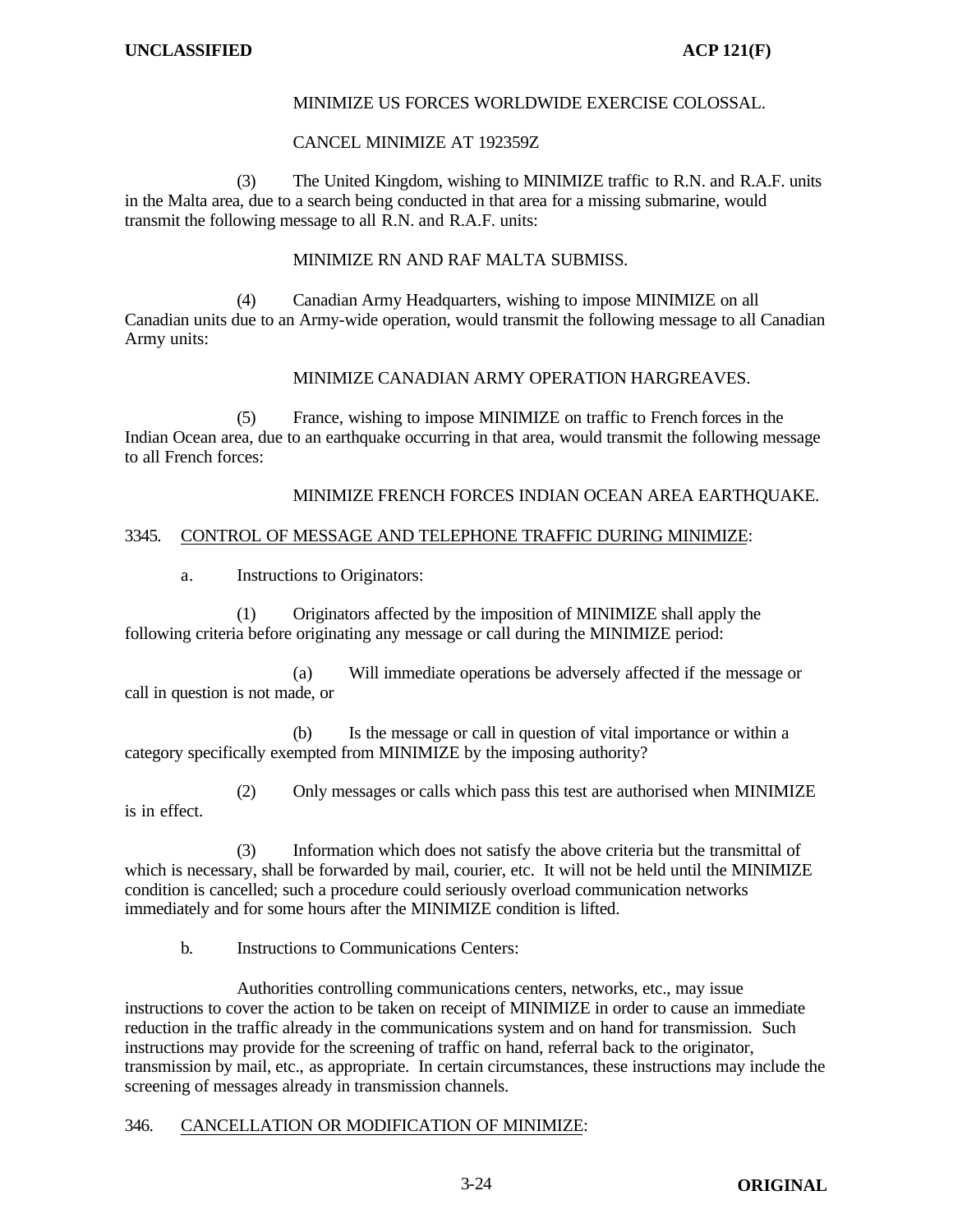MINIMIZE US FORCES WORLDWIDE EXERCISE COLOSSAL.

CANCEL MINIMIZE AT 192359Z

(3) The United Kingdom, wishing to MINIMIZE traffic to R.N. and R.A.F. units in the Malta area, due to a search being conducted in that area for a missing submarine, would transmit the following message to all R.N. and R.A.F. units:

MINIMIZE RN AND RAF MALTA SUBMISS.

(4) Canadian Army Headquarters, wishing to impose MINIMIZE on all Canadian units due to an Army-wide operation, would transmit the following message to all Canadian Army units:

MINIMIZE CANADIAN ARMY OPERATION HARGREAVES.

(5) France, wishing to impose MINIMIZE on traffic to French forces in the Indian Ocean area, due to an earthquake occurring in that area, would transmit the following message to all French forces:

MINIMIZE FRENCH FORCES INDIAN OCEAN AREA EARTHQUAKE.

3345. CONTROL OF MESSAGE AND TELEPHONE TRAFFIC DURING MINIMIZE:

a. Instructions to Originators:

(1) Originators affected by the imposition of MINIMIZE shall apply the following criteria before originating any message or call during the MINIMIZE period:

(a) Will immediate operations be adversely affected if the message or call in question is not made, or

(b) Is the message or call in question of vital importance or within a category specifically exempted from MINIMIZE by the imposing authority?

(2) Only messages or calls which pass this test are authorised when MINIMIZE is in effect.

(3) Information which does not satisfy the above criteria but the transmittal of which is necessary, shall be forwarded by mail, courier, etc. It will not be held until the MINIMIZE condition is cancelled; such a procedure could seriously overload communication networks immediately and for some hours after the MINIMIZE condition is lifted.

b. Instructions to Communications Centers:

Authorities controlling communications centers, networks, etc., may issue instructions to cover the action to be taken on receipt of MINIMIZE in order to cause an immediate reduction in the traffic already in the communications system and on hand for transmission. Such instructions may provide for the screening of traffic on hand, referral back to the originator, transmission by mail, etc., as appropriate. In certain circumstances, these instructions may include the screening of messages already in transmission channels.

346. CANCELLATION OR MODIFICATION OF MINIMIZE: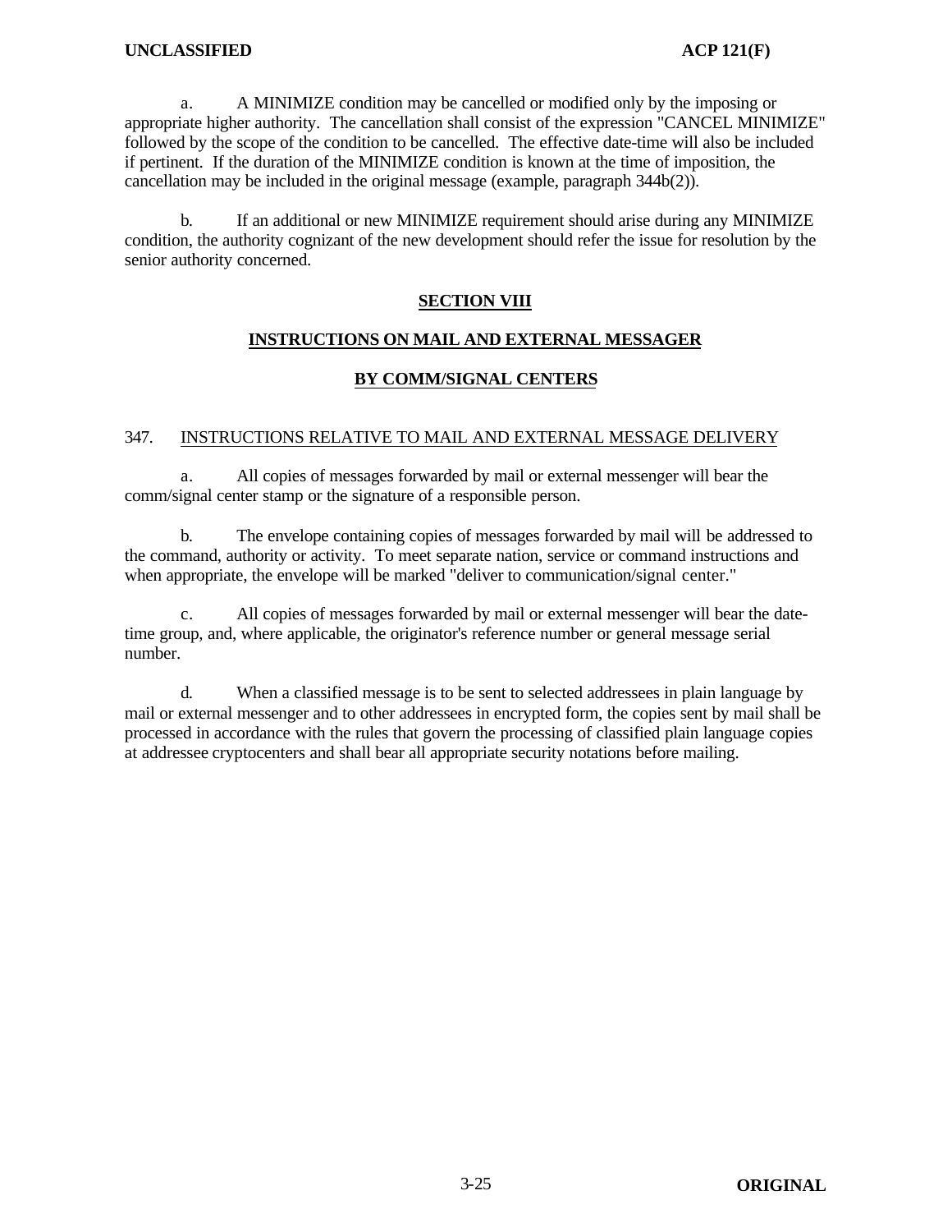a. A MINIMIZE condition may be cancelled or modified only by the imposing or appropriate higher authority. The cancellation shall consist of the expression "CANCEL MINIMIZE" followed by the scope of the condition to be cancelled. The effective date-time will also be included if pertinent. If the duration of the MINIMIZE condition is known at the time of imposition, the cancellation may be included in the original message (example, paragraph 344b(2)).

b. If an additional or new MINIMIZE requirement should arise during any MINIMIZE condition, the authority cognizant of the new development should refer the issue for resolution by the senior authority concerned.

## SECTION VIII

## INSTRUCTIONS ON MAIL AND EXTERNAL MESSAGER

## BY COMM/SIGNAL CENTERS

### 347. INSTRUCTIONS RELATIVE TO MAIL AND EXTERNAL MESSAGE DELIVERY

a. All copies of messages forwarded by mail or external messenger will bear the comm/signal center stamp or the signature of a responsible person.

b. The envelope containing copies of messages forwarded by mail will be addressed to the command, authority or activity. To meet separate nation, service or command instructions and when appropriate, the envelope will be marked "deliver to communication/signal center."

c. All copies of messages forwarded by mail or external messenger will bear the date-time group, and, where applicable, the originator's reference number or general message serial number.

d. When a classified message is to be sent to selected addressees in plain language by mail or external messenger and to other addressees in encrypted form, the copies sent by mail shall be processed in accordance with the rules that govern the processing of classified plain language copies at addressee cryptocenters and shall bear all appropriate security notations before mailing.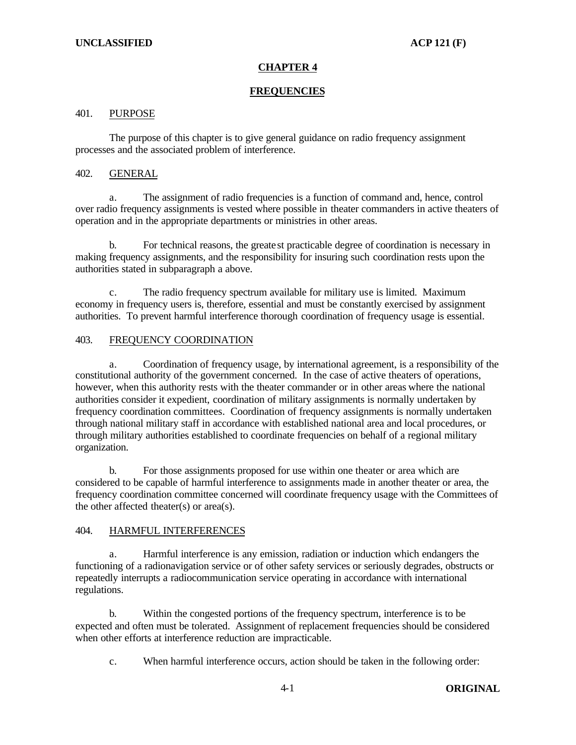# CHAPTER 4

## FREQUENCIES

### 401. PURPOSE

The purpose of this chapter is to give general guidance on radio frequency assignment processes and the associated problem of interference.

### 402. GENERAL

a. The assignment of radio frequencies is a function of command and, hence, control over radio frequency assignments is vested where possible in theater commanders in active theaters of operation and in the appropriate departments or ministries in other areas.

b. For technical reasons, the greatest practicable degree of coordination is necessary in making frequency assignments, and the responsibility for insuring such coordination rests upon the authorities stated in subparagraph a above.

c. The radio frequency spectrum available for military use is limited. Maximum economy in frequency users is, therefore, essential and must be constantly exercised by assignment authorities. To prevent harmful interference thorough coordination of frequency usage is essential.

### 403. FREQUENCY COORDINATION

a. Coordination of frequency usage, by international agreement, is a responsibility of the constitutional authority of the government concerned. In the case of active theaters of operations, however, when this authority rests with the theater commander or in other areas where the national authorities consider it expedient, coordination of military assignments is normally undertaken by frequency coordination committees. Coordination of frequency assignments is normally undertaken through national military staff in accordance with established national area and local procedures, or through military authorities established to coordinate frequencies on behalf of a regional military organization.

b. For those assignments proposed for use within one theater or area which are considered to be capable of harmful interference to assignments made in another theater or area, the frequency coordination committee concerned will coordinate frequency usage with the Committees of the other affected theater(s) or area(s).

### 404. HARMFUL INTERFERENCES

a. Harmful interference is any emission, radiation or induction which endangers the functioning of a radionavigation service or of other safety services or seriously degrades, obstructs or repeatedly interrupts a radiocommunication service operating in accordance with international regulations.

b. Within the congested portions of the frequency spectrum, interference is to be expected and often must be tolerated. Assignment of replacement frequencies should be considered when other efforts at interference reduction are impracticable.

c. When harmful interference occurs, action should be taken in the following order: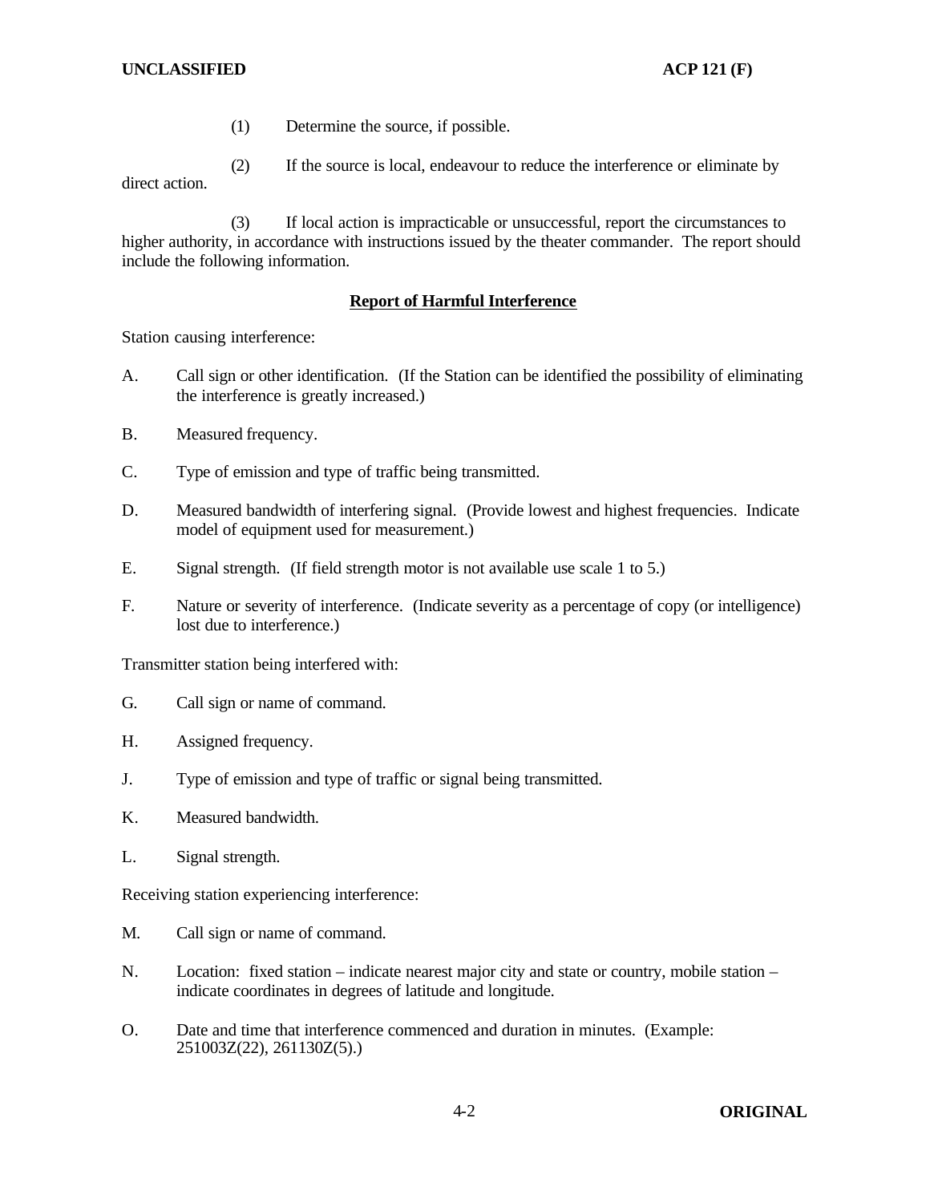(1) Determine the source, if possible.

(2) If the source is local, endeavour to reduce the interference or eliminate by direct action.

(3) If local action is impracticable or unsuccessful, report the circumstances to higher authority, in accordance with instructions issued by the theater commander. The report should include the following information.

**<u>Report of Harmful Interference</u>**

Station causing interference:

A. Call sign or other identification. (If the Station can be identified the possibility of eliminating the interference is greatly increased.)

B. Measured frequency.

C. Type of emission and type of traffic being transmitted.

D. Measured bandwidth of interfering signal. (Provide lowest and highest frequencies. Indicate model of equipment used for measurement.)

E. Signal strength. (If field strength motor is not available use scale 1 to 5.)

F. Nature or severity of interference. (Indicate severity as a percentage of copy (or intelligence) lost due to interference.)

Transmitter station being interfered with:

G. Call sign or name of command.

H. Assigned frequency.

J. Type of emission and type of traffic or signal being transmitted.

K. Measured bandwidth.

L. Signal strength.

Receiving station experiencing interference:

M. Call sign or name of command.

N. Location: fixed station – indicate nearest major city and state or country, mobile station – indicate coordinates in degrees of latitude and longitude.

O. Date and time that interference commenced and duration in minutes. (Example: 251003Z(22), 261130Z(5).)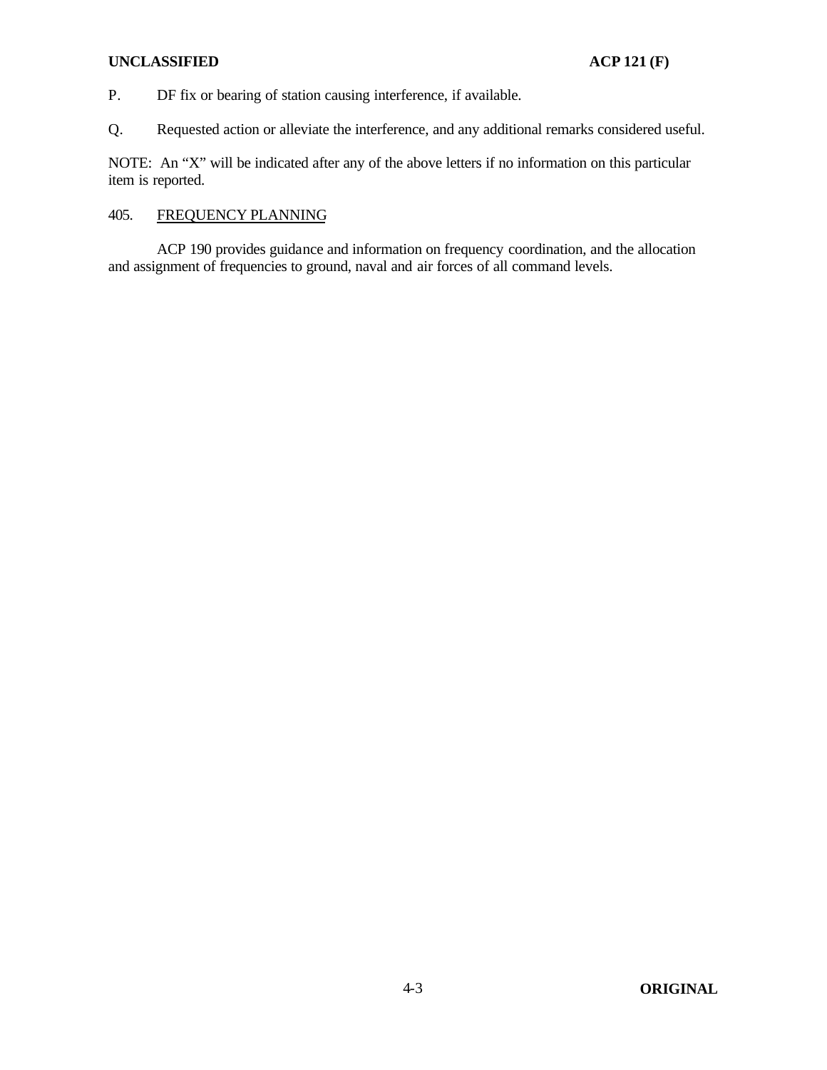P. DF fix or bearing of station causing interference, if available.

Q. Requested action or alleviate the interference, and any additional remarks considered useful.

NOTE: An "X" will be indicated after any of the above letters if no information on this particular item is reported.

## 405. FREQUENCY PLANNING

ACP 190 provides guidance and information on frequency coordination, and the allocation and assignment of frequencies to ground, naval and air forces of all command levels.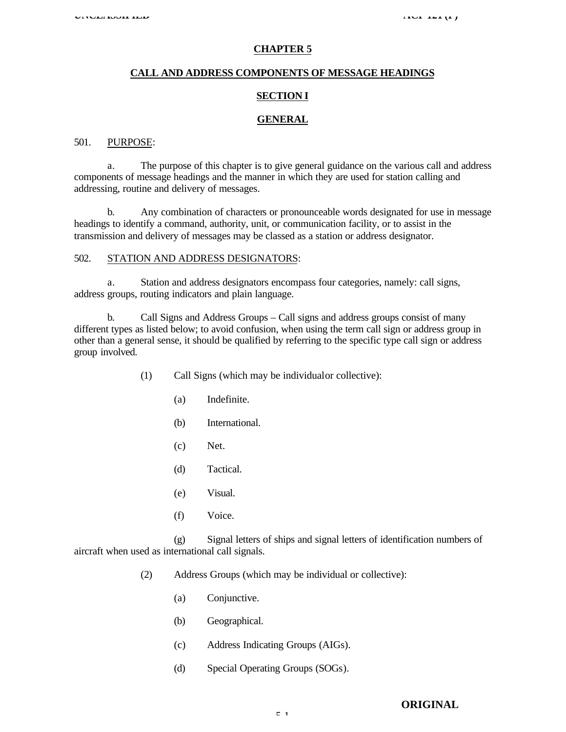# CHAPTER 5

## CALL AND ADDRESS COMPONENTS OF MESSAGE HEADINGS

## SECTION I

## GENERAL

501. PURPOSE:

a. The purpose of this chapter is to give general guidance on the various call and address components of message headings and the manner in which they are used for station calling and addressing, routine and delivery of messages.

b. Any combination of characters or pronounceable words designated for use in message headings to identify a command, authority, unit, or communication facility, or to assist in the transmission and delivery of messages may be classed as a station or address designator.

502. STATION AND ADDRESS DESIGNATORS:

a. Station and address designators encompass four categories, namely: call signs, address groups, routing indicators and plain language.

b. Call Signs and Address Groups – Call signs and address groups consist of many different types as listed below; to avoid confusion, when using the term call sign or address group in other than a general sense, it should be qualified by referring to the specific type call sign or address group involved.

(1) Call Signs (which may be individual or collective):

(a) Indefinite.

(b) International.

(c) Net.

(d) Tactical.

(e) Visual.

(f) Voice.

(g) Signal letters of ships and signal letters of identification numbers of aircraft when used as international call signals.

(2) Address Groups (which may be individual or collective):

(a) Conjunctive.

(b) Geographical.

(c) Address Indicating Groups (AIGs).

(d) Special Operating Groups (SOGs).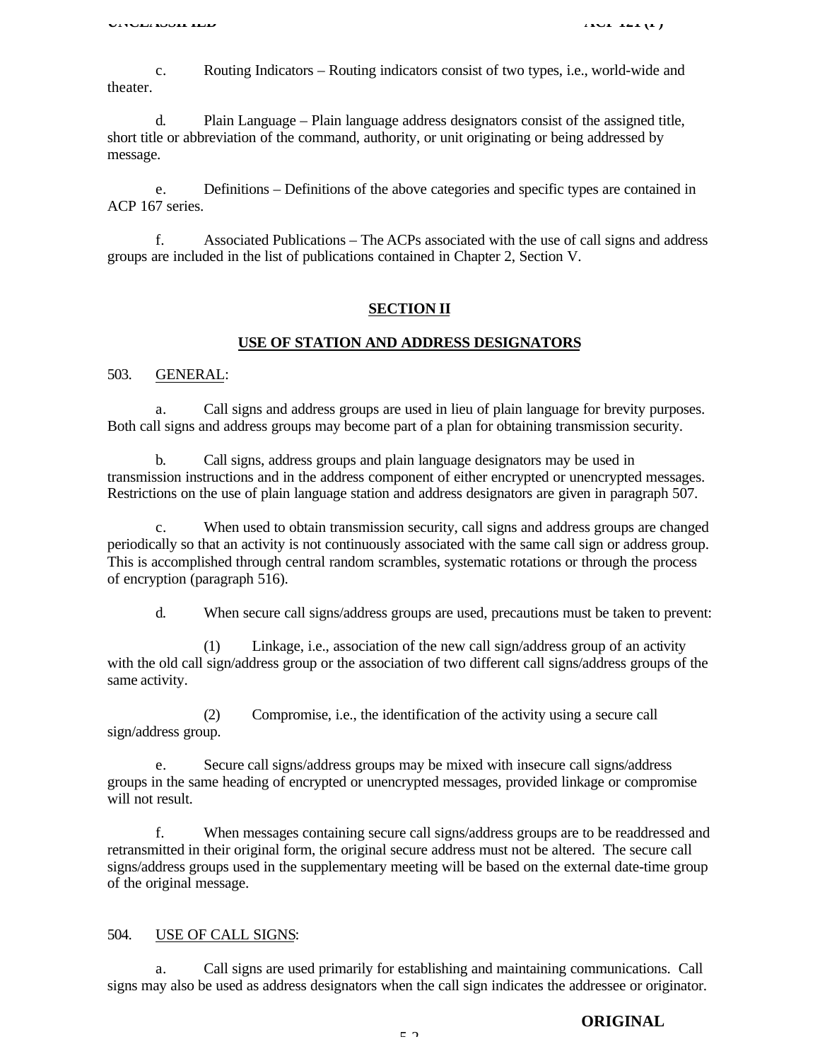c. Routing Indicators – Routing indicators consist of two types, i.e., world-wide and theater.

d. Plain Language – Plain language address designators consist of the assigned title, short title or abbreviation of the command, authority, or unit originating or being addressed by message.

e. Definitions – Definitions of the above categories and specific types are contained in ACP 167 series.

f. Associated Publications – The ACPs associated with the use of call signs and address groups are included in the list of publications contained in Chapter 2, Section V.

## SECTION II

## USE OF STATION AND ADDRESS DESIGNATORS

503. GENERAL:

a. Call signs and address groups are used in lieu of plain language for brevity purposes. Both call signs and address groups may become part of a plan for obtaining transmission security.

b. Call signs, address groups and plain language designators may be used in transmission instructions and in the address component of either encrypted or unencrypted messages. Restrictions on the use of plain language station and address designators are given in paragraph 507.

c. When used to obtain transmission security, call signs and address groups are changed periodically so that an activity is not continuously associated with the same call sign or address group. This is accomplished through central random scrambles, systematic rotations or through the process of encryption (paragraph 516).

d. When secure call signs/address groups are used, precautions must be taken to prevent:

(1) Linkage, i.e., association of the new call sign/address group of an activity with the old call sign/address group or the association of two different call signs/address groups of the same activity.

(2) Compromise, i.e., the identification of the activity using a secure call sign/address group.

e. Secure call signs/address groups may be mixed with insecure call signs/address groups in the same heading of encrypted or unencrypted messages, provided linkage or compromise will not result.

f. When messages containing secure call signs/address groups are to be readdressed and retransmitted in their original form, the original secure address must not be altered. The secure call signs/address groups used in the supplementary meeting will be based on the external date-time group of the original message.

504. USE OF CALL SIGNS:

a. Call signs are used primarily for establishing and maintaining communications. Call signs may also be used as address designators when the call sign indicates the addressee or originator.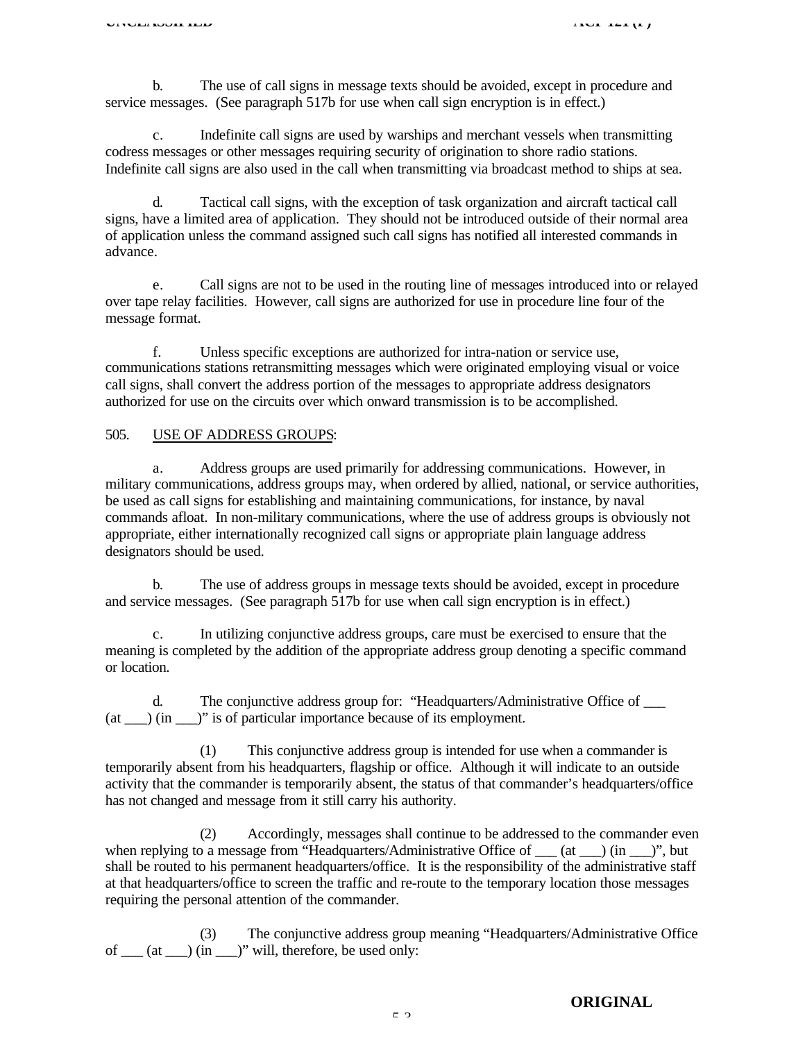b. The use of call signs in message texts should be avoided, except in procedure and service messages. (See paragraph 517b for use when call sign encryption is in effect.)

c. Indefinite call signs are used by warships and merchant vessels when transmitting codress messages or other messages requiring security of origination to shore radio stations. Indefinite call signs are also used in the call when transmitting via broadcast method to ships at sea.

d. Tactical call signs, with the exception of task organization and aircraft tactical call signs, have a limited area of application. They should not be introduced outside of their normal area of application unless the command assigned such call signs has notified all interested commands in advance.

e. Call signs are not to be used in the routing line of messages introduced into or relayed over tape relay facilities. However, call signs are authorized for use in procedure line four of the message format.

f. Unless specific exceptions are authorized for intra-nation or service use, communications stations retransmitting messages which were originated employing visual or voice call signs, shall convert the address portion of the messages to appropriate address designators authorized for use on the circuits over which onward transmission is to be accomplished.

505. USE OF ADDRESS GROUPS:

a. Address groups are used primarily for addressing communications. However, in military communications, address groups may, when ordered by allied, national, or service authorities, be used as call signs for establishing and maintaining communications, for instance, by naval commands afloat. In non-military communications, where the use of address groups is obviously not appropriate, either internationally recognized call signs or appropriate plain language address designators should be used.

b. The use of address groups in message texts should be avoided, except in procedure and service messages. (See paragraph 517b for use when call sign encryption is in effect.)

c. In utilizing conjunctive address groups, care must be exercised to ensure that the meaning is completed by the addition of the appropriate address group denoting a specific command or location.

d. The conjunctive address group for: "Headquarters/Administrative Office of ___ (at ___) (in ___)" is of particular importance because of its employment.

(1) This conjunctive address group is intended for use when a commander is temporarily absent from his headquarters, flagship or office. Although it will indicate to an outside activity that the commander is temporarily absent, the status of that commander's headquarters/office has not changed and message from it still carry his authority.

(2) Accordingly, messages shall continue to be addressed to the commander even when replying to a message from "Headquarters/Administrative Office of ___ (at ___) (in ___)", but shall be routed to his permanent headquarters/office. It is the responsibility of the administrative staff at that headquarters/office to screen the traffic and re-route to the temporary location those messages requiring the personal attention of the commander.

(3) The conjunctive address group meaning "Headquarters/Administrative Office of ___ (at ___) (in ___)" will, therefore, be used only: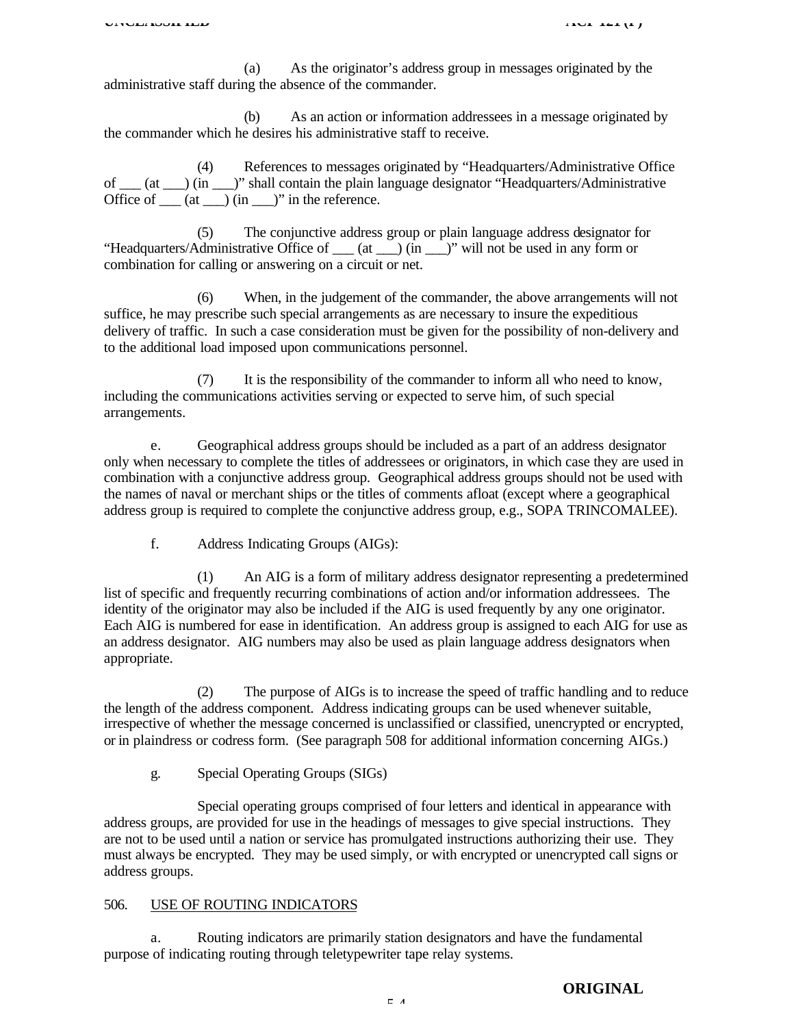(a) As the originator's address group in messages originated by the administrative staff during the absence of the commander.

(b) As an action or information addressees in a message originated by the commander which he desires his administrative staff to receive.

(4) References to messages originated by "Headquarters/Administrative Office of ___ (at ___) (in ___)" shall contain the plain language designator "Headquarters/Administrative Office of ___ (at ___) (in ___)" in the reference.

(5) The conjunctive address group or plain language address designator for "Headquarters/Administrative Office of ___ (at ___) (in ___)" will not be used in any form or combination for calling or answering on a circuit or net.

(6) When, in the judgement of the commander, the above arrangements will not suffice, he may prescribe such special arrangements as are necessary to insure the expeditious delivery of traffic. In such a case consideration must be given for the possibility of non-delivery and to the additional load imposed upon communications personnel.

(7) It is the responsibility of the commander to inform all who need to know, including the communications activities serving or expected to serve him, of such special arrangements.

e. Geographical address groups should be included as a part of an address designator only when necessary to complete the titles of addressees or originators, in which case they are used in combination with a conjunctive address group. Geographical address groups should not be used with the names of naval or merchant ships or the titles of comments afloat (except where a geographical address group is required to complete the conjunctive address group, e.g., SOPA TRINCOMALEE).

f. Address Indicating Groups (AIGs):

(1) An AIG is a form of military address designator representing a predetermined list of specific and frequently recurring combinations of action and/or information addressees. The identity of the originator may also be included if the AIG is used frequently by any one originator. Each AIG is numbered for ease in identification. An address group is assigned to each AIG for use as an address designator. AIG numbers may also be used as plain language address designators when appropriate.

(2) The purpose of AIGs is to increase the speed of traffic handling and to reduce the length of the address component. Address indicating groups can be used whenever suitable, irrespective of whether the message concerned is unclassified or classified, unencrypted or encrypted, or in plaindress or codress form. (See paragraph 508 for additional information concerning AIGs.)

g. Special Operating Groups (SIGs)

Special operating groups comprised of four letters and identical in appearance with address groups, are provided for use in the headings of messages to give special instructions. They are not to be used until a nation or service has promulgated instructions authorizing their use. They must always be encrypted. They may be used simply, or with encrypted or unencrypted call signs or address groups.

506. USE OF ROUTING INDICATORS

a. Routing indicators are primarily station designators and have the fundamental purpose of indicating routing through teletypewriter tape relay systems.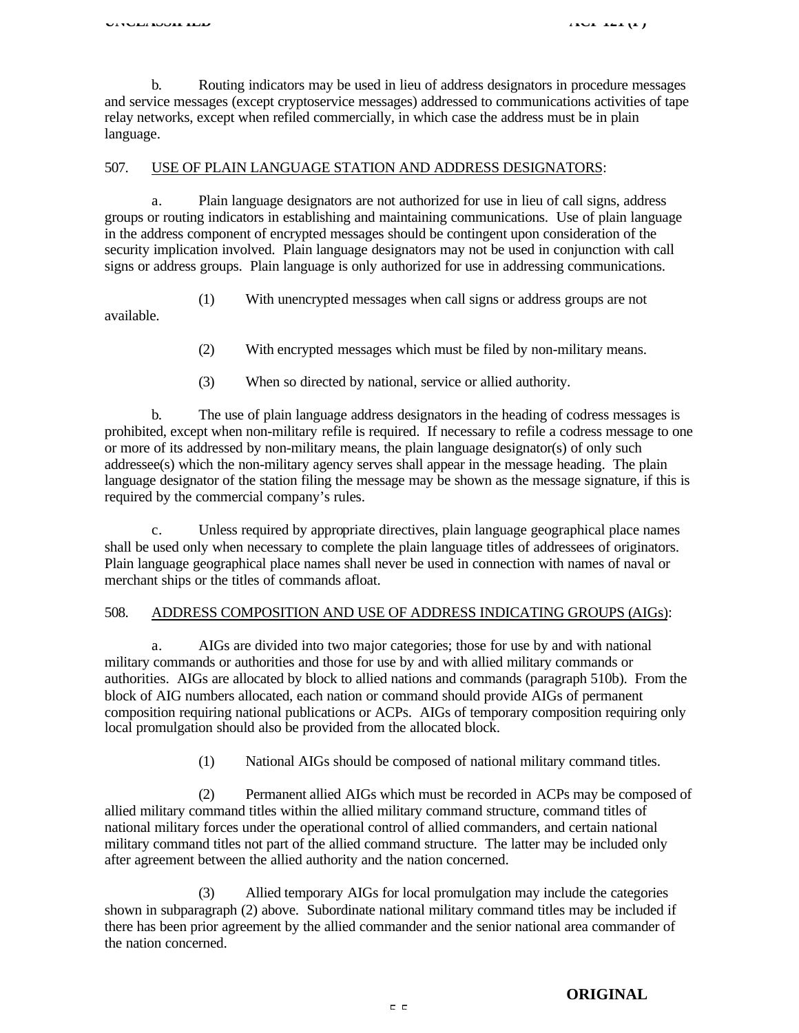b. Routing indicators may be used in lieu of address designators in procedure messages and service messages (except cryptoservice messages) addressed to communications activities of tape relay networks, except when refiled commercially, in which case the address must be in plain language.

507. USE OF PLAIN LANGUAGE STATION AND ADDRESS DESIGNATORS:

a. Plain language designators are not authorized for use in lieu of call signs, address groups or routing indicators in establishing and maintaining communications. Use of plain language in the address component of encrypted messages should be contingent upon consideration of the security implication involved. Plain language designators may not be used in conjunction with call signs or address groups. Plain language is only authorized for use in addressing communications.

(1) With unencrypted messages when call signs or address groups are not available.

(2) With encrypted messages which must be filed by non-military means.

(3) When so directed by national, service or allied authority.

b. The use of plain language address designators in the heading of codress messages is prohibited, except when non-military refile is required. If necessary to refile a codress message to one or more of its addressed by non-military means, the plain language designator(s) of only such addressee(s) which the non-military agency serves shall appear in the message heading. The plain language designator of the station filing the message may be shown as the message signature, if this is required by the commercial company's rules.

c. Unless required by appropriate directives, plain language geographical place names shall be used only when necessary to complete the plain language titles of addressees of originators. Plain language geographical place names shall never be used in connection with names of naval or merchant ships or the titles of commands afloat.

508. ADDRESS COMPOSITION AND USE OF ADDRESS INDICATING GROUPS (AIGs):

a. AIGs are divided into two major categories; those for use by and with national military commands or authorities and those for use by and with allied military commands or authorities. AIGs are allocated by block to allied nations and commands (paragraph 510b). From the block of AIG numbers allocated, each nation or command should provide AIGs of permanent composition requiring national publications or ACPs. AIGs of temporary composition requiring only local promulgation should also be provided from the allocated block.

(1) National AIGs should be composed of national military command titles.

(2) Permanent allied AIGs which must be recorded in ACPs may be composed of allied military command titles within the allied military command structure, command titles of national military forces under the operational control of allied commanders, and certain national military command titles not part of the allied command structure. The latter may be included only after agreement between the allied authority and the nation concerned.

(3) Allied temporary AIGs for local promulgation may include the categories shown in subparagraph (2) above. Subordinate national military command titles may be included if there has been prior agreement by the allied commander and the senior national area commander of the nation concerned.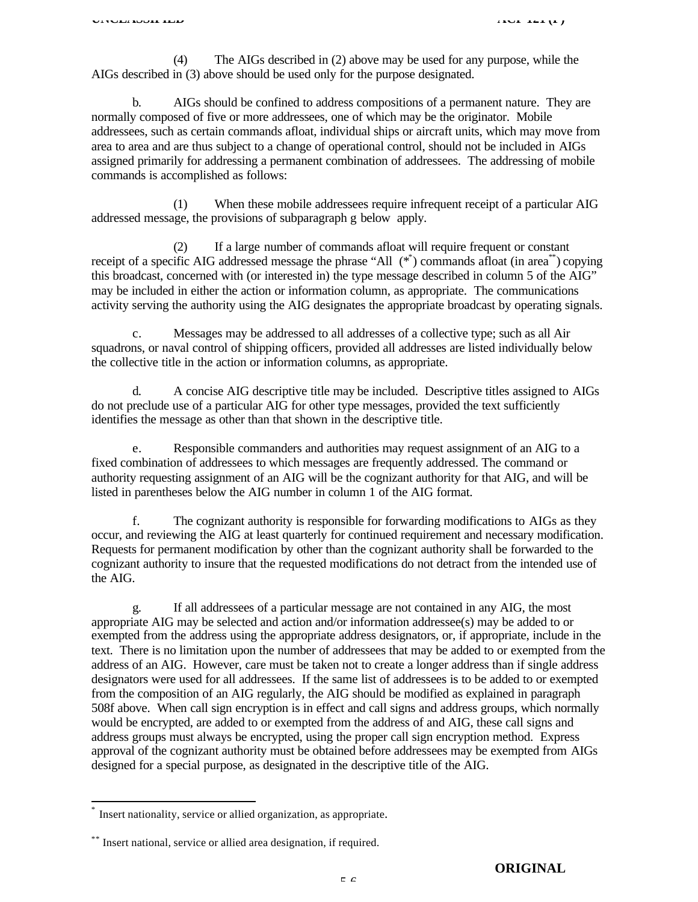(4) The AIGs described in (2) above may be used for any purpose, while the AIGs described in (3) above should be used only for the purpose designated.

b. AIGs should be confined to address compositions of a permanent nature. They are normally composed of five or more addressees, one of which may be the originator. Mobile addressees, such as certain commands afloat, individual ships or aircraft units, which may move from area to area and are thus subject to a change of operational control, should not be included in AIGs assigned primarily for addressing a permanent combination of addressees. The addressing of mobile commands is accomplished as follows:

(1) When these mobile addressees require infrequent receipt of a particular AIG addressed message, the provisions of subparagraph g below apply.

(2) If a large number of commands afloat will require frequent or constant receipt of a specific AIG addressed message the phrase "All (*[*]) commands afloat (in area[**]) copying this broadcast, concerned with (or interested in) the type message described in column 5 of the AIG" may be included in either the action or information column, as appropriate. The communications activity serving the authority using the AIG designates the appropriate broadcast by operating signals.

c. Messages may be addressed to all addresses of a collective type; such as all Air squadrons, or naval control of shipping officers, provided all addresses are listed individually below the collective title in the action or information columns, as appropriate.

d. A concise AIG descriptive title may be included. Descriptive titles assigned to AIGs do not preclude use of a particular AIG for other type messages, provided the text sufficiently identifies the message as other than that shown in the descriptive title.

e. Responsible commanders and authorities may request assignment of an AIG to a fixed combination of addressees to which messages are frequently addressed. The command or authority requesting assignment of an AIG will be the cognizant authority for that AIG, and will be listed in parentheses below the AIG number in column 1 of the AIG format.

f. The cognizant authority is responsible for forwarding modifications to AIGs as they occur, and reviewing the AIG at least quarterly for continued requirement and necessary modification. Requests for permanent modification by other than the cognizant authority shall be forwarded to the cognizant authority to insure that the requested modifications do not detract from the intended use of the AIG.

g. If all addressees of a particular message are not contained in any AIG, the most appropriate AIG may be selected and action and/or information addressee(s) may be added to or exempted from the address using the appropriate address designators, or, if appropriate, include in the text. There is no limitation upon the number of addressees that may be added to or exempted from the address of an AIG. However, care must be taken not to create a longer address than if single address designators were used for all addressees. If the same list of addressees is to be added to or exempted from the composition of an AIG regularly, the AIG should be modified as explained in paragraph 508f above. When call sign encryption is in effect and call signs and address groups, which normally would be encrypted, are added to or exempted from the address of and AIG, these call signs and address groups must always be encrypted, using the proper call sign encryption method. Express approval of the cognizant authority must be obtained before addressees may be exempted from AIGs designed for a special purpose, as designated in the descriptive title of the AIG.

---

[*] Insert nationality, service or allied organization, as appropriate.

[**] Insert national, service or allied area designation, if required.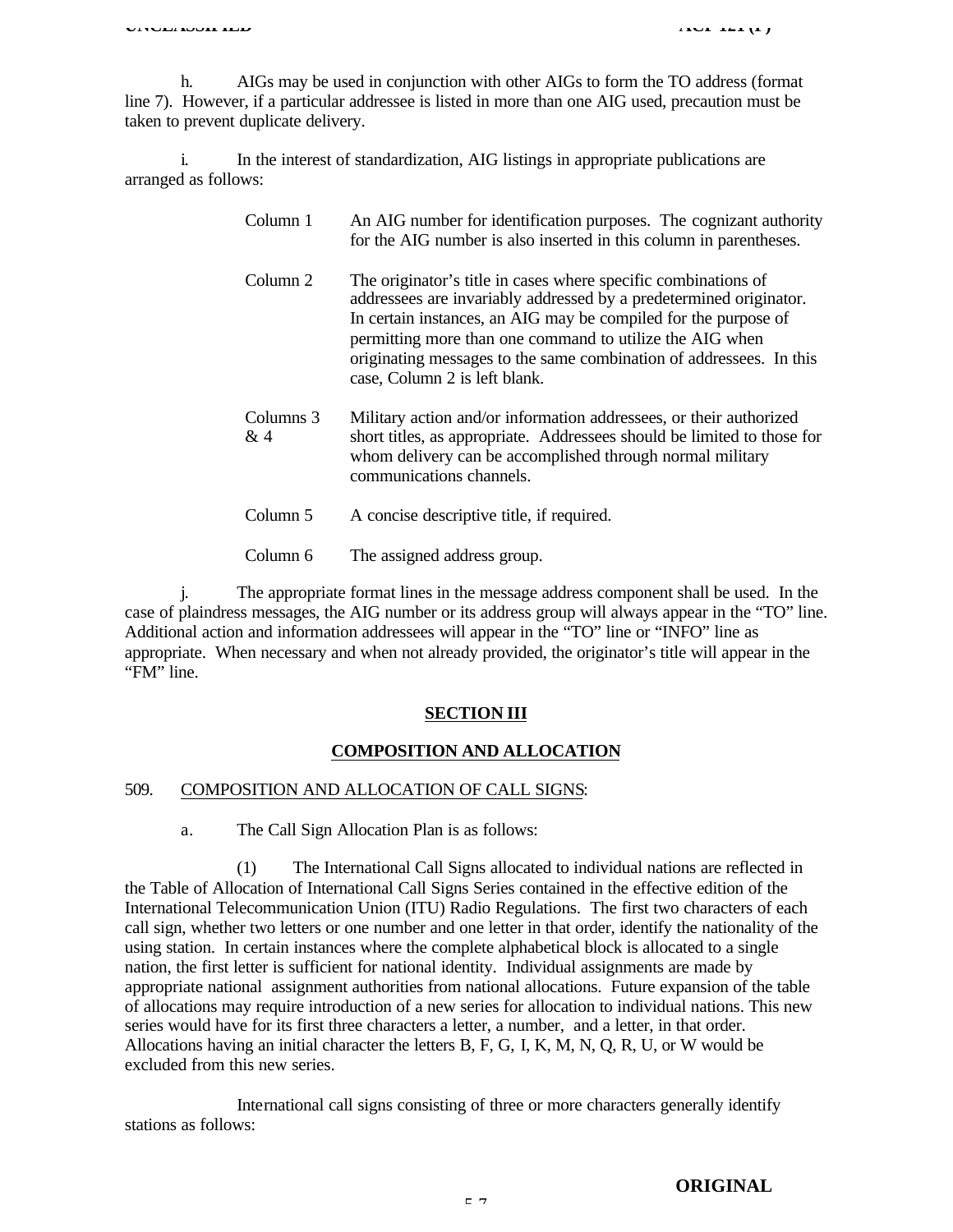h. AIGs may be used in conjunction with other AIGs to form the TO address (format line 7). However, if a particular addressee is listed in more than one AIG used, precaution must be taken to prevent duplicate delivery.

i. In the interest of standardization, AIG listings in appropriate publications are arranged as follows:

| | |
|---|---|
| Column 1 | An AIG number for identification purposes. The cognizant authority for the AIG number is also inserted in this column in parentheses. |
| Column 2 | The originator's title in cases where specific combinations of addressees are invariably addressed by a predetermined originator. In certain instances, an AIG may be compiled for the purpose of permitting more than one command to utilize the AIG when originating messages to the same combination of addressees. In this case, Column 2 is left blank. |
| Columns 3 & 4 | Military action and/or information addressees, or their authorized short titles, as appropriate. Addressees should be limited to those for whom delivery can be accomplished through normal military communications channels. |
| Column 5 | A concise descriptive title, if required. |
| Column 6 | The assigned address group. |

j. The appropriate format lines in the message address component shall be used. In the case of plaindress messages, the AIG number or its address group will always appear in the "TO" line. Additional action and information addressees will appear in the "TO" line or "INFO" line as appropriate. When necessary and when not already provided, the originator's title will appear in the "FM" line.

## SECTION III

## COMPOSITION AND ALLOCATION

509. COMPOSITION AND ALLOCATION OF CALL SIGNS:

a. The Call Sign Allocation Plan is as follows:

(1) The International Call Signs allocated to individual nations are reflected in the Table of Allocation of International Call Signs Series contained in the effective edition of the International Telecommunication Union (ITU) Radio Regulations. The first two characters of each call sign, whether two letters or one number and one letter in that order, identify the nationality of the using station. In certain instances where the complete alphabetical block is allocated to a single nation, the first letter is sufficient for national identity. Individual assignments are made by appropriate national assignment authorities from national allocations. Future expansion of the table of allocations may require introduction of a new series for allocation to individual nations. This new series would have for its first three characters a letter, a number, and a letter, in that order. Allocations having an initial character the letters B, F, G, I, K, M, N, Q, R, U, or W would be excluded from this new series.

International call signs consisting of three or more characters generally identify stations as follows: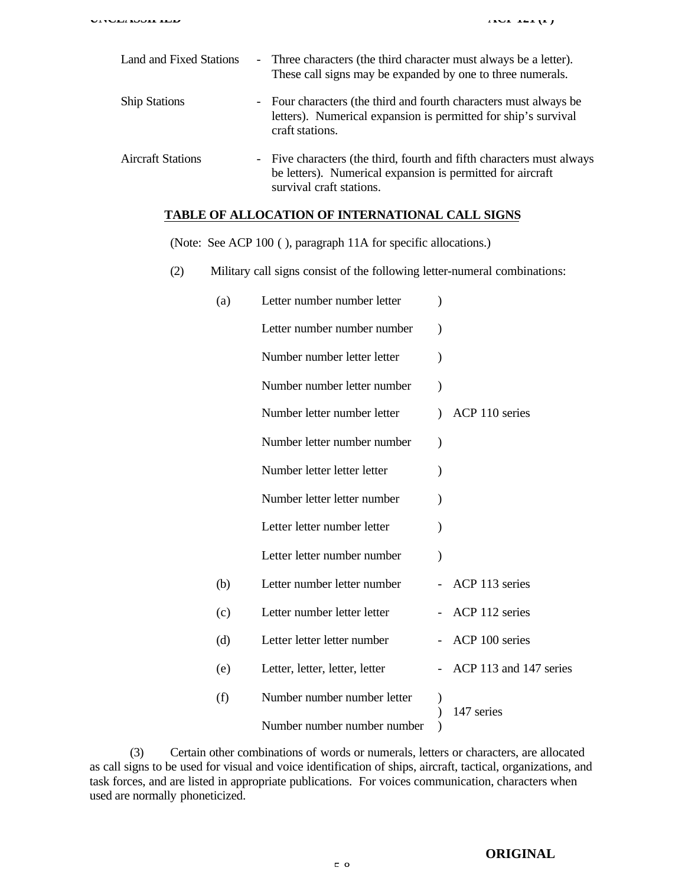| | | |
|---|---|---|
| Land and Fixed Stations | - | Three characters (the third character must always be a letter). These call signs may be expanded by one to three numerals. |
| Ship Stations | - | Four characters (the third and fourth characters must always be letters). Numerical expansion is permitted for ship's survival craft stations. |
| Aircraft Stations | - | Five characters (the third, fourth and fifth characters must always be letters). Numerical expansion is permitted for aircraft survival craft stations. |

**TABLE OF ALLOCATION OF INTERNATIONAL CALL SIGNS**

(Note: See ACP 100 ( ), paragraph 11A for specific allocations.)

(2) Military call signs consist of the following letter-numeral combinations:

| | | |
|---|---|---|
| (a) | Letter number number letter | ACP 110 series |
| | Letter number number number | |
| | Number number letter letter | |
| | Number number letter number | |
| | Number letter number letter | |
| | Number letter number number | |
| | Number letter letter letter | |
| | Number letter letter number | |
| | Letter letter number letter | |
| | Letter letter number number | |
| (b) | Letter number letter number | ACP 113 series |
| (c) | Letter number letter letter | ACP 112 series |
| (d) | Letter letter letter number | ACP 100 series |
| (e) | Letter, letter, letter, letter | ACP 113 and 147 series |
| (f) | Number number number letter | 147 series |
| | Number number number number | |

(3) Certain other combinations of words or numerals, letters or characters, are allocated as call signs to be used for visual and voice identification of ships, aircraft, tactical, organizations, and task forces, and are listed in appropriate publications. For voices communication, characters when used are normally phoneticized.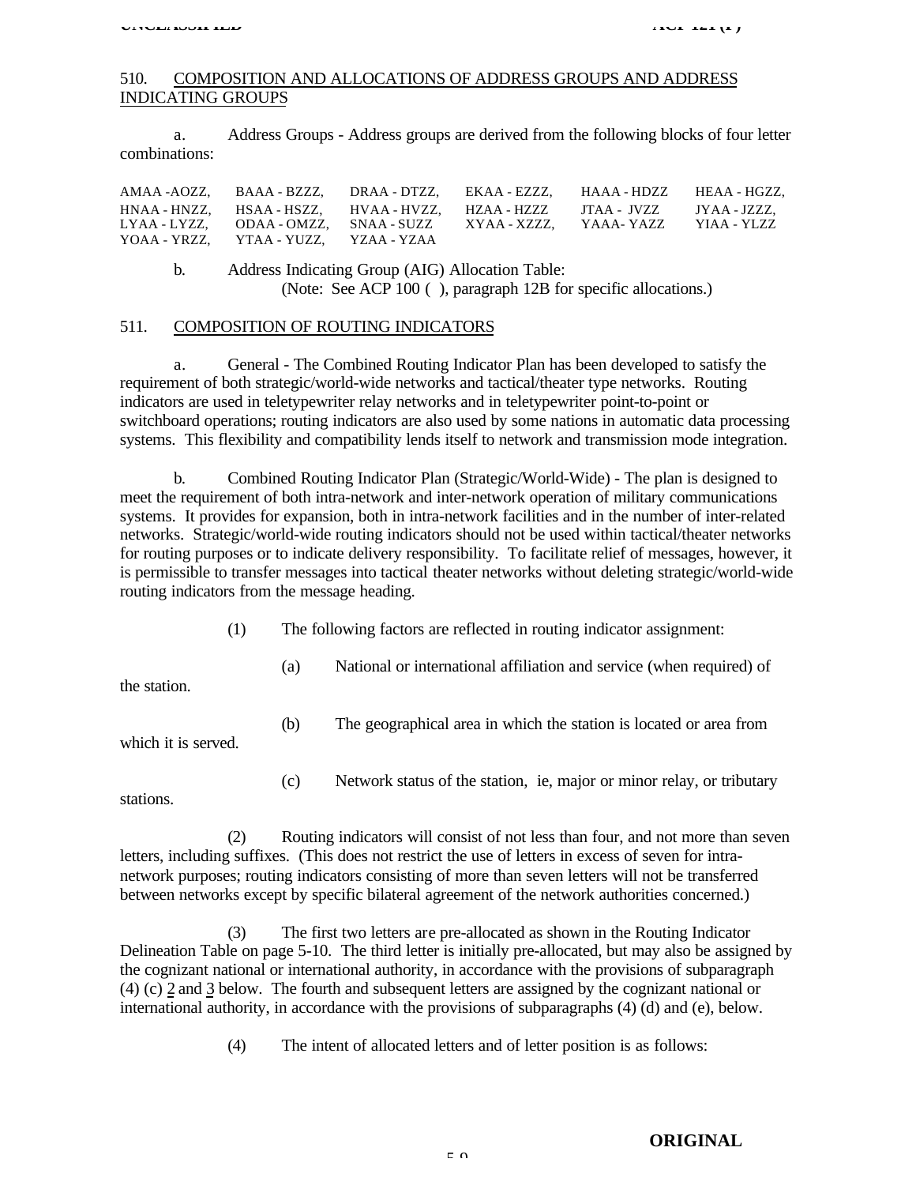510. COMPOSITION AND ALLOCATIONS OF ADDRESS GROUPS AND ADDRESS INDICATING GROUPS

a. Address Groups - Address groups are derived from the following blocks of four letter combinations:

| | | | | | |
|---|---|---|---|---|---|
| AMAA -AOZZ, | BAAA - BZZZ, | DRAA - DTZZ, | EKAA - EZZZ, | HAAA - HDZZ | HEAA - HGZZ, |
| HNAA - HNZZ, | HSAA - HSZZ, | HVAA - HVZZ, | HZAA - HZZZ | JTAA - JVZZ | JYAA - JZZZ, |
| LYAA - LYZZ, | ODAA - OMZZ, | SNAA - SUZZ | XYAA - XZZZ, | YAAA- YAZZ | YIAA - YLZZ |
| YOAA - YRZZ, | YTAA - YUZZ, | YZAA - YZAA | | | |

b. Address Indicating Group (AIG) Allocation Table:
(Note: See ACP 100 ( ), paragraph 12B for specific allocations.)

511. COMPOSITION OF ROUTING INDICATORS

a. General - The Combined Routing Indicator Plan has been developed to satisfy the requirement of both strategic/world-wide networks and tactical/theater type networks. Routing indicators are used in teletypewriter relay networks and in teletypewriter point-to-point or switchboard operations; routing indicators are also used by some nations in automatic data processing systems. This flexibility and compatibility lends itself to network and transmission mode integration.

b. Combined Routing Indicator Plan (Strategic/World-Wide) - The plan is designed to meet the requirement of both intra-network and inter-network operation of military communications systems. It provides for expansion, both in intra-network facilities and in the number of inter-related networks. Strategic/world-wide routing indicators should not be used within tactical/theater networks for routing purposes or to indicate delivery responsibility. To facilitate relief of messages, however, it is permissible to transfer messages into tactical theater networks without deleting strategic/world-wide routing indicators from the message heading.

(1) The following factors are reflected in routing indicator assignment:

(a) National or international affiliation and service (when required) of the station.

(b) The geographical area in which the station is located or area from which it is served.

(c) Network status of the station, ie, major or minor relay, or tributary stations.

(2) Routing indicators will consist of not less than four, and not more than seven letters, including suffixes. (This does not restrict the use of letters in excess of seven for intra-network purposes; routing indicators consisting of more than seven letters will not be transferred between networks except by specific bilateral agreement of the network authorities concerned.)

(3) The first two letters are pre-allocated as shown in the Routing Indicator Delineation Table on page 5-10. The third letter is initially pre-allocated, but may also be assigned by the cognizant national or international authority, in accordance with the provisions of subparagraph (4) (c) 2 and 3 below. The fourth and subsequent letters are assigned by the cognizant national or international authority, in accordance with the provisions of subparagraphs (4) (d) and (e), below.

(4) The intent of allocated letters and of letter position is as follows: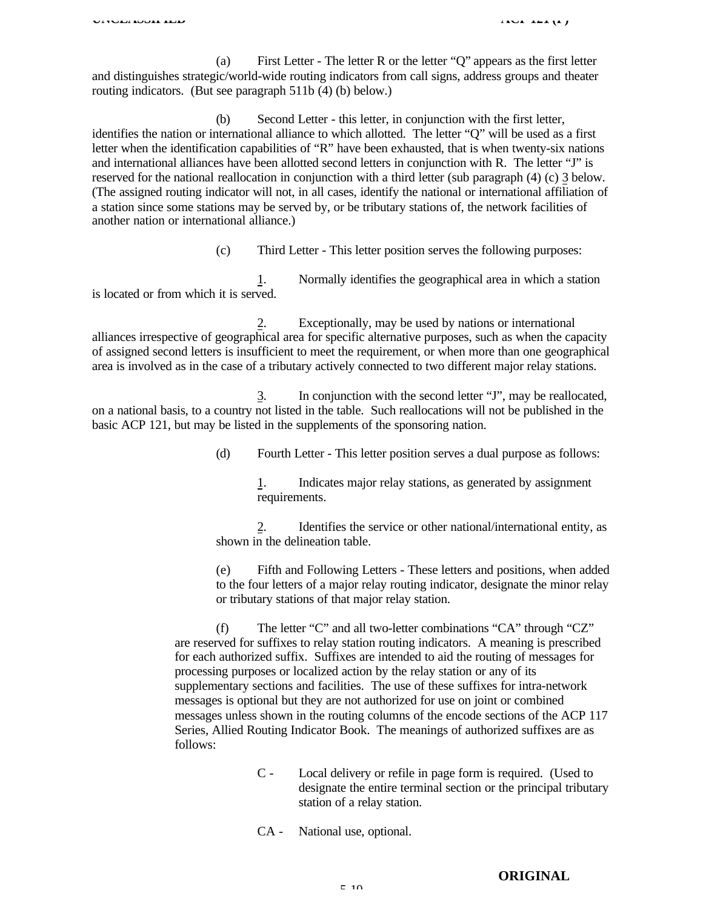(a) First Letter - The letter R or the letter “Q” appears as the first letter and distinguishes strategic/world-wide routing indicators from call signs, address groups and theater routing indicators. (But see paragraph 511b (4) (b) below.)

(b) Second Letter - this letter, in conjunction with the first letter, identifies the nation or international alliance to which allotted. The letter “Q” will be used as a first letter when the identification capabilities of “R” have been exhausted, that is when twenty-six nations and international alliances have been allotted second letters in conjunction with R. The letter “J” is reserved for the national reallocation in conjunction with a third letter (sub paragraph (4) (c) 3 below. (The assigned routing indicator will not, in all cases, identify the national or international affiliation of a station since some stations may be served by, or be tributary stations of, the network facilities of another nation or international alliance.)

(c) Third Letter - This letter position serves the following purposes:

1. Normally identifies the geographical area in which a station is located or from which it is served.

2. Exceptionally, may be used by nations or international alliances irrespective of geographical area for specific alternative purposes, such as when the capacity of assigned second letters is insufficient to meet the requirement, or when more than one geographical area is involved as in the case of a tributary actively connected to two different major relay stations.

3. In conjunction with the second letter “J”, may be reallocated, on a national basis, to a country not listed in the table. Such reallocations will not be published in the basic ACP 121, but may be listed in the supplements of the sponsoring nation.

(d) Fourth Letter - This letter position serves a dual purpose as follows:

1. Indicates major relay stations, as generated by assignment requirements.

2. Identifies the service or other national/international entity, as shown in the delineation table.

(e) Fifth and Following Letters - These letters and positions, when added to the four letters of a major relay routing indicator, designate the minor relay or tributary stations of that major relay station.

(f) The letter “C” and all two-letter combinations “CA” through “CZ” are reserved for suffixes to relay station routing indicators. A meaning is prescribed for each authorized suffix. Suffixes are intended to aid the routing of messages for processing purposes or localized action by the relay station or any of its supplementary sections and facilities. The use of these suffixes for intra-network messages is optional but they are not authorized for use on joint or combined messages unless shown in the routing columns of the encode sections of the ACP 117 Series, Allied Routing Indicator Book. The meanings of authorized suffixes are as follows:

C - Local delivery or refile in page form is required. (Used to designate the entire terminal section or the principal tributary station of a relay station.

CA - National use, optional.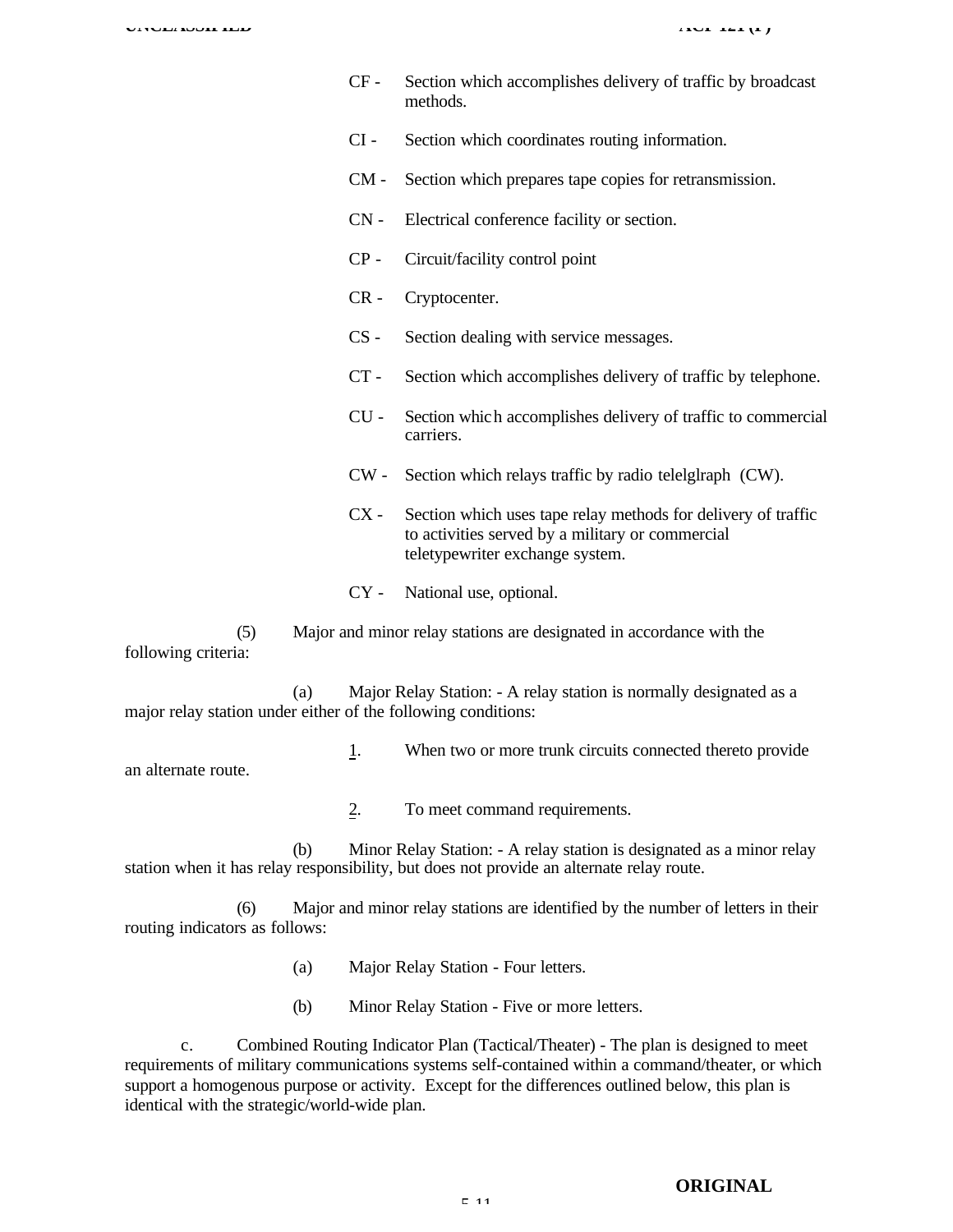CF - Section which accomplishes delivery of traffic by broadcast methods.

CI - Section which coordinates routing information.

CM - Section which prepares tape copies for retransmission.

CN - Electrical conference facility or section.

CP - Circuit/facility control point

CR - Cryptocenter.

CS - Section dealing with service messages.

CT - Section which accomplishes delivery of traffic by telephone.

CU - Section which accomplishes delivery of traffic to commercial carriers.

CW - Section which relays traffic by radio telelglraph (CW).

CX - Section which uses tape relay methods for delivery of traffic to activities served by a military or commercial teletypewriter exchange system.

CY - National use, optional.

(5) Major and minor relay stations are designated in accordance with the following criteria:

(a) Major Relay Station: - A relay station is normally designated as a major relay station under either of the following conditions:

1. When two or more trunk circuits connected thereto provide an alternate route.

2. To meet command requirements.

(b) Minor Relay Station: - A relay station is designated as a minor relay station when it has relay responsibility, but does not provide an alternate relay route.

(6) Major and minor relay stations are identified by the number of letters in their routing indicators as follows:

(a) Major Relay Station - Four letters.

(b) Minor Relay Station - Five or more letters.

c. Combined Routing Indicator Plan (Tactical/Theater) - The plan is designed to meet requirements of military communications systems self-contained within a command/theater, or which support a homogenous purpose or activity. Except for the differences outlined below, this plan is identical with the strategic/world-wide plan.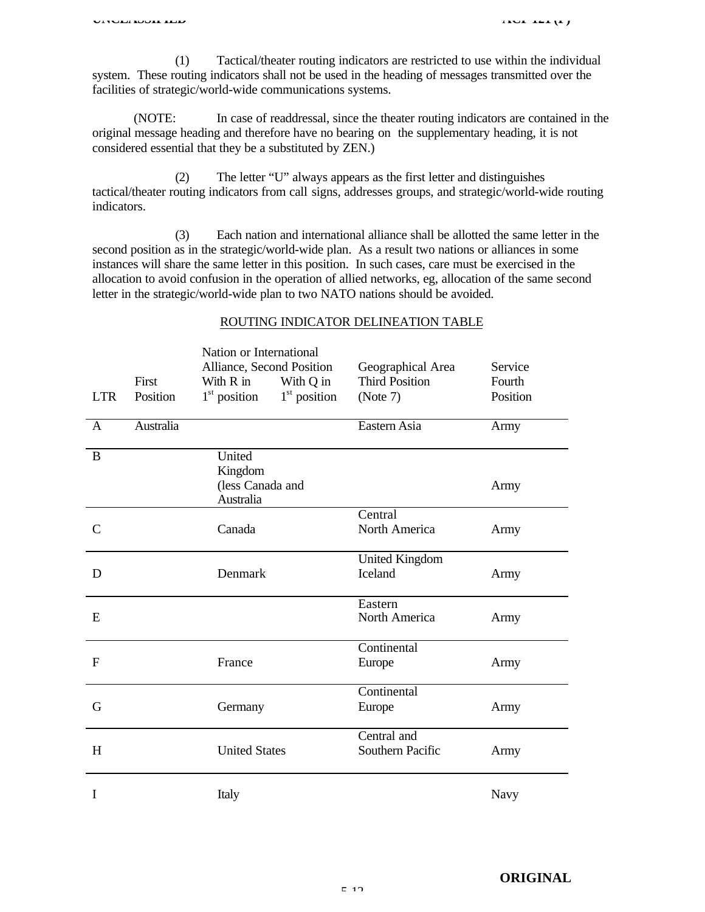(1) Tactical/theater routing indicators are restricted to use within the individual system. These routing indicators shall not be used in the heading of messages transmitted over the facilities of strategic/world-wide communications systems.

(NOTE: In case of readdressal, since the theater routing indicators are contained in the original message heading and therefore have no bearing on the supplementary heading, it is not considered essential that they be a substituted by ZEN.)

(2) The letter "U" always appears as the first letter and distinguishes tactical/theater routing indicators from call signs, addresses groups, and strategic/world-wide routing indicators.

(3) Each nation and international alliance shall be allotted the same letter in the second position as in the strategic/world-wide plan. As a result two nations or alliances in some instances will share the same letter in this position. In such cases, care must be exercised in the allocation to avoid confusion in the operation of allied networks, eg, allocation of the same second letter in the strategic/world-wide plan to two NATO nations should be avoided.

ROUTING INDICATOR DELINEATION TABLE

| LTR | First Position | Nation or International Alliance, Second Position With R in 1st position | With Q in 1st position | Geographical Area Third Position (Note 7) | Service Fourth Position |
|---|---|---|---|---|---|
| A | Australia | | | Eastern Asia | Army |
| B | | United Kingdom (less Canada and Australia | | | Army |
| C | | Canada | | Central North America | Army |
| D | | Denmark | | United Kingdom Iceland | Army |
| E | | | | Eastern North America | Army |
| F | | France | | Continental Europe | Army |
| G | | Germany | | Continental Europe | Army |
| H | | United States | | Central and Southern Pacific | Army |
| I | | Italy | | | Navy |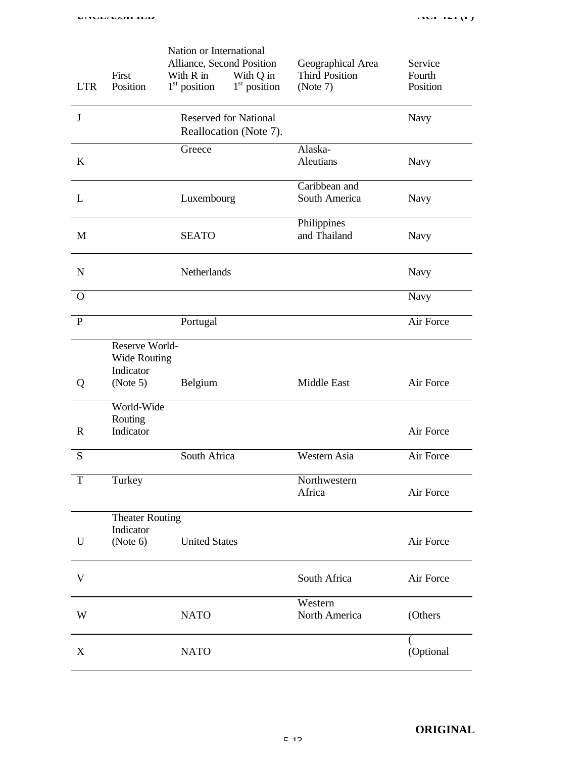| LTR | First Position | Nation or International Alliance, Second Position With R in 1st position | With Q in 1st position | Geographical Area Third Position (Note 7) | Service Fourth Position |
|---|---|---|---|---|---|
| J | | Reserved for National Reallocation (Note 7). | | | Navy |
| K | | Greece | | Alaska-Aleutians | Navy |
| L | | Luxembourg | | Caribbean and South America | Navy |
| M | | SEATO | | Philippines and Thailand | Navy |
| N | | Netherlands | | | Navy |
| O | | | | | Navy |
| P | | Portugal | | | Air Force |
| Q | Reserve World-Wide Routing Indicator (Note 5) | Belgium | | Middle East | Air Force |
| R | World-Wide Routing Indicator | | | | Air Force |
| S | | South Africa | | Western Asia | Air Force |
| T | Turkey | | | Northwestern Africa | Air Force |
| U | Theater Routing Indicator (Note 6) | United States | | | Air Force |
| V | | | | South Africa | Air Force |
| W | | NATO | | Western North America | (Others |
| X | | NATO | | | ( (Optional |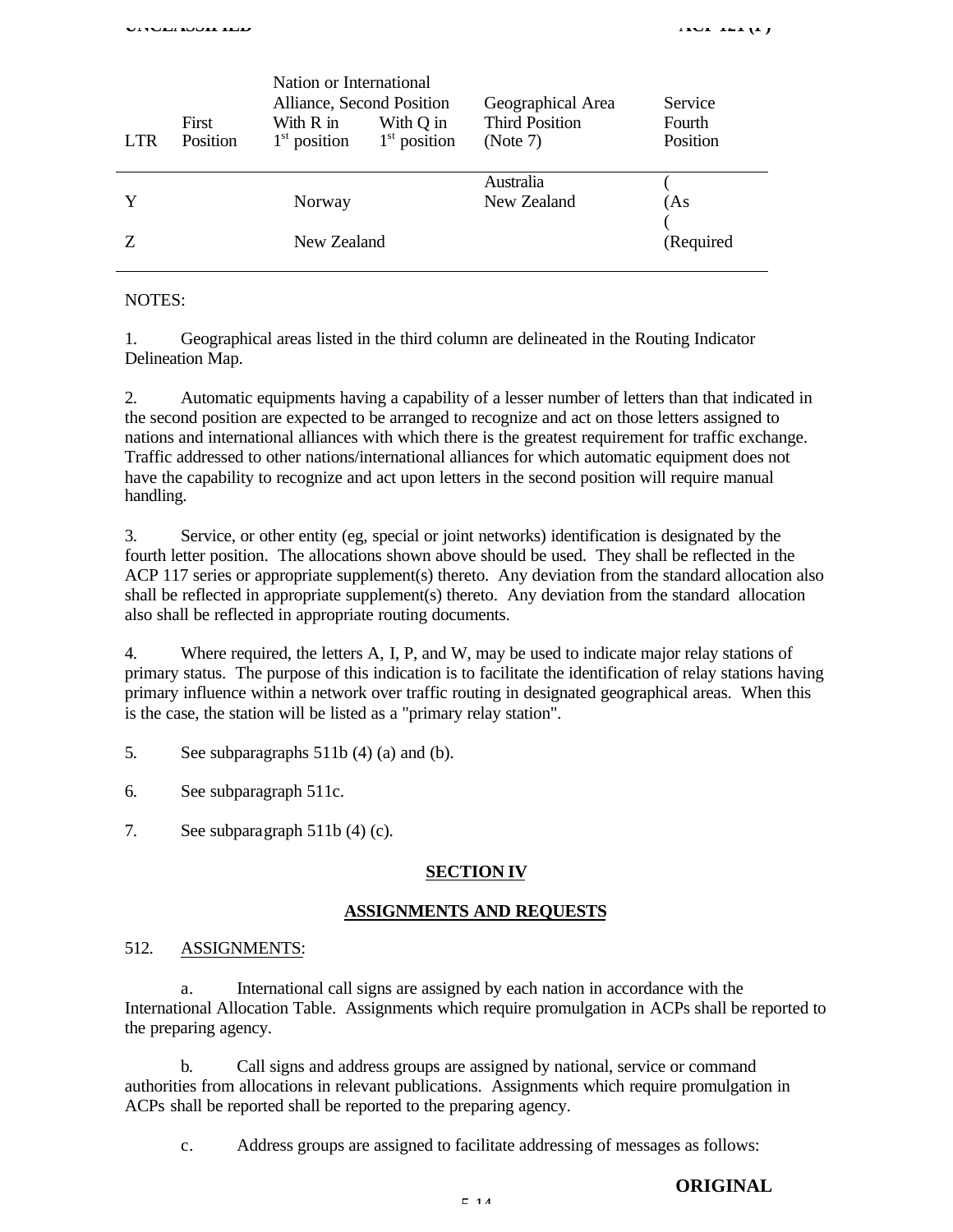| LTR | First Position | Nation or International Alliance, Second Position With R in 1st position | With Q in 1st position | Geographical Area Third Position (Note 7) | Service Fourth Position |
|---|---|---|---|---|---|
| Y | | Norway | | Australia New Zealand | ( (As |
| Z | | New Zealand | | | ( (Required |

NOTES:

1. Geographical areas listed in the third column are delineated in the Routing Indicator Delineation Map.

2. Automatic equipments having a capability of a lesser number of letters than that indicated in the second position are expected to be arranged to recognize and act on those letters assigned to nations and international alliances with which there is the greatest requirement for traffic exchange. Traffic addressed to other nations/international alliances for which automatic equipment does not have the capability to recognize and act upon letters in the second position will require manual handling.

3. Service, or other entity (eg, special or joint networks) identification is designated by the fourth letter position. The allocations shown above should be used. They shall be reflected in the ACP 117 series or appropriate supplement(s) thereto. Any deviation from the standard allocation also shall be reflected in appropriate supplement(s) thereto. Any deviation from the standard allocation also shall be reflected in appropriate routing documents.

4. Where required, the letters A, I, P, and W, may be used to indicate major relay stations of primary status. The purpose of this indication is to facilitate the identification of relay stations having primary influence within a network over traffic routing in designated geographical areas. When this is the case, the station will be listed as a "primary relay station".

5. See subparagraphs 511b (4) (a) and (b).

6. See subparagraph 511c.

7. See subparagraph 511b (4) (c).

## SECTION IV

## ASSIGNMENTS AND REQUESTS

512. ASSIGNMENTS:

a. International call signs are assigned by each nation in accordance with the International Allocation Table. Assignments which require promulgation in ACPs shall be reported to the preparing agency.

b. Call signs and address groups are assigned by national, service or command authorities from allocations in relevant publications. Assignments which require promulgation in ACPs shall be reported shall be reported to the preparing agency.

c. Address groups are assigned to facilitate addressing of messages as follows: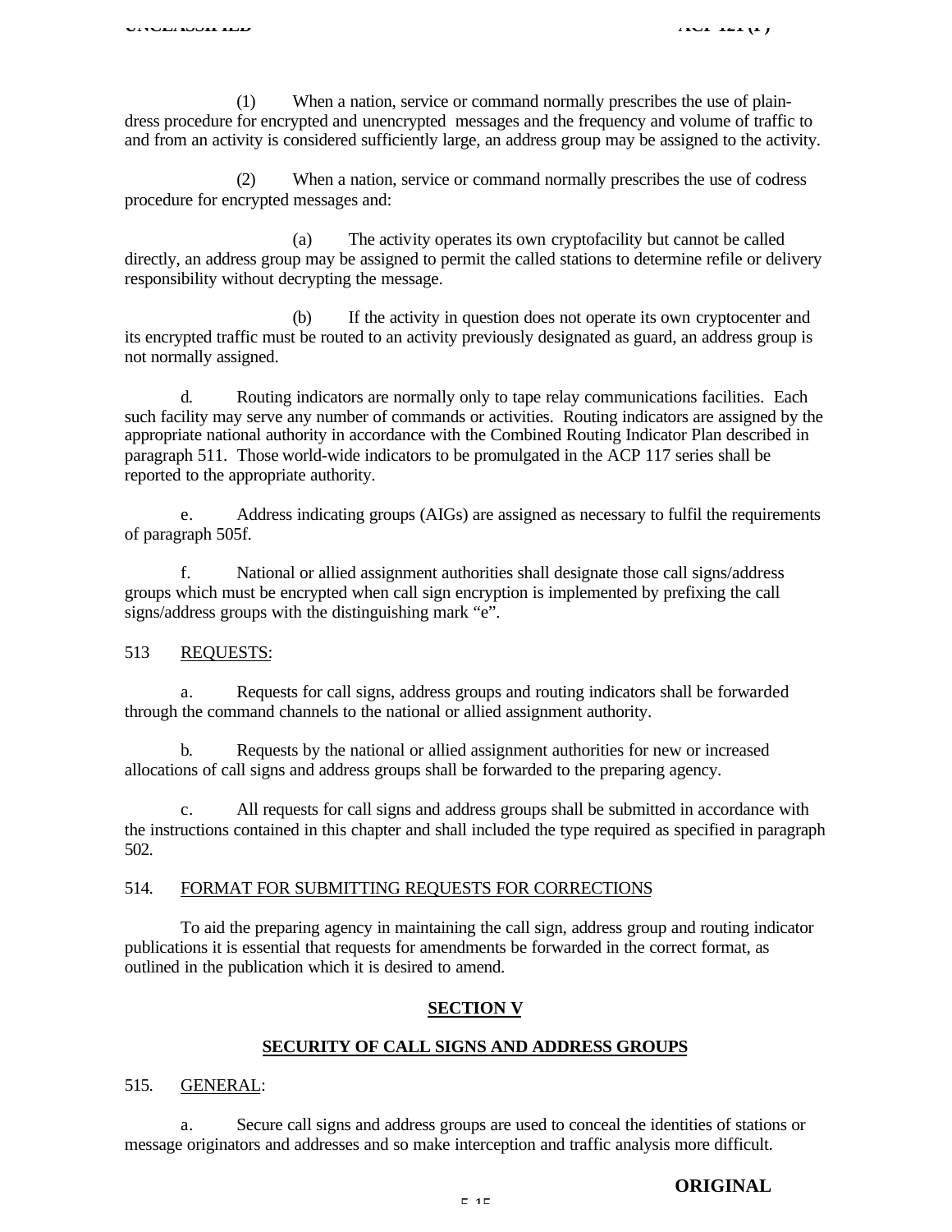(1) When a nation, service or command normally prescribes the use of plain-dress procedure for encrypted and unencrypted messages and the frequency and volume of traffic to and from an activity is considered sufficiently large, an address group may be assigned to the activity.

(2) When a nation, service or command normally prescribes the use of codress procedure for encrypted messages and:

(a) The activity operates its own cryptofacility but cannot be called directly, an address group may be assigned to permit the called stations to determine refile or delivery responsibility without decrypting the message.

(b) If the activity in question does not operate its own cryptocenter and its encrypted traffic must be routed to an activity previously designated as guard, an address group is not normally assigned.

d. Routing indicators are normally only to tape relay communications facilities. Each such facility may serve any number of commands or activities. Routing indicators are assigned by the appropriate national authority in accordance with the Combined Routing Indicator Plan described in paragraph 511. Those world-wide indicators to be promulgated in the ACP 117 series shall be reported to the appropriate authority.

e. Address indicating groups (AIGs) are assigned as necessary to fulfil the requirements of paragraph 505f.

f. National or allied assignment authorities shall designate those call signs/address groups which must be encrypted when call sign encryption is implemented by prefixing the call signs/address groups with the distinguishing mark “e”.

513 REQUESTS:

a. Requests for call signs, address groups and routing indicators shall be forwarded through the command channels to the national or allied assignment authority.

b. Requests by the national or allied assignment authorities for new or increased allocations of call signs and address groups shall be forwarded to the preparing agency.

c. All requests for call signs and address groups shall be submitted in accordance with the instructions contained in this chapter and shall included the type required as specified in paragraph 502.

514. FORMAT FOR SUBMITTING REQUESTS FOR CORRECTIONS

To aid the preparing agency in maintaining the call sign, address group and routing indicator publications it is essential that requests for amendments be forwarded in the correct format, as outlined in the publication which it is desired to amend.

## SECTION V

## SECURITY OF CALL SIGNS AND ADDRESS GROUPS

515. GENERAL:

a. Secure call signs and address groups are used to conceal the identities of stations or message originators and addresses and so make interception and traffic analysis more difficult.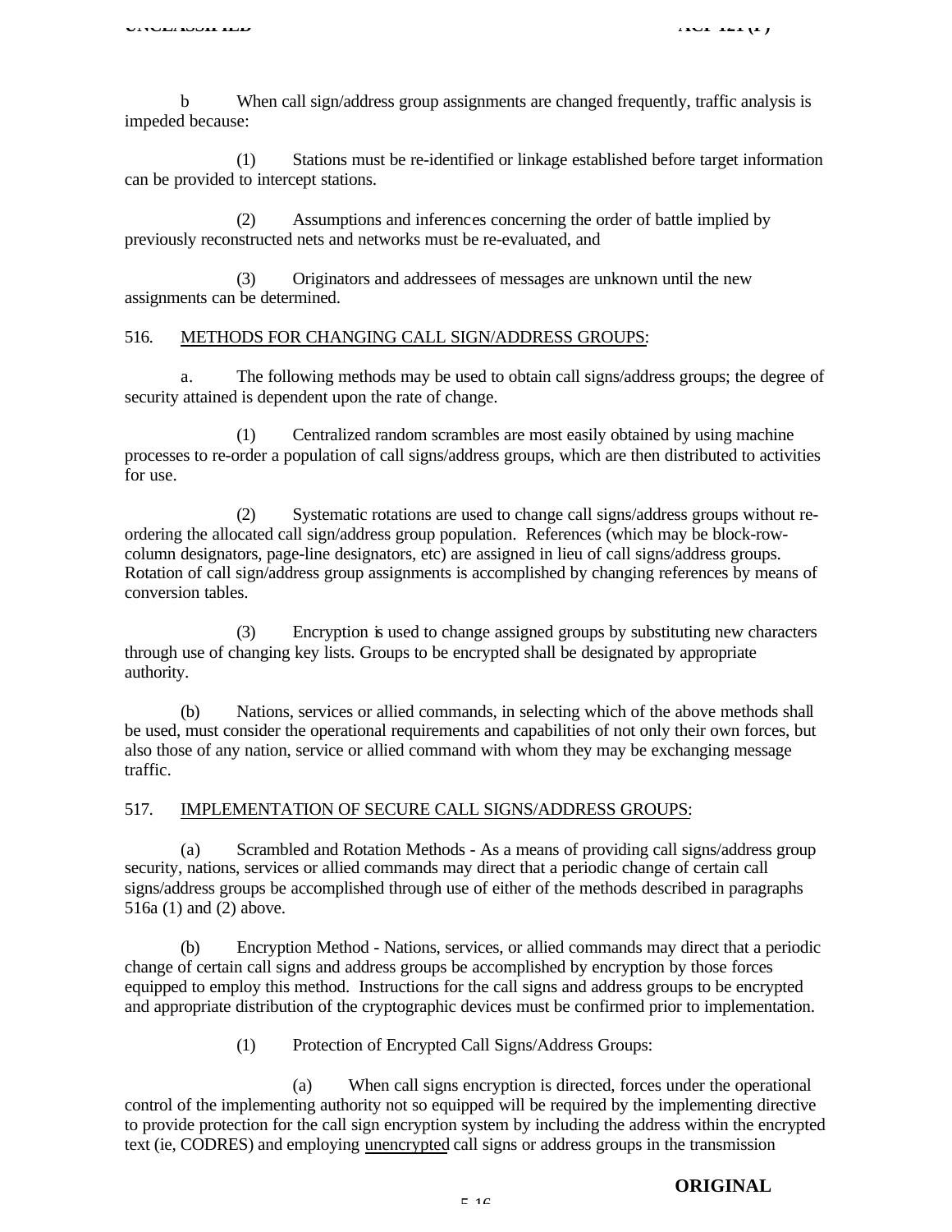b When call sign/address group assignments are changed frequently, traffic analysis is impeded because:

(1) Stations must be re-identified or linkage established before target information can be provided to intercept stations.

(2) Assumptions and inferences concerning the order of battle implied by previously reconstructed nets and networks must be re-evaluated, and

(3) Originators and addressees of messages are unknown until the new assignments can be determined.

516. METHODS FOR CHANGING CALL SIGN/ADDRESS GROUPS:

a. The following methods may be used to obtain call signs/address groups; the degree of security attained is dependent upon the rate of change.

(1) Centralized random scrambles are most easily obtained by using machine processes to re-order a population of call signs/address groups, which are then distributed to activities for use.

(2) Systematic rotations are used to change call signs/address groups without re-ordering the allocated call sign/address group population. References (which may be block-row-column designators, page-line designators, etc) are assigned in lieu of call signs/address groups. Rotation of call sign/address group assignments is accomplished by changing references by means of conversion tables.

(3) Encryption is used to change assigned groups by substituting new characters through use of changing key lists. Groups to be encrypted shall be designated by appropriate authority.

(b) Nations, services or allied commands, in selecting which of the above methods shall be used, must consider the operational requirements and capabilities of not only their own forces, but also those of any nation, service or allied command with whom they may be exchanging message traffic.

517. IMPLEMENTATION OF SECURE CALL SIGNS/ADDRESS GROUPS:

(a) Scrambled and Rotation Methods - As a means of providing call signs/address group security, nations, services or allied commands may direct that a periodic change of certain call signs/address groups be accomplished through use of either of the methods described in paragraphs 516a (1) and (2) above.

(b) Encryption Method - Nations, services, or allied commands may direct that a periodic change of certain call signs and address groups be accomplished by encryption by those forces equipped to employ this method. Instructions for the call signs and address groups to be encrypted and appropriate distribution of the cryptographic devices must be confirmed prior to implementation.

(1) Protection of Encrypted Call Signs/Address Groups:

(a) When call signs encryption is directed, forces under the operational control of the implementing authority not so equipped will be required by the implementing directive to provide protection for the call sign encryption system by including the address within the encrypted text (ie, CODRES) and employing unencrypted call signs or address groups in the transmission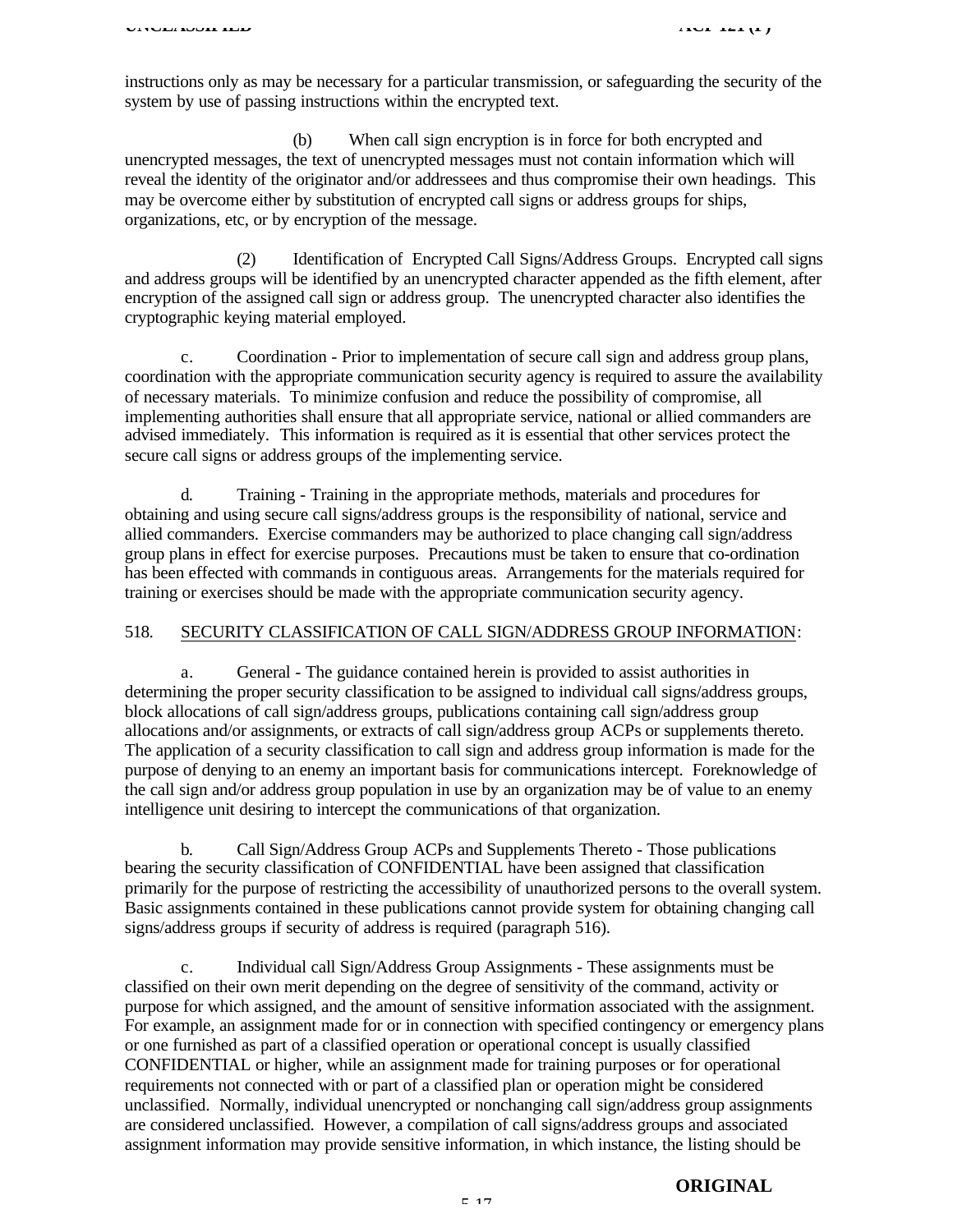instructions only as may be necessary for a particular transmission, or safeguarding the security of the system by use of passing instructions within the encrypted text.

(b) When call sign encryption is in force for both encrypted and unencrypted messages, the text of unencrypted messages must not contain information which will reveal the identity of the originator and/or addressees and thus compromise their own headings. This may be overcome either by substitution of encrypted call signs or address groups for ships, organizations, etc, or by encryption of the message.

(2) Identification of Encrypted Call Signs/Address Groups. Encrypted call signs and address groups will be identified by an unencrypted character appended as the fifth element, after encryption of the assigned call sign or address group. The unencrypted character also identifies the cryptographic keying material employed.

c. Coordination - Prior to implementation of secure call sign and address group plans, coordination with the appropriate communication security agency is required to assure the availability of necessary materials. To minimize confusion and reduce the possibility of compromise, all implementing authorities shall ensure that all appropriate service, national or allied commanders are advised immediately. This information is required as it is essential that other services protect the secure call signs or address groups of the implementing service.

d. Training - Training in the appropriate methods, materials and procedures for obtaining and using secure call signs/address groups is the responsibility of national, service and allied commanders. Exercise commanders may be authorized to place changing call sign/address group plans in effect for exercise purposes. Precautions must be taken to ensure that co-ordination has been effected with commands in contiguous areas. Arrangements for the materials required for training or exercises should be made with the appropriate communication security agency.

518. SECURITY CLASSIFICATION OF CALL SIGN/ADDRESS GROUP INFORMATION:

a. General - The guidance contained herein is provided to assist authorities in determining the proper security classification to be assigned to individual call signs/address groups, block allocations of call sign/address groups, publications containing call sign/address group allocations and/or assignments, or extracts of call sign/address group ACPs or supplements thereto. The application of a security classification to call sign and address group information is made for the purpose of denying to an enemy an important basis for communications intercept. Foreknowledge of the call sign and/or address group population in use by an organization may be of value to an enemy intelligence unit desiring to intercept the communications of that organization.

b. Call Sign/Address Group ACPs and Supplements Thereto - Those publications bearing the security classification of CONFIDENTIAL have been assigned that classification primarily for the purpose of restricting the accessibility of unauthorized persons to the overall system. Basic assignments contained in these publications cannot provide system for obtaining changing call signs/address groups if security of address is required (paragraph 516).

c. Individual call Sign/Address Group Assignments - These assignments must be classified on their own merit depending on the degree of sensitivity of the command, activity or purpose for which assigned, and the amount of sensitive information associated with the assignment. For example, an assignment made for or in connection with specified contingency or emergency plans or one furnished as part of a classified operation or operational concept is usually classified CONFIDENTIAL or higher, while an assignment made for training purposes or for operational requirements not connected with or part of a classified plan or operation might be considered unclassified. Normally, individual unencrypted or nonchanging call sign/address group assignments are considered unclassified. However, a compilation of call signs/address groups and associated assignment information may provide sensitive information, in which instance, the listing should be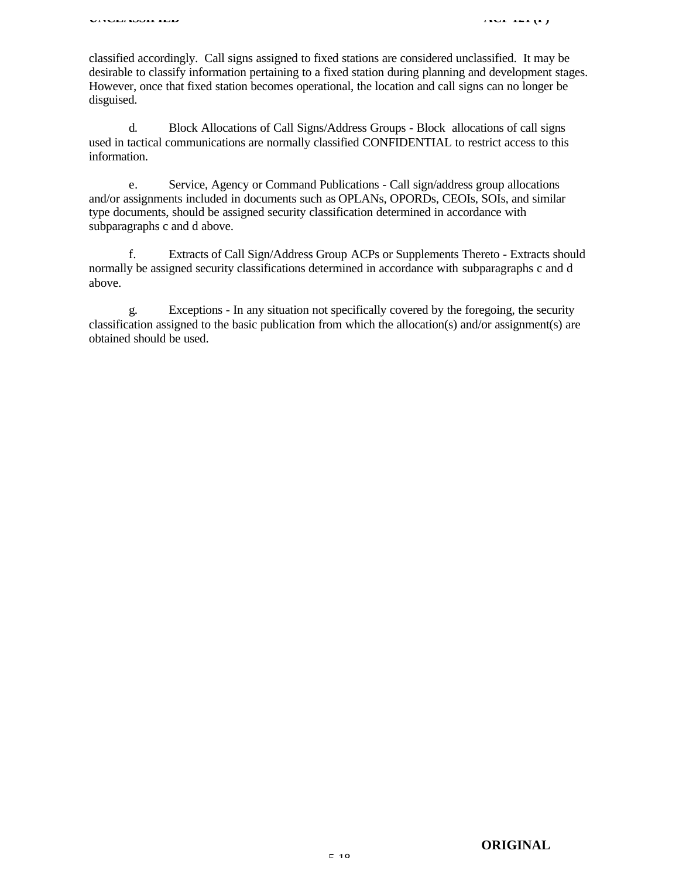classified accordingly. Call signs assigned to fixed stations are considered unclassified. It may be desirable to classify information pertaining to a fixed station during planning and development stages. However, once that fixed station becomes operational, the location and call signs can no longer be disguised.

d. Block Allocations of Call Signs/Address Groups - Block allocations of call signs used in tactical communications are normally classified CONFIDENTIAL to restrict access to this information.

e. Service, Agency or Command Publications - Call sign/address group allocations and/or assignments included in documents such as OPLANs, OPORDs, CEOIs, SOIs, and similar type documents, should be assigned security classification determined in accordance with subparagraphs c and d above.

f. Extracts of Call Sign/Address Group ACPs or Supplements Thereto - Extracts should normally be assigned security classifications determined in accordance with subparagraphs c and d above.

g. Exceptions - In any situation not specifically covered by the foregoing, the security classification assigned to the basic publication from which the allocation(s) and/or assignment(s) are obtained should be used.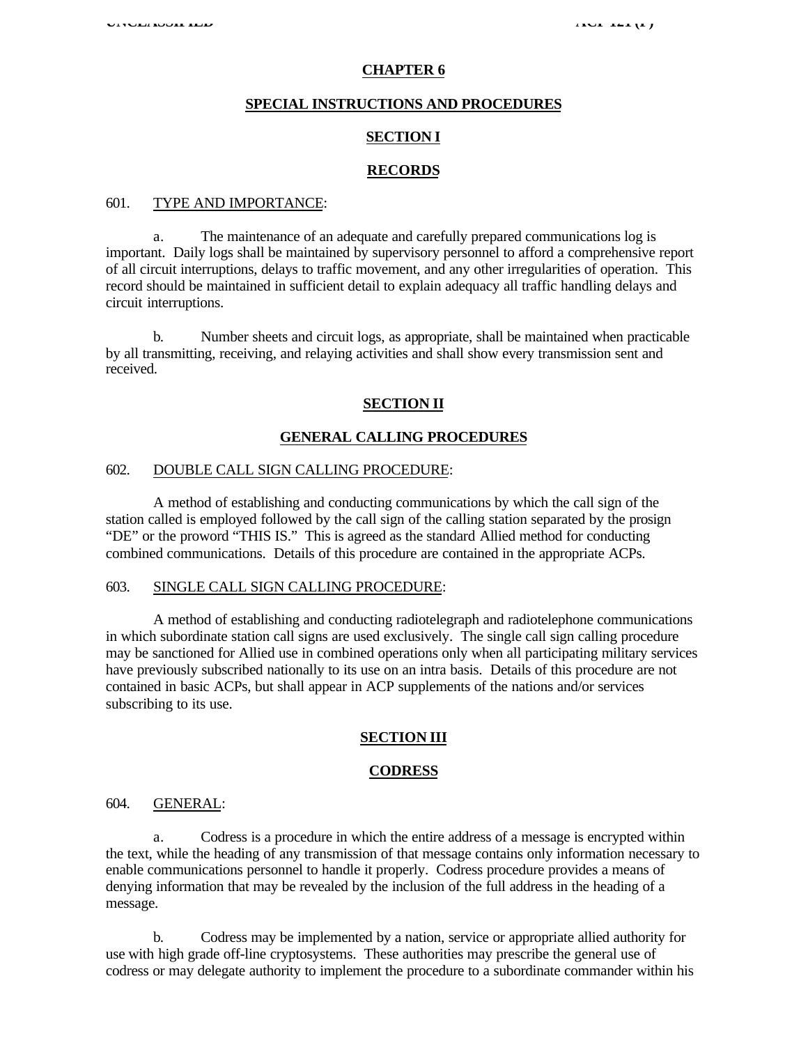# CHAPTER 6

## SPECIAL INSTRUCTIONS AND PROCEDURES

## SECTION I

## RECORDS

601. TYPE AND IMPORTANCE:

a. The maintenance of an adequate and carefully prepared communications log is important. Daily logs shall be maintained by supervisory personnel to afford a comprehensive report of all circuit interruptions, delays to traffic movement, and any other irregularities of operation. This record should be maintained in sufficient detail to explain adequacy all traffic handling delays and circuit interruptions.

b. Number sheets and circuit logs, as appropriate, shall be maintained when practicable by all transmitting, receiving, and relaying activities and shall show every transmission sent and received.

## SECTION II

## GENERAL CALLING PROCEDURES

602. DOUBLE CALL SIGN CALLING PROCEDURE:

A method of establishing and conducting communications by which the call sign of the station called is employed followed by the call sign of the calling station separated by the prosign "DE" or the proword "THIS IS." This is agreed as the standard Allied method for conducting combined communications. Details of this procedure are contained in the appropriate ACPs.

603. SINGLE CALL SIGN CALLING PROCEDURE:

A method of establishing and conducting radiotelegraph and radiotelephone communications in which subordinate station call signs are used exclusively. The single call sign calling procedure may be sanctioned for Allied use in combined operations only when all participating military services have previously subscribed nationally to its use on an intra basis. Details of this procedure are not contained in basic ACPs, but shall appear in ACP supplements of the nations and/or services subscribing to its use.

## SECTION III

## CODRESS

604. GENERAL:

a. Codress is a procedure in which the entire address of a message is encrypted within the text, while the heading of any transmission of that message contains only information necessary to enable communications personnel to handle it properly. Codress procedure provides a means of denying information that may be revealed by the inclusion of the full address in the heading of a message.

b. Codress may be implemented by a nation, service or appropriate allied authority for use with high grade off-line cryptosystems. These authorities may prescribe the general use of codress or may delegate authority to implement the procedure to a subordinate commander within his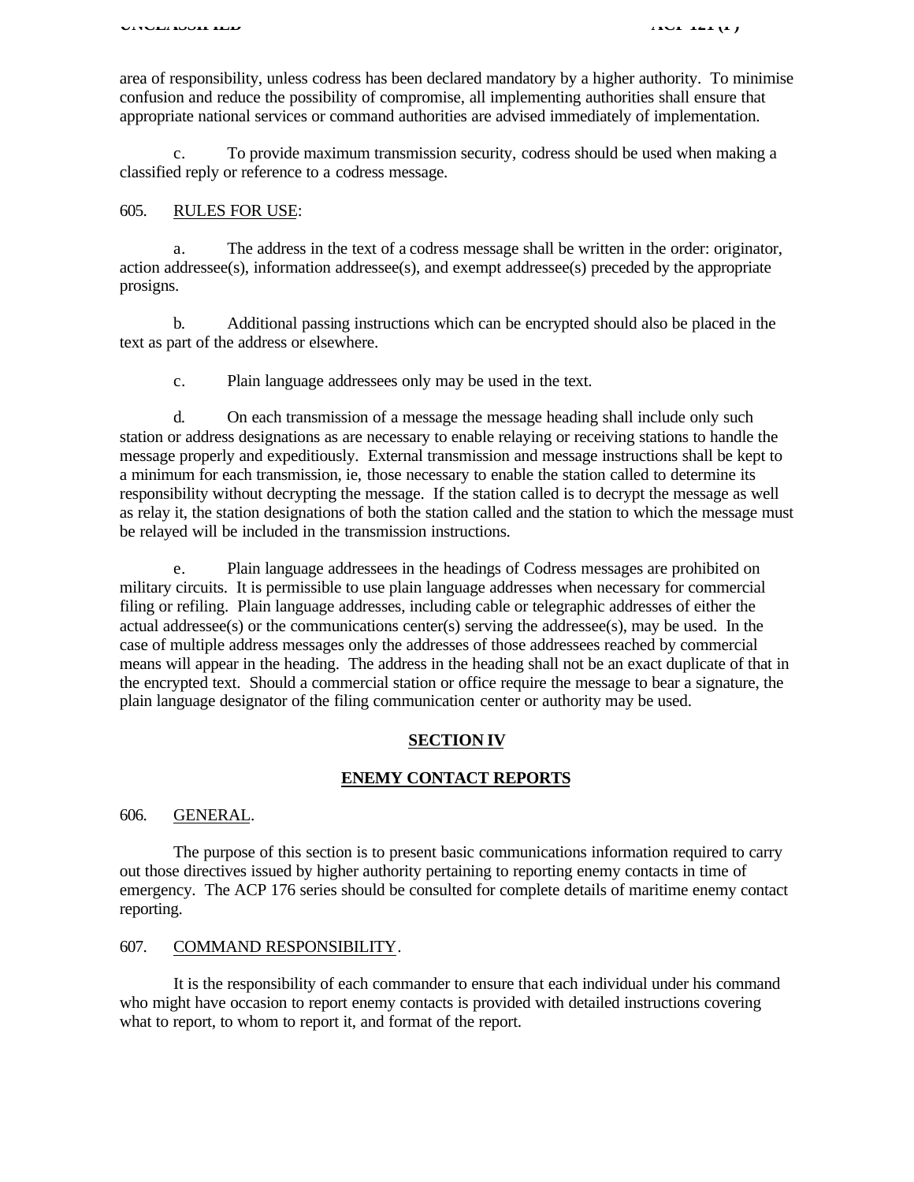area of responsibility, unless codress has been declared mandatory by a higher authority. To minimise confusion and reduce the possibility of compromise, all implementing authorities shall ensure that appropriate national services or command authorities are advised immediately of implementation.

c. To provide maximum transmission security, codress should be used when making a classified reply or reference to a codress message.

605. RULES FOR USE:

a. The address in the text of a codress message shall be written in the order: originator, action addressee(s), information addressee(s), and exempt addressee(s) preceded by the appropriate prosigns.

b. Additional passing instructions which can be encrypted should also be placed in the text as part of the address or elsewhere.

c. Plain language addressees only may be used in the text.

d. On each transmission of a message the message heading shall include only such station or address designations as are necessary to enable relaying or receiving stations to handle the message properly and expeditiously. External transmission and message instructions shall be kept to a minimum for each transmission, ie, those necessary to enable the station called to determine its responsibility without decrypting the message. If the station called is to decrypt the message as well as relay it, the station designations of both the station called and the station to which the message must be relayed will be included in the transmission instructions.

e. Plain language addressees in the headings of Codress messages are prohibited on military circuits. It is permissible to use plain language addresses when necessary for commercial filing or refiling. Plain language addresses, including cable or telegraphic addresses of either the actual addressee(s) or the communications center(s) serving the addressee(s), may be used. In the case of multiple address messages only the addresses of those addressees reached by commercial means will appear in the heading. The address in the heading shall not be an exact duplicate of that in the encrypted text. Should a commercial station or office require the message to bear a signature, the plain language designator of the filing communication center or authority may be used.

## SECTION IV

## ENEMY CONTACT REPORTS

606. GENERAL.

The purpose of this section is to present basic communications information required to carry out those directives issued by higher authority pertaining to reporting enemy contacts in time of emergency. The ACP 176 series should be consulted for complete details of maritime enemy contact reporting.

607. COMMAND RESPONSIBILITY.

It is the responsibility of each commander to ensure that each individual under his command who might have occasion to report enemy contacts is provided with detailed instructions covering what to report, to whom to report it, and format of the report.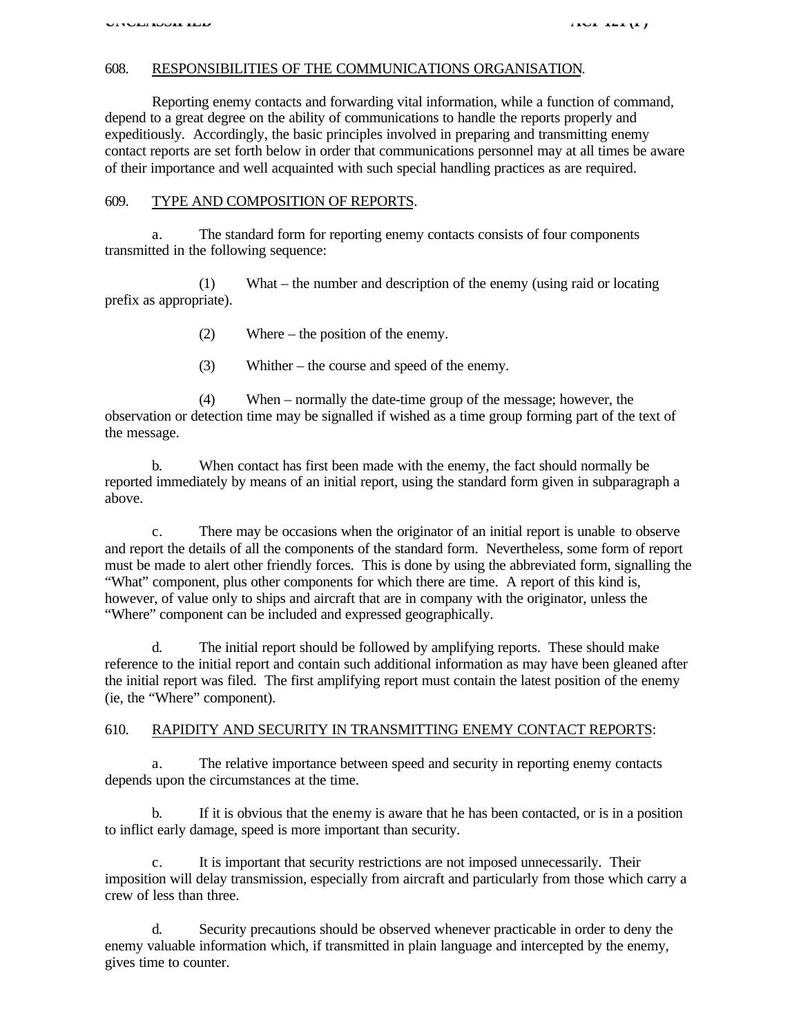608. RESPONSIBILITIES OF THE COMMUNICATIONS ORGANISATION.

Reporting enemy contacts and forwarding vital information, while a function of command, depend to a great degree on the ability of communications to handle the reports properly and expeditiously. Accordingly, the basic principles involved in preparing and transmitting enemy contact reports are set forth below in order that communications personnel may at all times be aware of their importance and well acquainted with such special handling practices as are required.

609. TYPE AND COMPOSITION OF REPORTS.

a. The standard form for reporting enemy contacts consists of four components transmitted in the following sequence:

(1) What – the number and description of the enemy (using raid or locating prefix as appropriate).

(2) Where – the position of the enemy.

(3) Whither – the course and speed of the enemy.

(4) When – normally the date-time group of the message; however, the observation or detection time may be signalled if wished as a time group forming part of the text of the message.

b. When contact has first been made with the enemy, the fact should normally be reported immediately by means of an initial report, using the standard form given in subparagraph a above.

c. There may be occasions when the originator of an initial report is unable to observe and report the details of all the components of the standard form. Nevertheless, some form of report must be made to alert other friendly forces. This is done by using the abbreviated form, signalling the "What" component, plus other components for which there are time. A report of this kind is, however, of value only to ships and aircraft that are in company with the originator, unless the "Where" component can be included and expressed geographically.

d. The initial report should be followed by amplifying reports. These should make reference to the initial report and contain such additional information as may have been gleaned after the initial report was filed. The first amplifying report must contain the latest position of the enemy (ie, the "Where" component).

610. RAPIDITY AND SECURITY IN TRANSMITTING ENEMY CONTACT REPORTS:

a. The relative importance between speed and security in reporting enemy contacts depends upon the circumstances at the time.

b. If it is obvious that the enemy is aware that he has been contacted, or is in a position to inflict early damage, speed is more important than security.

c. It is important that security restrictions are not imposed unnecessarily. Their imposition will delay transmission, especially from aircraft and particularly from those which carry a crew of less than three.

d. Security precautions should be observed whenever practicable in order to deny the enemy valuable information which, if transmitted in plain language and intercepted by the enemy, gives time to counter.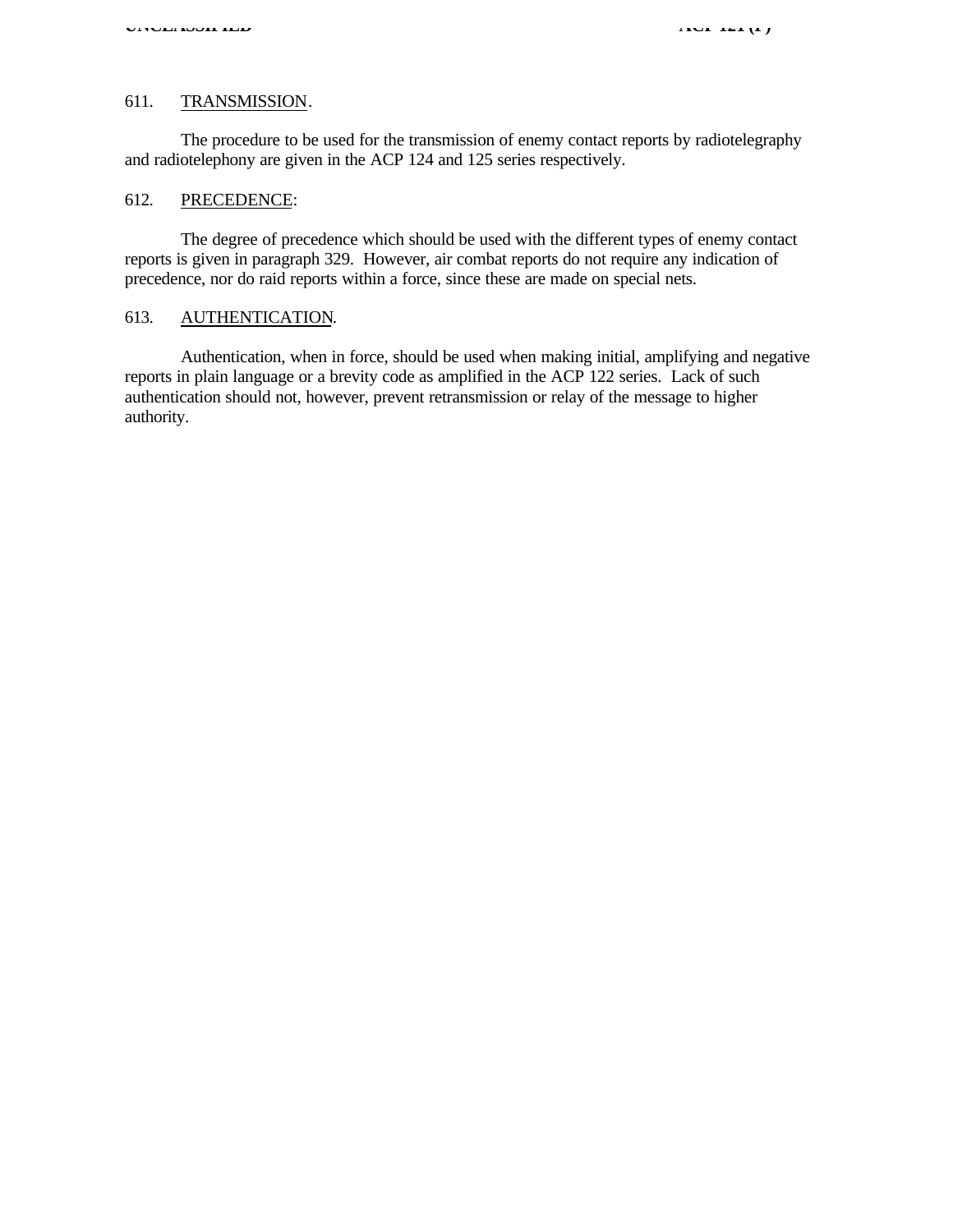611. TRANSMISSION.

The procedure to be used for the transmission of enemy contact reports by radiotelegraphy and radiotelephony are given in the ACP 124 and 125 series respectively.

612. PRECEDENCE:

The degree of precedence which should be used with the different types of enemy contact reports is given in paragraph 329. However, air combat reports do not require any indication of precedence, nor do raid reports within a force, since these are made on special nets.

613. AUTHENTICATION.

Authentication, when in force, should be used when making initial, amplifying and negative reports in plain language or a brevity code as amplified in the ACP 122 series. Lack of such authentication should not, however, prevent retransmission or relay of the message to higher authority.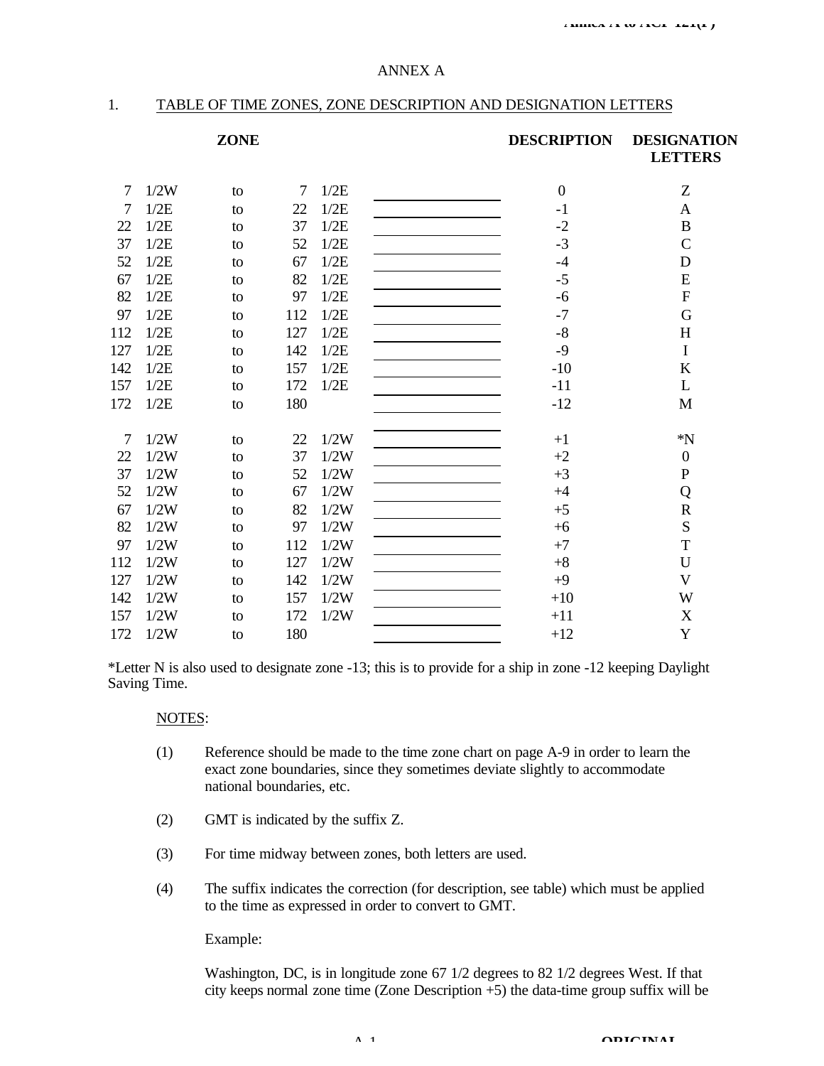## ANNEX A

1. TABLE OF TIME ZONES, ZONE DESCRIPTION AND DESIGNATION LETTERS

| ZONE | DESCRIPTION | DESIGNATION LETTERS |
|---|---|---|
| 7 1/2W to 7 1/2E | 0 | Z |
| 7 1/2E to 22 1/2E | -1 | A |
| 22 1/2E to 37 1/2E | -2 | B |
| 37 1/2E to 52 1/2E | -3 | C |
| 52 1/2E to 67 1/2E | -4 | D |
| 67 1/2E to 82 1/2E | -5 | E |
| 82 1/2E to 97 1/2E | -6 | F |
| 97 1/2E to 112 1/2E | -7 | G |
| 112 1/2E to 127 1/2E | -8 | H |
| 127 1/2E to 142 1/2E | -9 | I |
| 142 1/2E to 157 1/2E | -10 | K |
| 157 1/2E to 172 1/2E | -11 | L |
| 172 1/2E to 180 | -12 | M |
| 7 1/2W to 22 1/2W | +1 | *N |
| 22 1/2W to 37 1/2W | +2 | 0 |
| 37 1/2W to 52 1/2W | +3 | P |
| 52 1/2W to 67 1/2W | +4 | Q |
| 67 1/2W to 82 1/2W | +5 | R |
| 82 1/2W to 97 1/2W | +6 | S |
| 97 1/2W to 112 1/2W | +7 | T |
| 112 1/2W to 127 1/2W | +8 | U |
| 127 1/2W to 142 1/2W | +9 | V |
| 142 1/2W to 157 1/2W | +10 | W |
| 157 1/2W to 172 1/2W | +11 | X |
| 172 1/2W to 180 | +12 | Y |

*Letter N is also used to designate zone -13; this is to provide for a ship in zone -12 keeping Daylight Saving Time.

NOTES:

(1) Reference should be made to the time zone chart on page A-9 in order to learn the exact zone boundaries, since they sometimes deviate slightly to accommodate national boundaries, etc.

(2) GMT is indicated by the suffix Z.

(3) For time midway between zones, both letters are used.

(4) The suffix indicates the correction (for description, see table) which must be applied to the time as expressed in order to convert to GMT.

Example:

Washington, DC, is in longitude zone 67 1/2 degrees to 82 1/2 degrees West. If that city keeps normal zone time (Zone Description +5) the data-time group suffix will be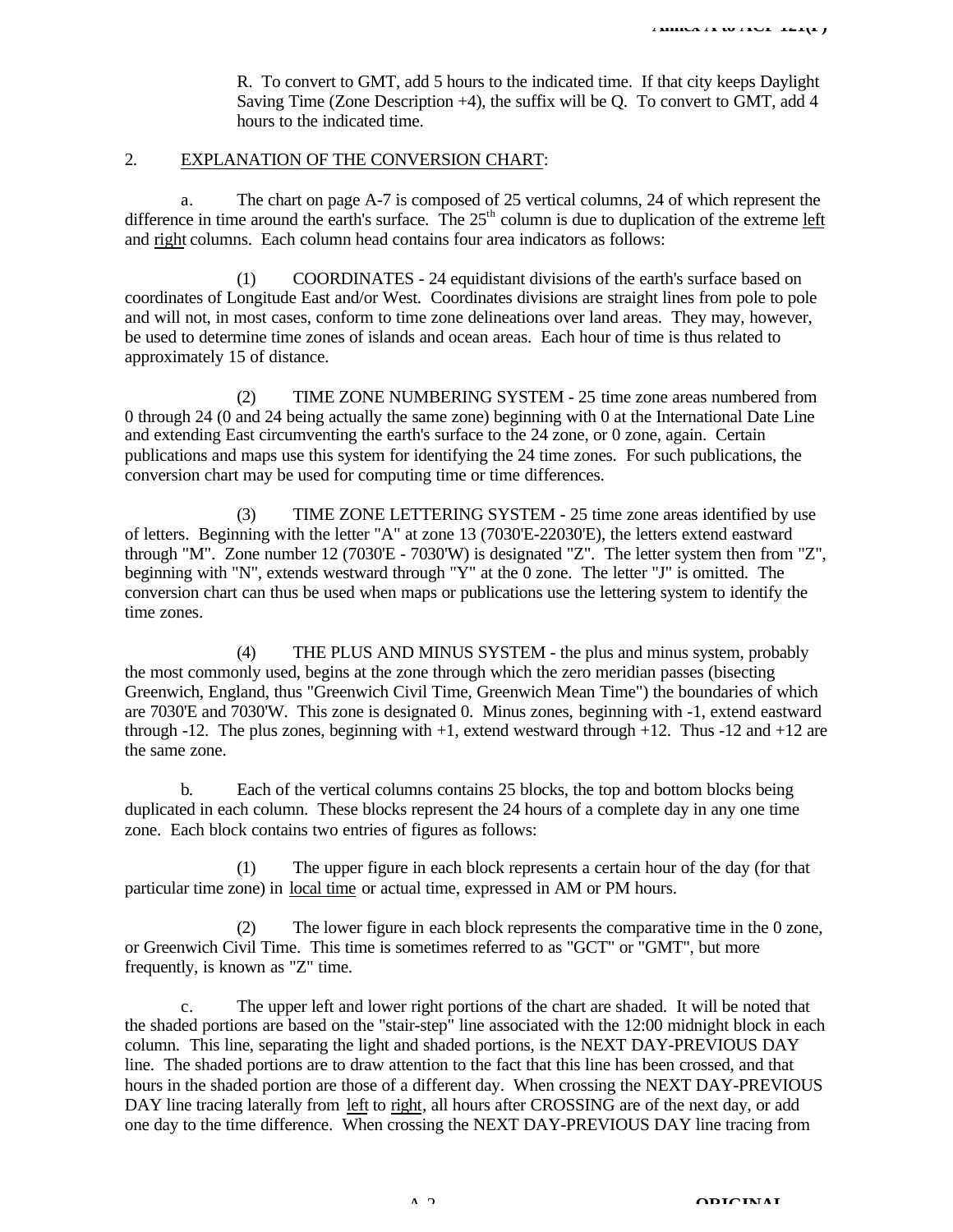R. To convert to GMT, add 5 hours to the indicated time. If that city keeps Daylight Saving Time (Zone Description +4), the suffix will be Q. To convert to GMT, add 4 hours to the indicated time.

2. EXPLANATION OF THE CONVERSION CHART:

a. The chart on page A-7 is composed of 25 vertical columns, 24 of which represent the difference in time around the earth's surface. The 25th column is due to duplication of the extreme left and right columns. Each column head contains four area indicators as follows:

(1) COORDINATES - 24 equidistant divisions of the earth's surface based on coordinates of Longitude East and/or West. Coordinates divisions are straight lines from pole to pole and will not, in most cases, conform to time zone delineations over land areas. They may, however, be used to determine time zones of islands and ocean areas. Each hour of time is thus related to approximately 15 of distance.

(2) TIME ZONE NUMBERING SYSTEM - 25 time zone areas numbered from 0 through 24 (0 and 24 being actually the same zone) beginning with 0 at the International Date Line and extending East circumventing the earth's surface to the 24 zone, or 0 zone, again. Certain publications and maps use this system for identifying the 24 time zones. For such publications, the conversion chart may be used for computing time or time differences.

(3) TIME ZONE LETTERING SYSTEM - 25 time zone areas identified by use of letters. Beginning with the letter "A" at zone 13 (7030'E-22030'E), the letters extend eastward through "M". Zone number 12 (7030'E - 7030'W) is designated "Z". The letter system then from "Z", beginning with "N", extends westward through "Y" at the 0 zone. The letter "J" is omitted. The conversion chart can thus be used when maps or publications use the lettering system to identify the time zones.

(4) THE PLUS AND MINUS SYSTEM - the plus and minus system, probably the most commonly used, begins at the zone through which the zero meridian passes (bisecting Greenwich, England, thus "Greenwich Civil Time, Greenwich Mean Time") the boundaries of which are 7030'E and 7030'W. This zone is designated 0. Minus zones, beginning with -1, extend eastward through -12. The plus zones, beginning with +1, extend westward through +12. Thus -12 and +12 are the same zone.

b. Each of the vertical columns contains 25 blocks, the top and bottom blocks being duplicated in each column. These blocks represent the 24 hours of a complete day in any one time zone. Each block contains two entries of figures as follows:

(1) The upper figure in each block represents a certain hour of the day (for that particular time zone) in local time or actual time, expressed in AM or PM hours.

(2) The lower figure in each block represents the comparative time in the 0 zone, or Greenwich Civil Time. This time is sometimes referred to as "GCT" or "GMT", but more frequently, is known as "Z" time.

c. The upper left and lower right portions of the chart are shaded. It will be noted that the shaded portions are based on the "stair-step" line associated with the 12:00 midnight block in each column. This line, separating the light and shaded portions, is the NEXT DAY-PREVIOUS DAY line. The shaded portions are to draw attention to the fact that this line has been crossed, and that hours in the shaded portion are those of a different day. When crossing the NEXT DAY-PREVIOUS DAY line tracing laterally from left to right, all hours after CROSSING are of the next day, or add one day to the time difference. When crossing the NEXT DAY-PREVIOUS DAY line tracing from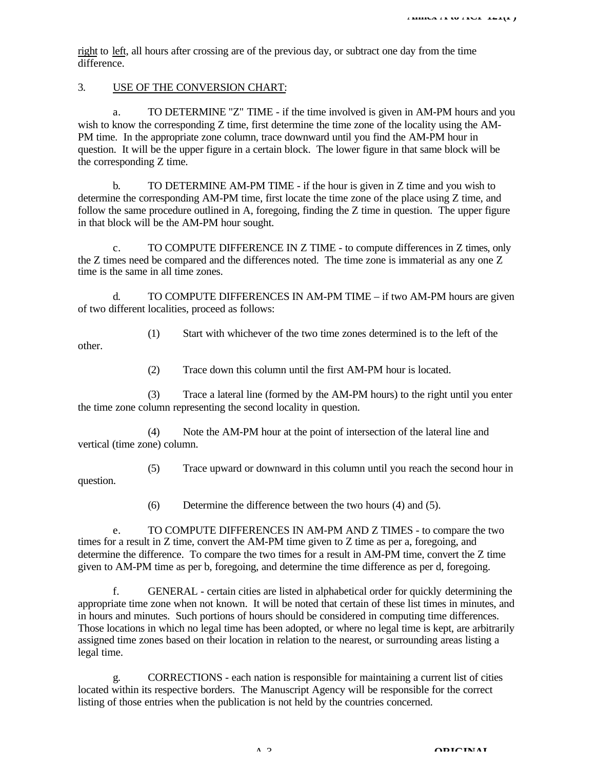right to left, all hours after crossing are of the previous day, or subtract one day from the time difference.

3. USE OF THE CONVERSION CHART:

a. TO DETERMINE "Z" TIME - if the time involved is given in AM-PM hours and you wish to know the corresponding Z time, first determine the time zone of the locality using the AM-PM time. In the appropriate zone column, trace downward until you find the AM-PM hour in question. It will be the upper figure in a certain block. The lower figure in that same block will be the corresponding Z time.

b. TO DETERMINE AM-PM TIME - if the hour is given in Z time and you wish to determine the corresponding AM-PM time, first locate the time zone of the place using Z time, and follow the same procedure outlined in A, foregoing, finding the Z time in question. The upper figure in that block will be the AM-PM hour sought.

c. TO COMPUTE DIFFERENCE IN Z TIME - to compute differences in Z times, only the Z times need be compared and the differences noted. The time zone is immaterial as any one Z time is the same in all time zones.

d. TO COMPUTE DIFFERENCES IN AM-PM TIME – if two AM-PM hours are given of two different localities, proceed as follows:

(1) Start with whichever of the two time zones determined is to the left of the other.

(2) Trace down this column until the first AM-PM hour is located.

(3) Trace a lateral line (formed by the AM-PM hours) to the right until you enter the time zone column representing the second locality in question.

(4) Note the AM-PM hour at the point of intersection of the lateral line and vertical (time zone) column.

(5) Trace upward or downward in this column until you reach the second hour in question.

(6) Determine the difference between the two hours (4) and (5).

e. TO COMPUTE DIFFERENCES IN AM-PM AND Z TIMES - to compare the two times for a result in Z time, convert the AM-PM time given to Z time as per a, foregoing, and determine the difference. To compare the two times for a result in AM-PM time, convert the Z time given to AM-PM time as per b, foregoing, and determine the time difference as per d, foregoing.

f. GENERAL - certain cities are listed in alphabetical order for quickly determining the appropriate time zone when not known. It will be noted that certain of these list times in minutes, and in hours and minutes. Such portions of hours should be considered in computing time differences. Those locations in which no legal time has been adopted, or where no legal time is kept, are arbitrarily assigned time zones based on their location in relation to the nearest, or surrounding areas listing a legal time.

g. CORRECTIONS - each nation is responsible for maintaining a current list of cities located within its respective borders. The Manuscript Agency will be responsible for the correct listing of those entries when the publication is not held by the countries concerned.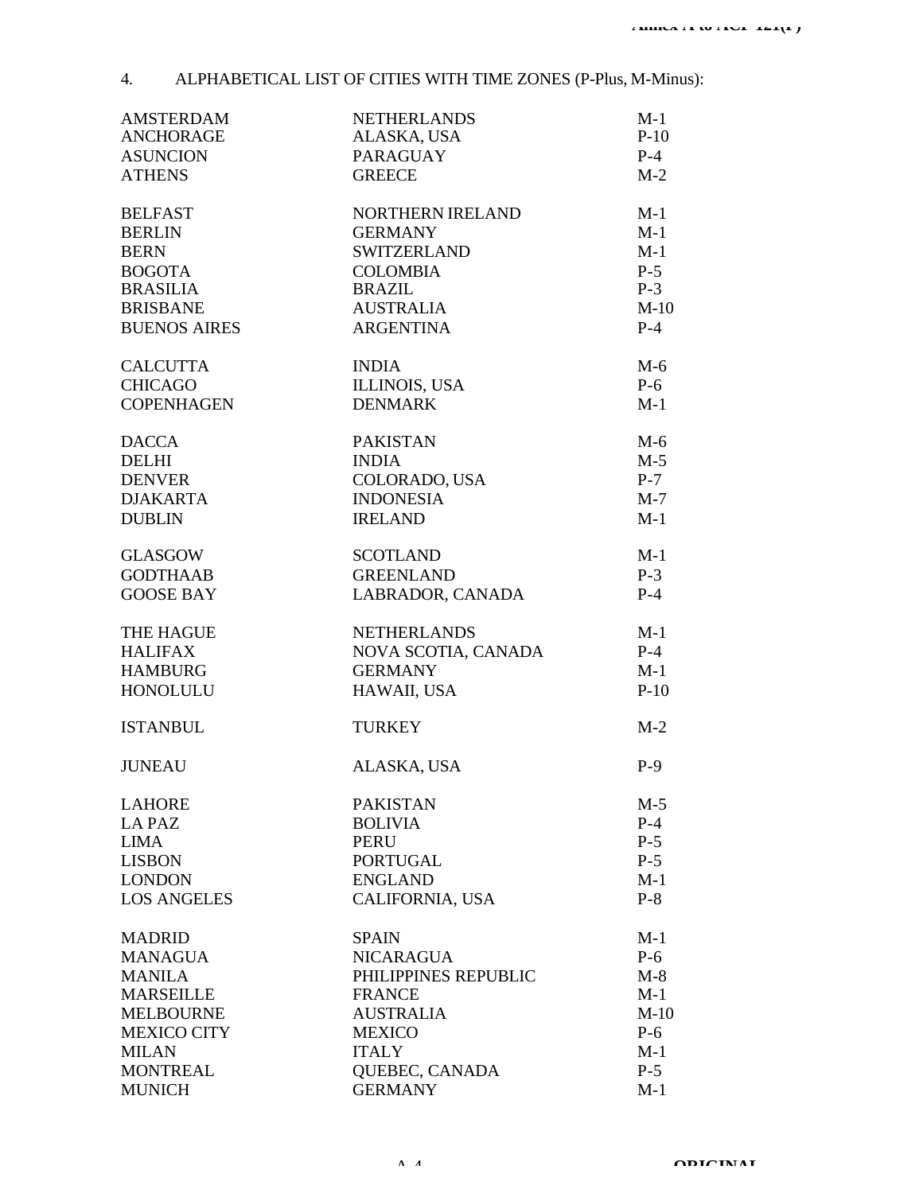4. ALPHABETICAL LIST OF CITIES WITH TIME ZONES (P-Plus, M-Minus):

| | | |
|---|---|---|
| AMSTERDAM | NETHERLANDS | M-1 |
| ANCHORAGE | ALASKA, USA | P-10 |
| ASUNCION | PARAGUAY | P-4 |
| ATHENS | GREECE | M-2 |
| | | |
| BELFAST | NORTHERN IRELAND | M-1 |
| BERLIN | GERMANY | M-1 |
| BERN | SWITZERLAND | M-1 |
| BOGOTA | COLOMBIA | P-5 |
| BRASILIA | BRAZIL | P-3 |
| BRISBANE | AUSTRALIA | M-10 |
| BUENOS AIRES | ARGENTINA | P-4 |
| | | |
| CALCUTTA | INDIA | M-6 |
| CHICAGO | ILLINOIS, USA | P-6 |
| COPENHAGEN | DENMARK | M-1 |
| | | |
| DACCA | PAKISTAN | M-6 |
| DELHI | INDIA | M-5 |
| DENVER | COLORADO, USA | P-7 |
| DJAKARTA | INDONESIA | M-7 |
| DUBLIN | IRELAND | M-1 |
| | | |
| GLASGOW | SCOTLAND | M-1 |
| GODTHAAB | GREENLAND | P-3 |
| GOOSE BAY | LABRADOR, CANADA | P-4 |
| | | |
| THE HAGUE | NETHERLANDS | M-1 |
| HALIFAX | NOVA SCOTIA, CANADA | P-4 |
| HAMBURG | GERMANY | M-1 |
| HONOLULU | HAWAII, USA | P-10 |
| | | |
| ISTANBUL | TURKEY | M-2 |
| | | |
| JUNEAU | ALASKA, USA | P-9 |
| | | |
| LAHORE | PAKISTAN | M-5 |
| LA PAZ | BOLIVIA | P-4 |
| LIMA | PERU | P-5 |
| LISBON | PORTUGAL | P-5 |
| LONDON | ENGLAND | M-1 |
| LOS ANGELES | CALIFORNIA, USA | P-8 |
| | | |
| MADRID | SPAIN | M-1 |
| MANAGUA | NICARAGUA | P-6 |
| MANILA | PHILIPPINES REPUBLIC | M-8 |
| MARSEILLE | FRANCE | M-1 |
| MELBOURNE | AUSTRALIA | M-10 |
| MEXICO CITY | MEXICO | P-6 |
| MILAN | ITALY | M-1 |
| MONTREAL | QUEBEC, CANADA | P-5 |
| MUNICH | GERMANY | M-1 |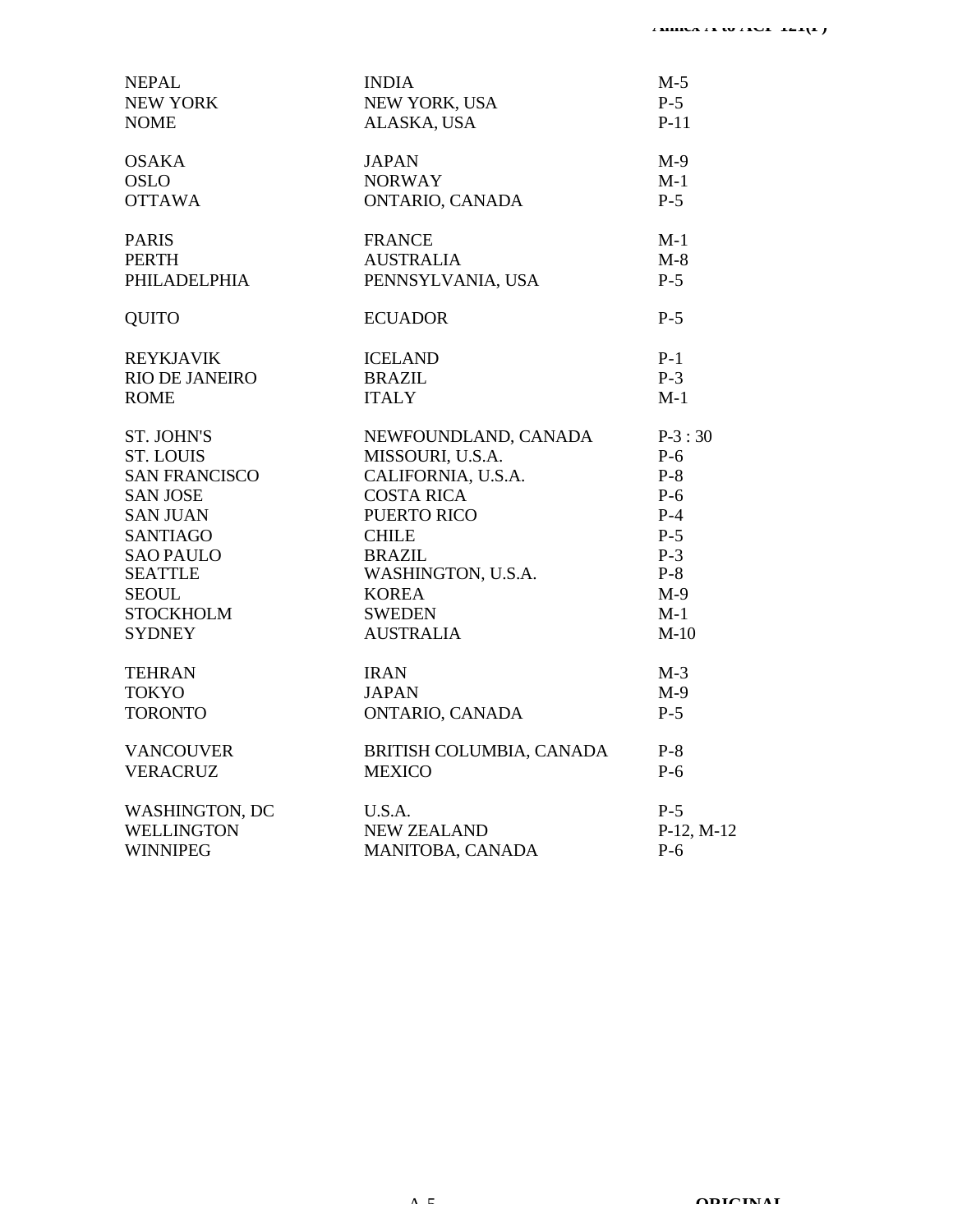| | | |
|---|---|---|
| NEPAL | INDIA | M-5 |
| NEW YORK | NEW YORK, USA | P-5 |
| NOME | ALASKA, USA | P-11 |
| | | |
| OSAKA | JAPAN | M-9 |
| OSLO | NORWAY | M-1 |
| OTTAWA | ONTARIO, CANADA | P-5 |
| | | |
| PARIS | FRANCE | M-1 |
| PERTH | AUSTRALIA | M-8 |
| PHILADELPHIA | PENNSYLVANIA, USA | P-5 |
| | | |
| QUITO | ECUADOR | P-5 |
| | | |
| REYKJAVIK | ICELAND | P-1 |
| RIO DE JANEIRO | BRAZIL | P-3 |
| ROME | ITALY | M-1 |
| | | |
| ST. JOHN'S | NEWFOUNDLAND, CANADA | P-3 : 30 |
| ST. LOUIS | MISSOURI, U.S.A. | P-6 |
| SAN FRANCISCO | CALIFORNIA, U.S.A. | P-8 |
| SAN JOSE | COSTA RICA | P-6 |
| SAN JUAN | PUERTO RICO | P-4 |
| SANTIAGO | CHILE | P-5 |
| SAO PAULO | BRAZIL | P-3 |
| SEATTLE | WASHINGTON, U.S.A. | P-8 |
| SEOUL | KOREA | M-9 |
| STOCKHOLM | SWEDEN | M-1 |
| SYDNEY | AUSTRALIA | M-10 |
| | | |
| TEHRAN | IRAN | M-3 |
| TOKYO | JAPAN | M-9 |
| TORONTO | ONTARIO, CANADA | P-5 |
| | | |
| VANCOUVER | BRITISH COLUMBIA, CANADA | P-8 |
| VERACRUZ | MEXICO | P-6 |
| | | |
| WASHINGTON, DC | U.S.A. | P-5 |
| WELLINGTON | NEW ZEALAND | P-12, M-12 |
| WINNIPEG | MANITOBA, CANADA | P-6 |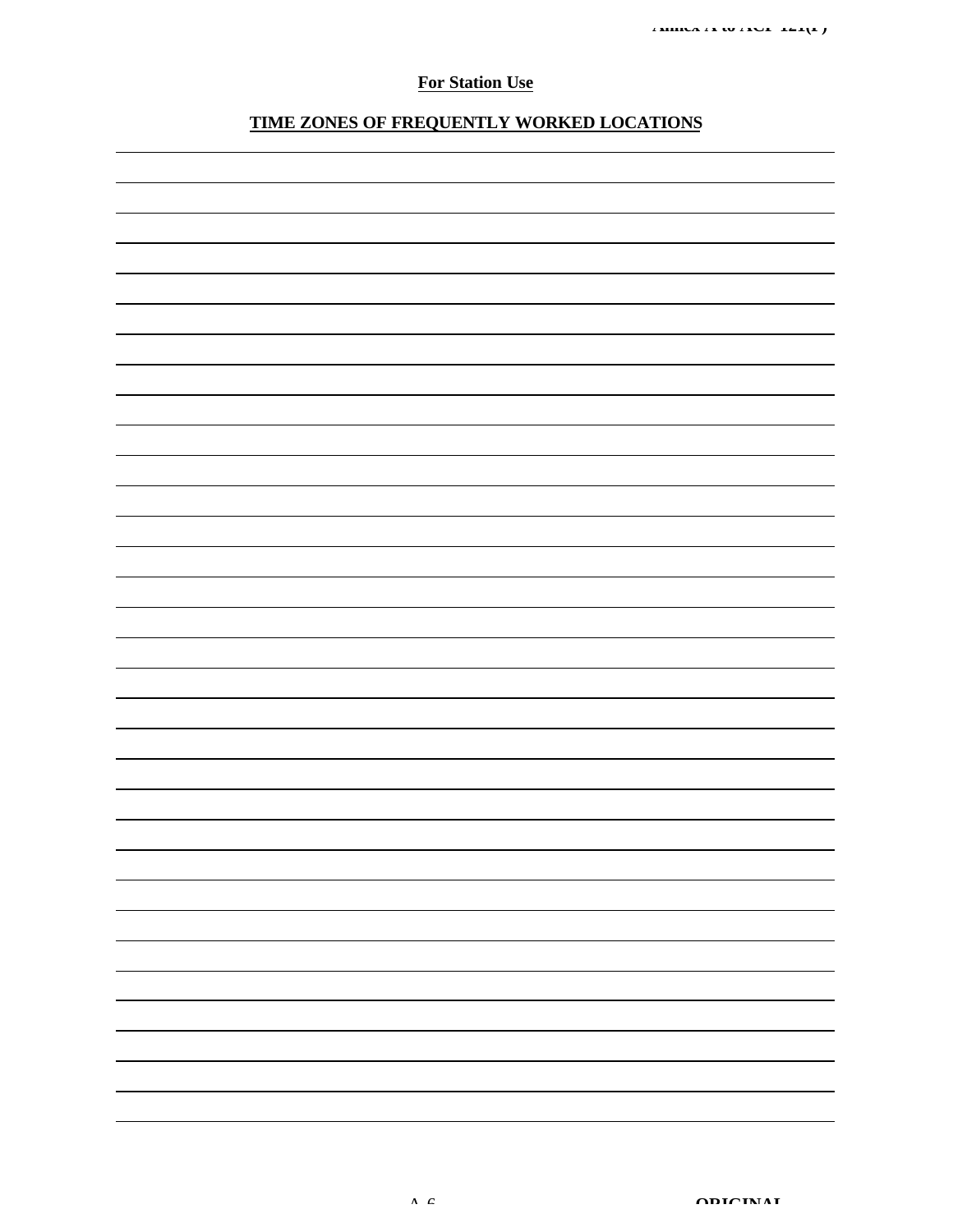**For Station Use**

**TIME ZONES OF FREQUENTLY WORKED LOCATIONS**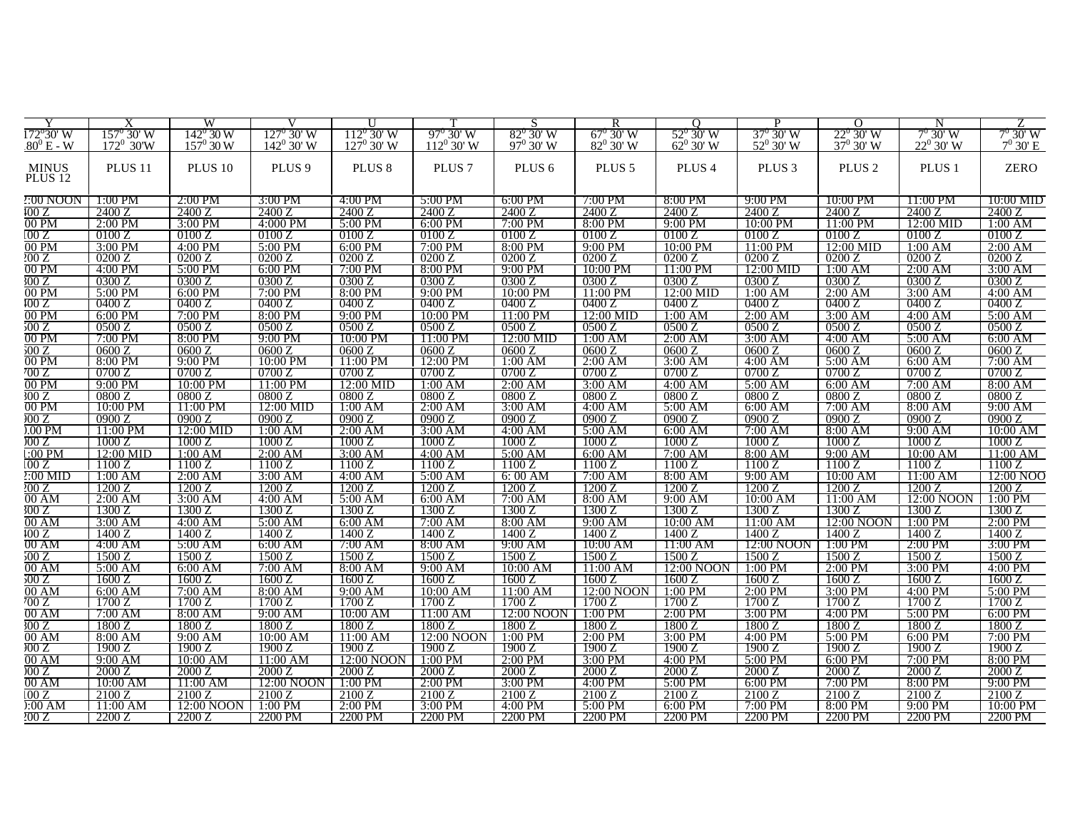| Y | X | W | V | U | T | S | R | Q | P | O | N | Z |
|---|---|---|---|---|---|---|---|---|---|---|---|---|
| 172°30' W | 157° 30' W | 142° 30 W | 127° 30' W | 112° 30' W | 97° 30' W | 82° 30' W | 67° 30' W | 52° 30' W | 37° 30' W | 22° 30' W | 7° 30' W | 7° 30' W |
| .80° E - W | 172° 30'W | 157° 30 W | 142° 30' W | 127° 30' W | 112° 30' W | 97° 30' W | 82° 30' W | 62° 30' W | 52° 30' W | 37° 30' W | 22° 30' W | 7° 30' E |
| MINUS PLUS 12 | PLUS 11 | PLUS 10 | PLUS 9 | PLUS 8 | PLUS 7 | PLUS 6 | PLUS 5 | PLUS 4 | PLUS 3 | PLUS 2 | PLUS 1 | ZERO |
| 2:00 NOON | 1:00 PM | 2:00 PM | 3:00 PM | 4:00 PM | 5:00 PM | 6:00 PM | 7:00 PM | 8:00 PM | 9:00 PM | 10:00 PM | 11:00 PM | 10:00 MID |
| 400 Z | 2400 Z | 2400 Z | 2400 Z | 2400 Z | 2400 Z | 2400 Z | 2400 Z | 2400 Z | 2400 Z | 2400 Z | 2400 Z | 2400 Z |
| 00 PM | 2:00 PM | 3:00 PM | 4:000 PM | 5:00 PM | 6:00 PM | 7:00 PM | 8:00 PM | 9:00 PM | 10:00 PM | 11:00 PM | 12:00 MID | 1:00 AM |
| 100 Z | 0100 Z | 0100 Z | 0100 Z | 0100 Z | 0100 Z | 0100 Z | 0100 Z | 0100 Z | 0100 Z | 0100 Z | 0100 Z | 0100 Z |
| 00 PM | 3:00 PM | 4:00 PM | 5:00 PM | 6:00 PM | 7:00 PM | 8:00 PM | 9:00 PM | 10:00 PM | 11:00 PM | 12:00 MID | 1:00 AM | 2:00 AM |
| 200 Z | 0200 Z | 0200 Z | 0200 Z | 0200 Z | 0200 Z | 0200 Z | 0200 Z | 0200 Z | 0200 Z | 0200 Z | 0200 Z | 0200 Z |
| 00 PM | 4:00 PM | 5:00 PM | 6:00 PM | 7:00 PM | 8:00 PM | 9:00 PM | 10:00 PM | 11:00 PM | 12:00 MID | 1:00 AM | 2:00 AM | 3:00 AM |
| 300 Z | 0300 Z | 0300 Z | 0300 Z | 0300 Z | 0300 Z | 0300 Z | 0300 Z | 0300 Z | 0300 Z | 0300 Z | 0300 Z | 0300 Z |
| 00 PM | 5:00 PM | 6:00 PM | 7:00 PM | 8:00 PM | 9:00 PM | 10:00 PM | 11:00 PM | 12:00 MID | 1:00 AM | 2:00 AM | 3:00 AM | 4:00 AM |
| 400 Z | 0400 Z | 0400 Z | 0400 Z | 0400 Z | 0400 Z | 0400 Z | 0400 Z | 0400 Z | 0400 Z | 0400 Z | 0400 Z | 0400 Z |
| 00 PM | 6:00 PM | 7:00 PM | 8:00 PM | 9:00 PM | 10:00 PM | 11:00 PM | 12:00 MID | 1:00 AM | 2:00 AM | 3:00 AM | 4:00 AM | 5:00 AM |
| 500 Z | 0500 Z | 0500 Z | 0500 Z | 0500 Z | 0500 Z | 0500 Z | 0500 Z | 0500 Z | 0500 Z | 0500 Z | 0500 Z | 0500 Z |
| 00 PM | 7:00 PM | 8:00 PM | 9:00 PM | 10:00 PM | 11:00 PM | 12:00 MID | 1:00 AM | 2:00 AM | 3:00 AM | 4:00 AM | 5:00 AM | 6:00 AM |
| 500 Z | 0600 Z | 0600 Z | 0600 Z | 0600 Z | 0600 Z | 0600 Z | 0600 Z | 0600 Z | 0600 Z | 0600 Z | 0600 Z | 0600 Z |
| 00 PM | 8:00 PM | 9:00 PM | 10:00 PM | 11:00 PM | 12:00 PM | 1:00 AM | 2:00 AM | 3:00 AM | 4:00 AM | 5:00 AM | 6:00 AM | 7:00 AM |
| 700 Z | 0700 Z | 0700 Z | 0700 Z | 0700 Z | 0700 Z | 0700 Z | 0700 Z | 0700 Z | 0700 Z | 0700 Z | 0700 Z | 0700 Z |
| 00 PM | 9:00 PM | 10:00 PM | 11:00 PM | 12:00 MID | 1:00 AM | 2:00 AM | 3:00 AM | 4:00 AM | 5:00 AM | 6:00 AM | 7:00 AM | 8:00 AM |
| 300 Z | 0800 Z | 0800 Z | 0800 Z | 0800 Z | 0800 Z | 0800 Z | 0800 Z | 0800 Z | 0800 Z | 0800 Z | 0800 Z | 0800 Z |
| 00 PM | 10:00 PM | 11:00 PM | 12:00 MID | 1:00 AM | 2:00 AM | 3:00 AM | 4:00 AM | 5:00 AM | 6:00 AM | 7:00 AM | 8:00 AM | 9:00 AM |
| 900 Z | 0900 Z | 0900 Z | 0900 Z | 0900 Z | 0900 Z | 0900 Z | 0900 Z | 0900 Z | 0900 Z | 0900 Z | 0900 Z | 0900 Z |
| .00 PM | 11:00 PM | 12:00 MID | 1:00 AM | 2:00 AM | 3:00 AM | 4:00 AM | 5:00 AM | 6:00 AM | 7:00 AM | 8:00 AM | 9:00 AM | 10:00 AM |
| 000 Z | 1000 Z | 1000 Z | 1000 Z | 1000 Z | 1000 Z | 1000 Z | 1000 Z | 1000 Z | 1000 Z | 1000 Z | 1000 Z | 1000 Z |
| :00 PM | 12:00 MID | 1:00 AM | 2:00 AM | 3:00 AM | 4:00 AM | 5:00 AM | 6:00 AM | 7:00 AM | 8:00 AM | 9:00 AM | 10:00 AM | 11:00 AM |
| 100 Z | 1100 Z | 1100 Z | 1100 Z | 1100 Z | 1100 Z | 1100 Z | 1100 Z | 1100 Z | 1100 Z | 1100 Z | 1100 Z | 1100 Z |
| 2:00 MID | 1:00 AM | 2:00 AM | 3:00 AM | 4:00 AM | 5:00 AM | 6: 00 AM | 7:00 AM | 8:00 AM | 9:00 AM | 10:00 AM | 11:00 AM | 12:00 NOO |
| 200 Z | 1200 Z | 1200 Z | 1200 Z | 1200 Z | 1200 Z | 1200 Z | 1200 Z | 1200 Z | 1200 Z | 1200 Z | 1200 Z | 1200 Z |
| 00 AM | 2:00 AM | 3:00 AM | 4:00 AM | 5:00 AM | 6:00 AM | 7:00 AM | 8:00 AM | 9:00 AM | 10:00 AM | 11:00 AM | 12:00 NOON | 1:00 PM |
| 300 Z | 1300 Z | 1300 Z | 1300 Z | 1300 Z | 1300 Z | 1300 Z | 1300 Z | 1300 Z | 1300 Z | 1300 Z | 1300 Z | 1300 Z |
| 00 AM | 3:00 AM | 4:00 AM | 5:00 AM | 6:00 AM | 7:00 AM | 8:00 AM | 9:00 AM | 10:00 AM | 11:00 AM | 12:00 NOON | 1:00 PM | 2:00 PM |
| 400 Z | 1400 Z | 1400 Z | 1400 Z | 1400 Z | 1400 Z | 1400 Z | 1400 Z | 1400 Z | 1400 Z | 1400 Z | 1400 Z | 1400 Z |
| 00 AM | 4:00 AM | 5:00 AM | 6:00 AM | 7:00 AM | 8:00 AM | 9:00 AM | 10:00 AM | 11:00 AM | 12:00 NOON | 1:00 PM | 2:00 PM | 3:00 PM |
| 500 Z | 1500 Z | 1500 Z | 1500 Z | 1500 Z | 1500 Z | 1500 Z | 1500 Z | 1500 Z | 1500 Z | 1500 Z | 1500 Z | 1500 Z |
| 00 AM | 5:00 AM | 6:00 AM | 7:00 AM | 8:00 AM | 9:00 AM | 10:00 AM | 11:00 AM | 12:00 NOON | 1:00 PM | 2:00 PM | 3:00 PM | 4:00 PM |
| 500 Z | 1600 Z | 1600 Z | 1600 Z | 1600 Z | 1600 Z | 1600 Z | 1600 Z | 1600 Z | 1600 Z | 1600 Z | 1600 Z | 1600 Z |
| 00 AM | 6:00 AM | 7:00 AM | 8:00 AM | 9:00 AM | 10:00 AM | 11:00 AM | 12:00 NOON | 1:00 PM | 2:00 PM | 3:00 PM | 4:00 PM | 5:00 PM |
| 700 Z | 1700 Z | 1700 Z | 1700 Z | 1700 Z | 1700 Z | 1700 Z | 1700 Z | 1700 Z | 1700 Z | 1700 Z | 1700 Z | 1700 Z |
| 00 AM | 7:00 AM | 8:00 AM | 9:00 AM | 10:00 AM | 11:00 AM | 12:00 NOON | 1:00 PM | 2:00 PM | 3:00 PM | 4:00 PM | 5:00 PM | 6:00 PM |
| 300 Z | 1800 Z | 1800 Z | 1800 Z | 1800 Z | 1800 Z | 1800 Z | 1800 Z | 1800 Z | 1800 Z | 1800 Z | 1800 Z | 1800 Z |
| 00 AM | 8:00 AM | 9:00 AM | 10:00 AM | 11:00 AM | 12:00 NOON | 1:00 PM | 2:00 PM | 3:00 PM | 4:00 PM | 5:00 PM | 6:00 PM | 7:00 PM |
| 900 Z | 1900 Z | 1900 Z | 1900 Z | 1900 Z | 1900 Z | 1900 Z | 1900 Z | 1900 Z | 1900 Z | 1900 Z | 1900 Z | 1900 Z |
| 00 AM | 9:00 AM | 10:00 AM | 11:00 AM | 12:00 NOON | 1:00 PM | 2:00 PM | 3:00 PM | 4:00 PM | 5:00 PM | 6:00 PM | 7:00 PM | 8:00 PM |
| 000 Z | 2000 Z | 2000 Z | 2000 Z | 2000 Z | 2000 Z | 2000 Z | 2000 Z | 2000 Z | 2000 Z | 2000 Z | 2000 Z | 2000 Z |
| 00 AM | 10:00 AM | 11:00 AM | 12:00 NOON | 1:00 PM | 2:00 PM | 3:00 PM | 4:00 PM | 5:00 PM | 6:00 PM | 7:00 PM | 8:00 PM | 9:00 PM |
| 100 Z | 2100 Z | 2100 Z | 2100 Z | 2100 Z | 2100 Z | 2100 Z | 2100 Z | 2100 Z | 2100 Z | 2100 Z | 2100 Z | 2100 Z |
| ):00 AM | 11:00 AM | 12:00 NOON | 1:00 PM | 2:00 PM | 3:00 PM | 4:00 PM | 5:00 PM | 6:00 PM | 7:00 PM | 8:00 PM | 9:00 PM | 10:00 PM |
| 200 Z | 2200 Z | 2200 Z | 2200 PM | 2200 PM | 2200 PM | 2200 PM | 2200 PM | 2200 PM | 2200 PM | 2200 PM | 2200 PM | 2200 PM |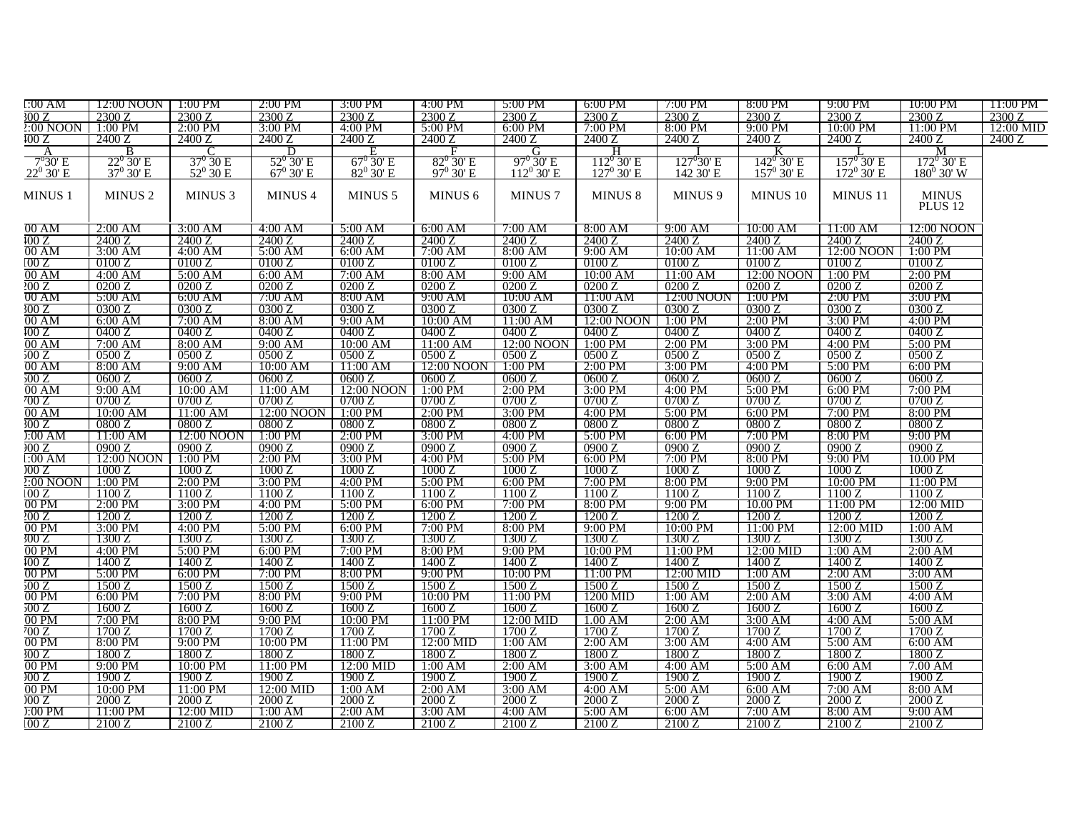| | | | | | | | | | | | | |
|---|---|---|---|---|---|---|---|---|---|---|---|---|
| :00 AM | 12:00 NOON | 1:00 PM | 2:00 PM | 3:00 PM | 4:00 PM | 5:00 PM | 6:00 PM | 7:00 PM | 8:00 PM | 9:00 PM | 10:00 PM | 11:00 PM |
| 300 Z | 2300 Z | 2300 Z | 2300 Z | 2300 Z | 2300 Z | 2300 Z | 2300 Z | 2300 Z | 2300 Z | 2300 Z | 2300 Z | 2300 Z |
| :00 NOON | 1:00 PM | 2:00 PM | 3:00 PM | 4:00 PM | 5:00 PM | 6:00 PM | 7:00 PM | 8:00 PM | 9:00 PM | 10:00 PM | 11:00 PM | 12:00 MID |
| 400 Z | 2400 Z | 2400 Z | 2400 Z | 2400 Z | 2400 Z | 2400 Z | 2400 Z | 2400 Z | 2400 Z | 2400 Z | 2400 Z | 2400 Z |
| A | B | C | D | E | F | G | H | I | K | L | M | |
| 7$^{0}$30' E | 22$^{0}$ 30' E | 37$^{0}$ 30 E | 52$^{0}$ 30' E | 67$^{0}$ 30' E | 82$^{0}$ 30' E | 97$^{0}$ 30' E | 112$^{0}$ 30' E | 127$^{0}$30' E | 142$^{0}$ 30' E | 157$^{0}$ 30' E | 172$^{0}$ 30' E | |
| 22$^{0}$ 30' E | 37$^{0}$ 30' E | 52$^{0}$ 30 E | 67$^{0}$ 30' E | 82$^{0}$ 30' E | 97$^{0}$ 30' E | 112$^{0}$ 30' E | 127$^{0}$ 30' E | 142 30' E | 157$^{0}$ 30' E | 172$^{0}$ 30' E | 180$^{0}$ 30' W | |
| MINUS 1 | MINUS 2 | MINUS 3 | MINUS 4 | MINUS 5 | MINUS 6 | MINUS 7 | MINUS 8 | MINUS 9 | MINUS 10 | MINUS 11 | MINUS PLUS 12 | |
| 00 AM | 2:00 AM | 3:00 AM | 4:00 AM | 5:00 AM | 6:00 AM | 7:00 AM | 8:00 AM | 9:00 AM | 10:00 AM | 11:00 AM | 12:00 NOON | |
| 400 Z | 2400 Z | 2400 Z | 2400 Z | 2400 Z | 2400 Z | 2400 Z | 2400 Z | 2400 Z | 2400 Z | 2400 Z | 2400 Z | |
| 00 AM | 3:00 AM | 4:00 AM | 5:00 AM | 6:00 AM | 7:00 AM | 8:00 AM | 9:00 AM | 10:00 AM | 11:00 AM | 12:00 NOON | 1:00 PM | |
| 100 Z | 0100 Z | 0100 Z | 0100 Z | 0100 Z | 0100 Z | 0100 Z | 0100 Z | 0100 Z | 0100 Z | 0100 Z | 0100 Z | |
| 00 AM | 4:00 AM | 5:00 AM | 6:00 AM | 7:00 AM | 8:00 AM | 9:00 AM | 10:00 AM | 11:00 AM | 12:00 NOON | 1:00 PM | 2:00 PM | |
| 200 Z | 0200 Z | 0200 Z | 0200 Z | 0200 Z | 0200 Z | 0200 Z | 0200 Z | 0200 Z | 0200 Z | 0200 Z | 0200 Z | |
| 00 AM | 5:00 AM | 6:00 AM | 7:00 AM | 8:00 AM | 9:00 AM | 10:00 AM | 11:00 AM | 12:00 NOON | 1:00 PM | 2:00 PM | 3:00 PM | |
| 300 Z | 0300 Z | 0300 Z | 0300 Z | 0300 Z | 0300 Z | 0300 Z | 0300 Z | 0300 Z | 0300 Z | 0300 Z | 0300 Z | |
| 00 AM | 6:00 AM | 7:00 AM | 8:00 AM | 9:00 AM | 10:00 AM | 11:00 AM | 12:00 NOON | 1:00 PM | 2:00 PM | 3:00 PM | 4:00 PM | |
| 400 Z | 0400 Z | 0400 Z | 0400 Z | 0400 Z | 0400 Z | 0400 Z | 0400 Z | 0400 Z | 0400 Z | 0400 Z | 0400 Z | |
| 00 AM | 7:00 AM | 8:00 AM | 9:00 AM | 10:00 AM | 11:00 AM | 12:00 NOON | 1:00 PM | 2:00 PM | 3:00 PM | 4:00 PM | 5:00 PM | |
| 500 Z | 0500 Z | 0500 Z | 0500 Z | 0500 Z | 0500 Z | 0500 Z | 0500 Z | 0500 Z | 0500 Z | 0500 Z | 0500 Z | |
| 00 AM | 8:00 AM | 9:00 AM | 10:00 AM | 11:00 AM | 12:00 NOON | 1:00 PM | 2:00 PM | 3:00 PM | 4:00 PM | 5:00 PM | 6:00 PM | |
| 600 Z | 0600 Z | 0600 Z | 0600 Z | 0600 Z | 0600 Z | 0600 Z | 0600 Z | 0600 Z | 0600 Z | 0600 Z | 0600 Z | |
| 00 AM | 9:00 AM | 10:00 AM | 11:00 AM | 12:00 NOON | 1:00 PM | 2:00 PM | 3:00 PM | 4:00 PM | 5:00 PM | 6:00 PM | 7:00 PM | |
| 700 Z | 0700 Z | 0700 Z | 0700 Z | 0700 Z | 0700 Z | 0700 Z | 0700 Z | 0700 Z | 0700 Z | 0700 Z | 0700 Z | |
| 00 AM | 10:00 AM | 11:00 AM | 12:00 NOON | 1:00 PM | 2:00 PM | 3:00 PM | 4:00 PM | 5:00 PM | 6:00 PM | 7:00 PM | 8:00 PM | |
| 800 Z | 0800 Z | 0800 Z | 0800 Z | 0800 Z | 0800 Z | 0800 Z | 0800 Z | 0800 Z | 0800 Z | 0800 Z | 0800 Z | |
| ):00 AM | 11:00 AM | 12:00 NOON | 1:00 PM | 2:00 PM | 3:00 PM | 4:00 PM | 5:00 PM | 6:00 PM | 7:00 PM | 8:00 PM | 9:00 PM | |
| )00 Z | 0900 Z | 0900 Z | 0900 Z | 0900 Z | 0900 Z | 0900 Z | 0900 Z | 0900 Z | 0900 Z | 0900 Z | 0900 Z | |
| :00 AM | 12:00 NOON | 1:00 PM | 2:00 PM | 3:00 PM | 4:00 PM | 5:00 PM | 6:00 PM | 7:00 PM | 8:00 PM | 9:00 PM | 10.00 PM | |
| )00 Z | 1000 Z | 1000 Z | 1000 Z | 1000 Z | 1000 Z | 1000 Z | 1000 Z | 1000 Z | 1000 Z | 1000 Z | 1000 Z | |
| :00 NOON | 1:00 PM | 2:00 PM | 3:00 PM | 4:00 PM | 5:00 PM | 6:00 PM | 7:00 PM | 8:00 PM | 9:00 PM | 10:00 PM | 11:00 PM | |
| 100 Z | 1100 Z | 1100 Z | 1100 Z | 1100 Z | 1100 Z | 1100 Z | 1100 Z | 1100 Z | 1100 Z | 1100 Z | 1100 Z | |
| 00 PM | 2:00 PM | 3:00 PM | 4:00 PM | 5:00 PM | 6:00 PM | 7:00 PM | 8:00 PM | 9:00 PM | 10.00 PM | 11:00 PM | 12:00 MID | |
| 200 Z | 1200 Z | 1200 Z | 1200 Z | 1200 Z | 1200 Z | 1200 Z | 1200 Z | 1200 Z | 1200 Z | 1200 Z | 1200 Z | |
| 00 PM | 3:00 PM | 4:00 PM | 5:00 PM | 6:00 PM | 7:00 PM | 8:00 PM | 9:00 PM | 10:00 PM | 11:00 PM | 12:00 MID | 1:00 AM | |
| 300 Z | 1300 Z | 1300 Z | 1300 Z | 1300 Z | 1300 Z | 1300 Z | 1300 Z | 1300 Z | 1300 Z | 1300 Z | 1300 Z | |
| 00 PM | 4:00 PM | 5:00 PM | 6:00 PM | 7:00 PM | 8:00 PM | 9:00 PM | 10:00 PM | 11:00 PM | 12:00 MID | 1:00 AM | 2:00 AM | |
| 400 Z | 1400 Z | 1400 Z | 1400 Z | 1400 Z | 1400 Z | 1400 Z | 1400 Z | 1400 Z | 1400 Z | 1400 Z | 1400 Z | |
| 00 PM | 5:00 PM | 6:00 PM | 7:00 PM | 8:00 PM | 9:00 PM | 10:00 PM | 11:00 PM | 12:00 MID | 1:00 AM | 2:00 AM | 3:00 AM | |
| 500 Z | 1500 Z | 1500 Z | 1500 Z | 1500 Z | 1500 Z | 1500 Z | 1500 Z | 1500 Z | 1500 Z | 1500 Z | 1500 Z | |
| 00 PM | 6:00 PM | 7:00 PM | 8:00 PM | 9:00 PM | 10:00 PM | 11:00 PM | 1200 MID | 1:00 AM | 2:00 AM | 3:00 AM | 4:00 AM | |
| 600 Z | 1600 Z | 1600 Z | 1600 Z | 1600 Z | 1600 Z | 1600 Z | 1600 Z | 1600 Z | 1600 Z | 1600 Z | 1600 Z | |
| 00 PM | 7:00 PM | 8:00 PM | 9:00 PM | 10:00 PM | 11:00 PM | 12:00 MID | 1.00 AM | 2:00 AM | 3:00 AM | 4:00 AM | 5:00 AM | |
| 700 Z | 1700 Z | 1700 Z | 1700 Z | 1700 Z | 1700 Z | 1700 Z | 1700 Z | 1700 Z | 1700 Z | 1700 Z | 1700 Z | |
| 00 PM | 8:00 PM | 9:00 PM | 10:00 PM | 11:00 PM | 12:00 MID | 1:00 AM | 2:00 AM | 3:00 AM | 4:00 AM | 5:00 AM | 6:00 AM | |
| 800 Z | 1800 Z | 1800 Z | 1800 Z | 1800 Z | 1800 Z | 1800 Z | 1800 Z | 1800 Z | 1800 Z | 1800 Z | 1800 Z | |
| 00 PM | 9:00 PM | 10:00 PM | 11:00 PM | 12:00 MID | 1:00 AM | 2:00 AM | 3:00 AM | 4:00 AM | 5:00 AM | 6:00 AM | 7.00 AM | |
| )00 Z | 1900 Z | 1900 Z | 1900 Z | 1900 Z | 1900 Z | 1900 Z | 1900 Z | 1900 Z | 1900 Z | 1900 Z | 1900 Z | |
| 00 PM | 10:00 PM | 11:00 PM | 12:00 MID | 1:00 AM | 2:00 AM | 3:00 AM | 4:00 AM | 5:00 AM | 6:00 AM | 7:00 AM | 8:00 AM | |
| )00 Z | 2000 Z | 2000 Z | 2000 Z | 2000 Z | 2000 Z | 2000 Z | 2000 Z | 2000 Z | 2000 Z | 2000 Z | 2000 Z | |
| ):00 PM | 11:00 PM | 12:00 MID | 1:00 AM | 2:00 AM | 3:00 AM | 4:00 AM | 5:00 AM | 6:00 AM | 7:00 AM | 8:00 AM | 9:00 AM | |
| 100 Z | 2100 Z | 2100 Z | 2100 Z | 2100 Z | 2100 Z | 2100 Z | 2100 Z | 2100 Z | 2100 Z | 2100 Z | 2100 Z | |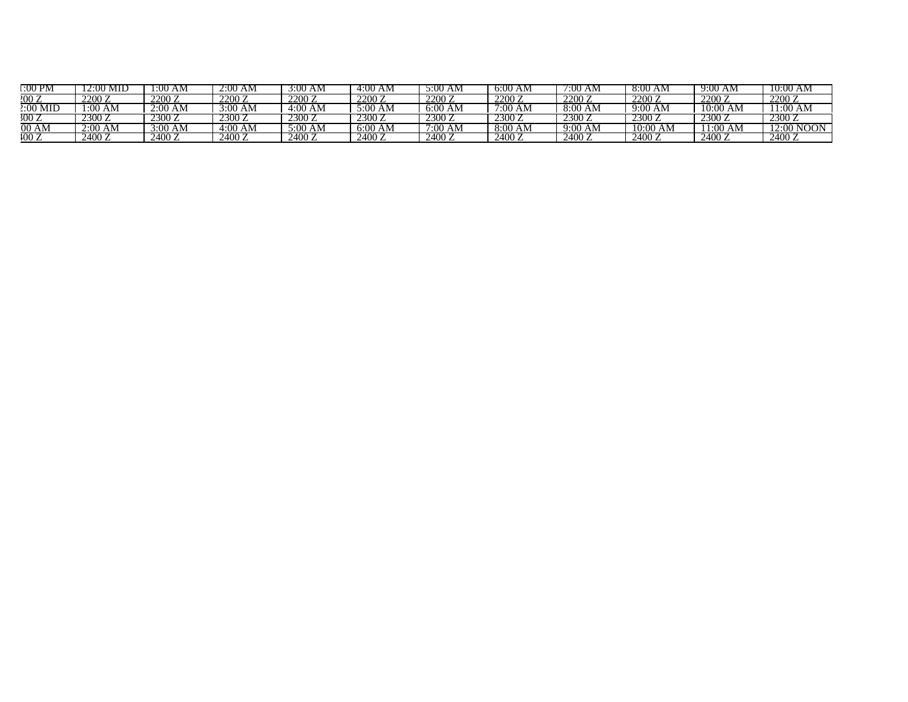| | | | | | | | | | | | |
|---|---|---|---|---|---|---|---|---|---|---|---|
| :00 PM | 12:00 MID | 1:00 AM | 2:00 AM | 3:00 AM | 4:00 AM | 5:00 AM | 6:00 AM | 7:00 AM | 8:00 AM | 9:00 AM | 10:00 AM |
| 200 Z | 2200 Z | 2200 Z | 2200 Z | 2200 Z | 2200 Z | 2200 Z | 2200 Z | 2200 Z | 2200 Z | 2200 Z | 2200 Z |
| :00 MID | 1:00 AM | 2:00 AM | 3:00 AM | 4:00 AM | 5:00 AM | 6:00 AM | 7:00 AM | 8:00 AM | 9:00 AM | 10:00 AM | 11:00 AM |
| 300 Z | 2300 Z | 2300 Z | 2300 Z | 2300 Z | 2300 Z | 2300 Z | 2300 Z | 2300 Z | 2300 Z | 2300 Z | 2300 Z |
| 00 AM | 2:00 AM | 3:00 AM | 4:00 AM | 5:00 AM | 6:00 AM | 7:00 AM | 8:00 AM | 9:00 AM | 10:00 AM | 11:00 AM | 12:00 NOON |
| 400 Z | 2400 Z | 2400 Z | 2400 Z | 2400 Z | 2400 Z | 2400 Z | 2400 Z | 2400 Z | 2400 Z | 2400 Z | 2400 Z |